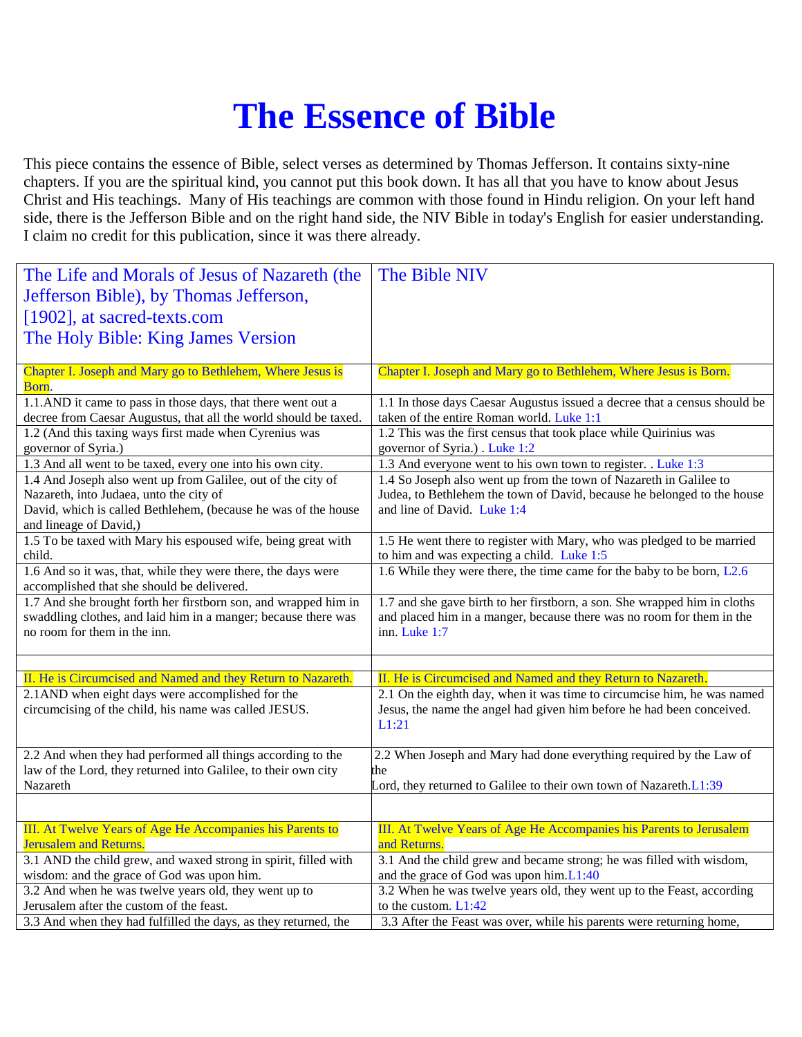# The Essence of Bible

This piece contains the essence of Bible, select verses as determined by Thomas Jefferson. It contains sixty-nine chapters. If you are the spiritual kind, you cannot put this book down. It has all that you have to know about Jesus Christ and His teachings. Many of His teachings are common with those found in Hindu religion. On your left hand side, there is the Jefferson Bible and on the right hand side, the NIV Bible in today's English for easier understanding. I claim no credit for this publication, since it was there already.

| The Life and Morals of Jesus of Nazareth (the Jefferson Bible), by Thomas Jefferson, [1902], at sacred-texts.com The Holy Bible: King James Version | The Bible NIV |
|---|---|
| Chapter I. Joseph and Mary go to Bethlehem, Where Jesus is Born. | Chapter I. Joseph and Mary go to Bethlehem, Where Jesus is Born. |
| 1.1.AND it came to pass in those days, that there went out a decree from Caesar Augustus, that all the world should be taxed. | 1.1 In those days Caesar Augustus issued a decree that a census should be taken of the entire Roman world. Luke 1:1 |
| 1.2 (And this taxing ways first made when Cyrenius was governor of Syria.) | 1.2 This was the first census that took place while Quirinius was governor of Syria.) . Luke 1:2 |
| 1.3 And all went to be taxed, every one into his own city. | 1.3 And everyone went to his own town to register. . Luke 1:3 |
| 1.4 And Joseph also went up from Galilee, out of the city of Nazareth, into Judaea, unto the city of David, which is called Bethlehem, (because he was of the house and lineage of David,) | 1.4 So Joseph also went up from the town of Nazareth in Galilee to Judea, to Bethlehem the town of David, because he belonged to the house and line of David. Luke 1:4 |
| 1.5 To be taxed with Mary his espoused wife, being great with child. | 1.5 He went there to register with Mary, who was pledged to be married to him and was expecting a child. Luke 1:5 |
| 1.6 And so it was, that, while they were there, the days were accomplished that she should be delivered. | 1.6 While they were there, the time came for the baby to be born, L2.6 |
| 1.7 And she brought forth her firstborn son, and wrapped him in swaddling clothes, and laid him in a manger; because there was no room for them in the inn. | 1.7 and she gave birth to her firstborn, a son. She wrapped him in cloths and placed him in a manger, because there was no room for them in the inn. Luke 1:7 |
| | |
| II. He is Circumcised and Named and they Return to Nazareth. | II. He is Circumcised and Named and they Return to Nazareth. |
| 2.1AND when eight days were accomplished for the circumcising of the child, his name was called JESUS. | 2.1 On the eighth day, when it was time to circumcise him, he was named Jesus, the name the angel had given him before he had been conceived. L1:21 |
| 2.2 And when they had performed all things according to the law of the Lord, they returned into Galilee, to their own city Nazareth | 2.2 When Joseph and Mary had done everything required by the Law of the Lord, they returned to Galilee to their own town of Nazareth.L1:39 |
| | |
| III. At Twelve Years of Age He Accompanies his Parents to Jerusalem and Returns. | III. At Twelve Years of Age He Accompanies his Parents to Jerusalem and Returns. |
| 3.1 AND the child grew, and waxed strong in spirit, filled with wisdom: and the grace of God was upon him. | 3.1 And the child grew and became strong; he was filled with wisdom, and the grace of God was upon him.L1:40 |
| 3.2 And when he was twelve years old, they went up to Jerusalem after the custom of the feast. | 3.2 When he was twelve years old, they went up to the Feast, according to the custom. L1:42 |
| 3.3 And when they had fulfilled the days, as they returned, the | 3.3 After the Feast was over, while his parents were returning home, |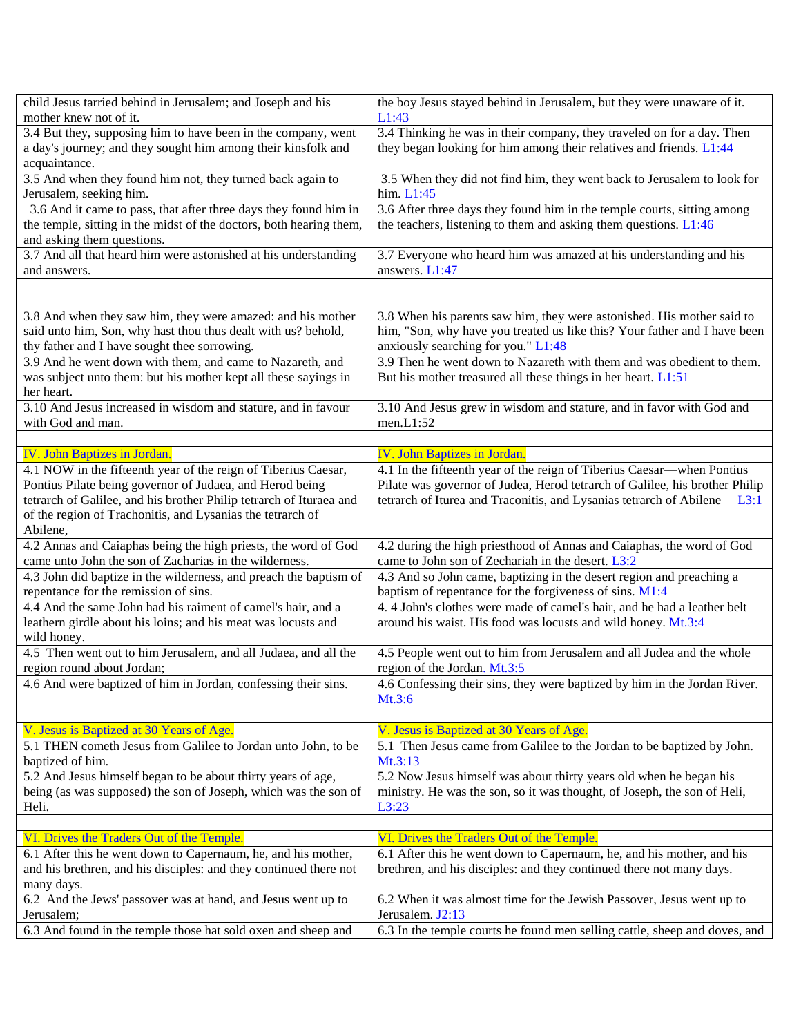| | |
|---|---|
| child Jesus tarried behind in Jerusalem; and Joseph and his mother knew not of it. | the boy Jesus stayed behind in Jerusalem, but they were unaware of it. L1:43 |
| 3.4 But they, supposing him to have been in the company, went a day's journey; and they sought him among their kinsfolk and acquaintance. | 3.4 Thinking he was in their company, they traveled on for a day. Then they began looking for him among their relatives and friends. L1:44 |
| 3.5 And when they found him not, they turned back again to Jerusalem, seeking him. | 3.5 When they did not find him, they went back to Jerusalem to look for him. L1:45 |
| 3.6 And it came to pass, that after three days they found him in the temple, sitting in the midst of the doctors, both hearing them, and asking them questions. | 3.6 After three days they found him in the temple courts, sitting among the teachers, listening to them and asking them questions. L1:46 |
| 3.7 And all that heard him were astonished at his understanding and answers. | 3.7 Everyone who heard him was amazed at his understanding and his answers. L1:47 |
| 3.8 And when they saw him, they were amazed: and his mother said unto him, Son, why hast thou thus dealt with us? behold, thy father and I have sought thee sorrowing. | 3.8 When his parents saw him, they were astonished. His mother said to him, "Son, why have you treated us like this? Your father and I have been anxiously searching for you." L1:48 |
| 3.9 And he went down with them, and came to Nazareth, and was subject unto them: but his mother kept all these sayings in her heart. | 3.9 Then he went down to Nazareth with them and was obedient to them. But his mother treasured all these things in her heart. L1:51 |
| 3.10 And Jesus increased in wisdom and stature, and in favour with God and man. | 3.10 And Jesus grew in wisdom and stature, and in favor with God and men.L1:52 |
| | |
| IV. John Baptizes in Jordan. | IV. John Baptizes in Jordan. |
| 4.1 NOW in the fifteenth year of the reign of Tiberius Caesar, Pontius Pilate being governor of Judaea, and Herod being tetrarch of Galilee, and his brother Philip tetrarch of Ituraea and of the region of Trachonitis, and Lysanias the tetrarch of Abilene, | 4.1 In the fifteenth year of the reign of Tiberius Caesar—when Pontius Pilate was governor of Judea, Herod tetrarch of Galilee, his brother Philip tetrarch of Iturea and Traconitis, and Lysanias tetrarch of Abilene— L3:1 |
| 4.2 Annas and Caiaphas being the high priests, the word of God came unto John the son of Zacharias in the wilderness. | 4.2 during the high priesthood of Annas and Caiaphas, the word of God came to John son of Zechariah in the desert. L3:2 |
| 4.3 John did baptize in the wilderness, and preach the baptism of repentance for the remission of sins. | 4.3 And so John came, baptizing in the desert region and preaching a baptism of repentance for the forgiveness of sins. M1:4 |
| 4.4 And the same John had his raiment of camel's hair, and a leathern girdle about his loins; and his meat was locusts and wild honey. | 4. 4 John's clothes were made of camel's hair, and he had a leather belt around his waist. His food was locusts and wild honey. Mt.3:4 |
| 4.5 Then went out to him Jerusalem, and all Judaea, and all the region round about Jordan; | 4.5 People went out to him from Jerusalem and all Judea and the whole region of the Jordan. Mt.3:5 |
| 4.6 And were baptized of him in Jordan, confessing their sins. | 4.6 Confessing their sins, they were baptized by him in the Jordan River. Mt.3:6 |
| | |
| V. Jesus is Baptized at 30 Years of Age. | V. Jesus is Baptized at 30 Years of Age. |
| 5.1 THEN cometh Jesus from Galilee to Jordan unto John, to be baptized of him. | 5.1 Then Jesus came from Galilee to the Jordan to be baptized by John. Mt.3:13 |
| 5.2 And Jesus himself began to be about thirty years of age, being (as was supposed) the son of Joseph, which was the son of Heli. | 5.2 Now Jesus himself was about thirty years old when he began his ministry. He was the son, so it was thought, of Joseph, the son of Heli, L3:23 |
| | |
| VI. Drives the Traders Out of the Temple. | VI. Drives the Traders Out of the Temple. |
| 6.1 After this he went down to Capernaum, he, and his mother, and his brethren, and his disciples: and they continued there not many days. | 6.1 After this he went down to Capernaum, he, and his mother, and his brethren, and his disciples: and they continued there not many days. |
| 6.2 And the Jews' passover was at hand, and Jesus went up to Jerusalem; | 6.2 When it was almost time for the Jewish Passover, Jesus went up to Jerusalem. J2:13 |
| 6.3 And found in the temple those hat sold oxen and sheep and | 6.3 In the temple courts he found men selling cattle, sheep and doves, and |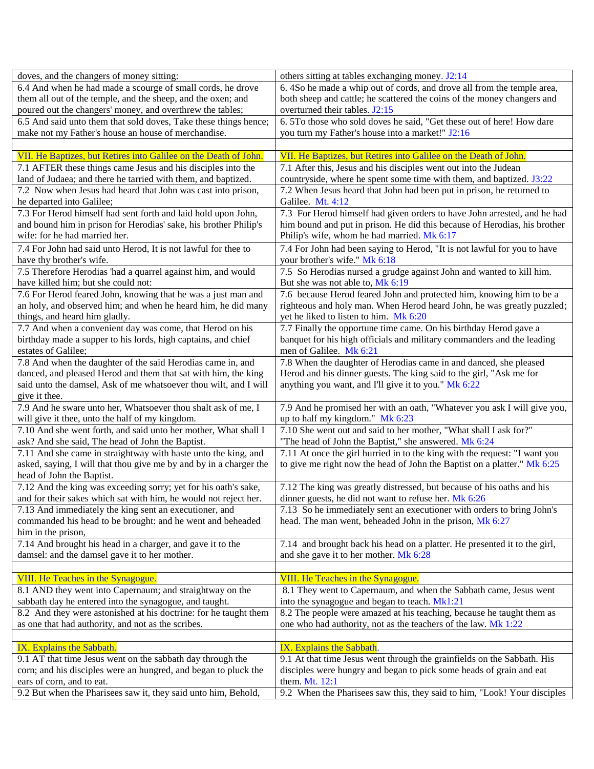| doves, and the changers of money sitting: | others sitting at tables exchanging money. J2:14 |
|---|---|
| 6.4 And when he had made a scourge of small cords, he drove them all out of the temple, and the sheep, and the oxen; and poured out the changers' money, and overthrew the tables; | 6. 4So he made a whip out of cords, and drove all from the temple area, both sheep and cattle; he scattered the coins of the money changers and overturned their tables. J2:15 |
| 6.5 And said unto them that sold doves, Take these things hence; make not my Father's house an house of merchandise. | 6. 5To those who sold doves he said, "Get these out of here! How dare you turn my Father's house into a market!" J2:16 |
| | |
| VII. He Baptizes, but Retires into Galilee on the Death of John. | VII. He Baptizes, but Retires into Galilee on the Death of John. |
| 7.1 AFTER these things came Jesus and his disciples into the land of Judaea; and there he tarried with them, and baptized. | 7.1 After this, Jesus and his disciples went out into the Judean countryside, where he spent some time with them, and baptized. J3:22 |
| 7.2 Now when Jesus had heard that John was cast into prison, he departed into Galilee; | 7.2 When Jesus heard that John had been put in prison, he returned to Galilee. Mt. 4:12 |
| 7.3 For Herod himself had sent forth and laid hold upon John, and bound him in prison for Herodias' sake, his brother Philip's wife: for he had married her. | 7.3 For Herod himself had given orders to have John arrested, and he had him bound and put in prison. He did this because of Herodias, his brother Philip's wife, whom he had married. Mk 6:17 |
| 7.4 For John had said unto Herod, It is not lawful for thee to have thy brother's wife. | 7.4 For John had been saying to Herod, "It is not lawful for you to have your brother's wife." Mk 6:18 |
| 7.5 Therefore Herodias 'had a quarrel against him, and would have killed him; but she could not: | 7.5 So Herodias nursed a grudge against John and wanted to kill him. But she was not able to, Mk 6:19 |
| 7.6 For Herod feared John, knowing that he was a just man and an holy, and observed him; and when he heard him, he did many things, and heard him gladly. | 7.6 because Herod feared John and protected him, knowing him to be a righteous and holy man. When Herod heard John, he was greatly puzzled; yet he liked to listen to him. Mk 6:20 |
| 7.7 And when a convenient day was come, that Herod on his birthday made a supper to his lords, high captains, and chief estates of Galilee; | 7.7 Finally the opportune time came. On his birthday Herod gave a banquet for his high officials and military commanders and the leading men of Galilee. Mk 6:21 |
| 7.8 And when the daughter of the said Herodias came in, and danced, and pleased Herod and them that sat with him, the king said unto the damsel, Ask of me whatsoever thou wilt, and I will give it thee. | 7.8 When the daughter of Herodias came in and danced, she pleased Herod and his dinner guests. The king said to the girl, "Ask me for anything you want, and I'll give it to you." Mk 6:22 |
| 7.9 And he sware unto her, Whatsoever thou shalt ask of me, I will give it thee, unto the half of my kingdom. | 7.9 And he promised her with an oath, "Whatever you ask I will give you, up to half my kingdom." Mk 6:23 |
| 7.10 And she went forth, and said unto her mother, What shall I ask? And she said, The head of John the Baptist. | 7.10 She went out and said to her mother, "What shall I ask for?" "The head of John the Baptist," she answered. Mk 6:24 |
| 7.11 And she came in straightway with haste unto the king, and asked, saying, I will that thou give me by and by in a charger the head of John the Baptist. | 7.11 At once the girl hurried in to the king with the request: "I want you to give me right now the head of John the Baptist on a platter." Mk 6:25 |
| 7.12 And the king was exceeding sorry; yet for his oath's sake, and for their sakes which sat with him, he would not reject her. | 7.12 The king was greatly distressed, but because of his oaths and his dinner guests, he did not want to refuse her. Mk 6:26 |
| 7.13 And immediately the king sent an executioner, and commanded his head to be brought: and he went and beheaded him in the prison, | 7.13 So he immediately sent an executioner with orders to bring John's head. The man went, beheaded John in the prison, Mk 6:27 |
| 7.14 And brought his head in a charger, and gave it to the damsel: and the damsel gave it to her mother. | 7.14 and brought back his head on a platter. He presented it to the girl, and she gave it to her mother. Mk 6:28 |
| | |
| VIII. He Teaches in the Synagogue. | VIII. He Teaches in the Synagogue. |
| 8.1 AND they went into Capernaum; and straightway on the sabbath day he entered into the synagogue, and taught. | 8.1 They went to Capernaum, and when the Sabbath came, Jesus went into the synagogue and began to teach. Mk1:21 |
| 8.2 And they were astonished at his doctrine: for he taught them as one that had authority, and not as the scribes. | 8.2 The people were amazed at his teaching, because he taught them as one who had authority, not as the teachers of the law. Mk 1:22 |
| | |
| IX. Explains the Sabbath. | IX. Explains the Sabbath. |
| 9.1 AT that time Jesus went on the sabbath day through the corn; and his disciples were an hungred, and began to pluck the ears of corn, and to eat. | 9.1 At that time Jesus went through the grainfields on the Sabbath. His disciples were hungry and began to pick some heads of grain and eat them. Mt. 12:1 |
| 9.2 But when the Pharisees saw it, they said unto him, Behold, | 9.2 When the Pharisees saw this, they said to him, "Look! Your disciples |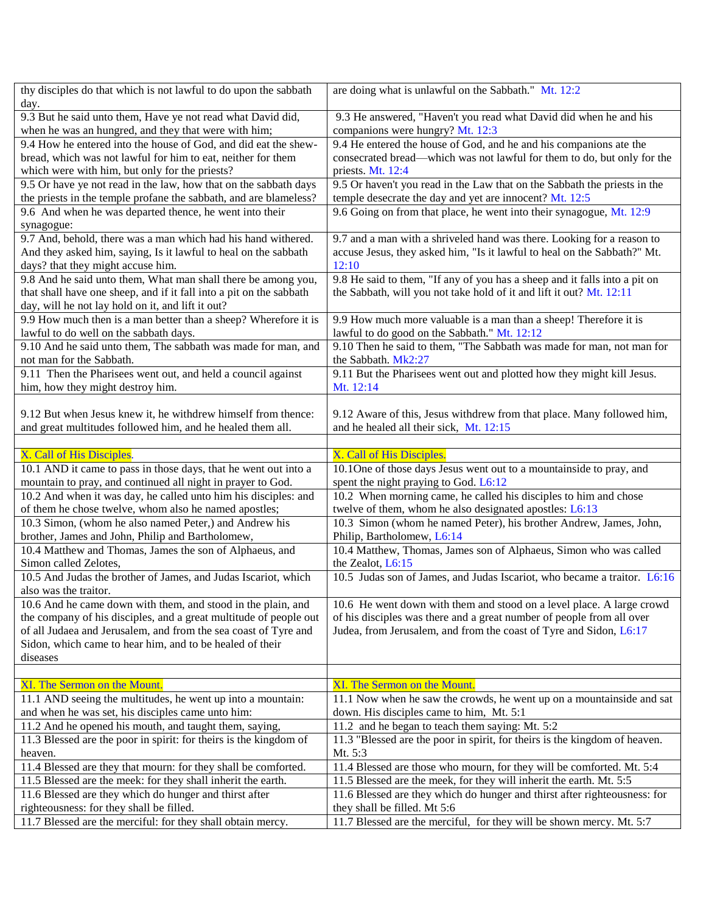| | |
|---|---|
| thy disciples do that which is not lawful to do upon the sabbath day. | are doing what is unlawful on the Sabbath." Mt. 12:2 |
| 9.3 But he said unto them, Have ye not read what David did, when he was an hungred, and they that were with him; | 9.3 He answered, "Haven't you read what David did when he and his companions were hungry? Mt. 12:3 |
| 9.4 How he entered into the house of God, and did eat the shew-bread, which was not lawful for him to eat, neither for them which were with him, but only for the priests? | 9.4 He entered the house of God, and he and his companions ate the consecrated bread—which was not lawful for them to do, but only for the priests. Mt. 12:4 |
| 9.5 Or have ye not read in the law, how that on the sabbath days the priests in the temple profane the sabbath, and are blameless? | 9.5 Or haven't you read in the Law that on the Sabbath the priests in the temple desecrate the day and yet are innocent? Mt. 12:5 |
| 9.6 And when he was departed thence, he went into their synagogue: | 9.6 Going on from that place, he went into their synagogue, Mt. 12:9 |
| 9.7 And, behold, there was a man which had his hand withered. And they asked him, saying, Is it lawful to heal on the sabbath days? that they might accuse him. | 9.7 and a man with a shriveled hand was there. Looking for a reason to accuse Jesus, they asked him, "Is it lawful to heal on the Sabbath?" Mt. 12:10 |
| 9.8 And he said unto them, What man shall there be among you, that shall have one sheep, and if it fall into a pit on the sabbath day, will he not lay hold on it, and lift it out? | 9.8 He said to them, "If any of you has a sheep and it falls into a pit on the Sabbath, will you not take hold of it and lift it out? Mt. 12:11 |
| 9.9 How much then is a man better than a sheep? Wherefore it is lawful to do well on the sabbath days. | 9.9 How much more valuable is a man than a sheep! Therefore it is lawful to do good on the Sabbath." Mt. 12:12 |
| 9.10 And he said unto them, The sabbath was made for man, and not man for the Sabbath. | 9.10 Then he said to them, "The Sabbath was made for man, not man for the Sabbath. Mk2:27 |
| 9.11 Then the Pharisees went out, and held a council against him, how they might destroy him. | 9.11 But the Pharisees went out and plotted how they might kill Jesus. Mt. 12:14 |
| 9.12 But when Jesus knew it, he withdrew himself from thence: and great multitudes followed him, and he healed them all. | 9.12 Aware of this, Jesus withdrew from that place. Many followed him, and he healed all their sick, Mt. 12:15 |
| | |
| X. Call of His Disciples. | X. Call of His Disciples. |
| 10.1 AND it came to pass in those days, that he went out into a mountain to pray, and continued all night in prayer to God. | 10.1One of those days Jesus went out to a mountainside to pray, and spent the night praying to God. L6:12 |
| 10.2 And when it was day, he called unto him his disciples: and of them he chose twelve, whom also he named apostles; | 10.2 When morning came, he called his disciples to him and chose twelve of them, whom he also designated apostles: L6:13 |
| 10.3 Simon, (whom he also named Peter,) and Andrew his brother, James and John, Philip and Bartholomew, | 10.3 Simon (whom he named Peter), his brother Andrew, James, John, Philip, Bartholomew, L6:14 |
| 10.4 Matthew and Thomas, James the son of Alphaeus, and Simon called Zelotes, | 10.4 Matthew, Thomas, James son of Alphaeus, Simon who was called the Zealot, L6:15 |
| 10.5 And Judas the brother of James, and Judas Iscariot, which also was the traitor. | 10.5 Judas son of James, and Judas Iscariot, who became a traitor. L6:16 |
| 10.6 And he came down with them, and stood in the plain, and the company of his disciples, and a great multitude of people out of all Judaea and Jerusalem, and from the sea coast of Tyre and Sidon, which came to hear him, and to be healed of their diseases | 10.6 He went down with them and stood on a level place. A large crowd of his disciples was there and a great number of people from all over Judea, from Jerusalem, and from the coast of Tyre and Sidon, L6:17 |
| | |
| XI. The Sermon on the Mount. | XI. The Sermon on the Mount. |
| 11.1 AND seeing the multitudes, he went up into a mountain: and when he was set, his disciples came unto him: | 11.1 Now when he saw the crowds, he went up on a mountainside and sat down. His disciples came to him, Mt. 5:1 |
| 11.2 And he opened his mouth, and taught them, saying, | 11.2 and he began to teach them saying: Mt. 5:2 |
| 11.3 Blessed are the poor in spirit: for theirs is the kingdom of heaven. | 11.3 "Blessed are the poor in spirit, for theirs is the kingdom of heaven. Mt. 5:3 |
| 11.4 Blessed are they that mourn: for they shall be comforted. | 11.4 Blessed are those who mourn, for they will be comforted. Mt. 5:4 |
| 11.5 Blessed are the meek: for they shall inherit the earth. | 11.5 Blessed are the meek, for they will inherit the earth. Mt. 5:5 |
| 11.6 Blessed are they which do hunger and thirst after righteousness: for they shall be filled. | 11.6 Blessed are they which do hunger and thirst after righteousness: for they shall be filled. Mt 5:6 |
| 11.7 Blessed are the merciful: for they shall obtain mercy. | 11.7 Blessed are the merciful, for they will be shown mercy. Mt. 5:7 |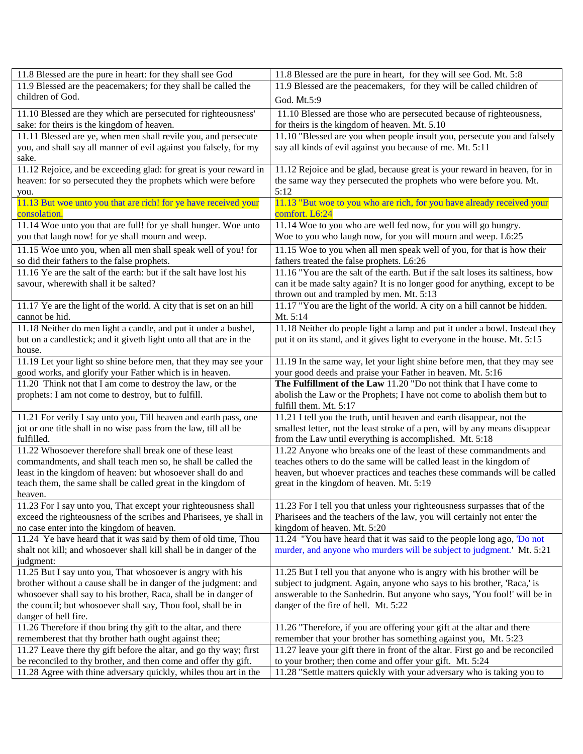| | |
|---|---|
| 11.8 Blessed are the pure in heart: for they shall see God | 11.8 Blessed are the pure in heart, for they will see God. Mt. 5:8 |
| 11.9 Blessed are the peacemakers; for they shall be called the children of God. | 11.9 Blessed are the peacemakers, for they will be called children of God. Mt.5:9 |
| 11.10 Blessed are they which are persecuted for righteousness' sake: for theirs is the kingdom of heaven. | 11.10 Blessed are those who are persecuted because of righteousness, for theirs is the kingdom of heaven. Mt. 5.10 |
| 11.11 Blessed are ye, when men shall revile you, and persecute you, and shall say all manner of evil against you falsely, for my sake. | 11.10 "Blessed are you when people insult you, persecute you and falsely say all kinds of evil against you because of me. Mt. 5:11 |
| 11.12 Rejoice, and be exceeding glad: for great is your reward in heaven: for so persecuted they the prophets which were before you. | 11.12 Rejoice and be glad, because great is your reward in heaven, for in the same way they persecuted the prophets who were before you. Mt. 5:12 |
| 11.13 But woe unto you that are rich! for ye have received your consolation. | 11.13 "But woe to you who are rich, for you have already received your comfort. L6:24 |
| 11.14 Woe unto you that are full! for ye shall hunger. Woe unto you that laugh now! for ye shall mourn and weep. | 11.14 Woe to you who are well fed now, for you will go hungry. Woe to you who laugh now, for you will mourn and weep. L6:25 |
| 11.15 Woe unto you, when all men shall speak well of you! for so did their fathers to the false prophets. | 11.15 Woe to you when all men speak well of you, for that is how their fathers treated the false prophets. L6:26 |
| 11.16 Ye are the salt of the earth: but if the salt have lost his savour, wherewith shall it be salted? | 11.16 "You are the salt of the earth. But if the salt loses its saltiness, how can it be made salty again? It is no longer good for anything, except to be thrown out and trampled by men. Mt. 5:13 |
| 11.17 Ye are the light of the world. A city that is set on an hill cannot be hid. | 11.17 "You are the light of the world. A city on a hill cannot be hidden. Mt. 5:14 |
| 11.18 Neither do men light a candle, and put it under a bushel, but on a candlestick; and it giveth light unto all that are in the house. | 11.18 Neither do people light a lamp and put it under a bowl. Instead they put it on its stand, and it gives light to everyone in the house. Mt. 5:15 |
| 11.19 Let your light so shine before men, that they may see your good works, and glorify your Father which is in heaven. | 11.19 In the same way, let your light shine before men, that they may see your good deeds and praise your Father in heaven. Mt. 5:16 |
| 11.20 Think not that I am come to destroy the law, or the prophets: I am not come to destroy, but to fulfill. | **The Fulfillment of the Law** 11.20 "Do not think that I have come to abolish the Law or the Prophets; I have not come to abolish them but to fulfill them. Mt. 5:17 |
| 11.21 For verily I say unto you, Till heaven and earth pass, one jot or one title shall in no wise pass from the law, till all be fulfilled. | 11.21 I tell you the truth, until heaven and earth disappear, not the smallest letter, not the least stroke of a pen, will by any means disappear from the Law until everything is accomplished. Mt. 5:18 |
| 11.22 Whosoever therefore shall break one of these least commandments, and shall teach men so, he shall be called the least in the kingdom of heaven: but whosoever shall do and teach them, the same shall be called great in the kingdom of heaven. | 11.22 Anyone who breaks one of the least of these commandments and teaches others to do the same will be called least in the kingdom of heaven, but whoever practices and teaches these commands will be called great in the kingdom of heaven. Mt. 5:19 |
| 11.23 For I say unto you, That except your righteousness shall exceed the righteousness of the scribes and Pharisees, ye shall in no case enter into the kingdom of heaven. | 11.23 For I tell you that unless your righteousness surpasses that of the Pharisees and the teachers of the law, you will certainly not enter the kingdom of heaven. Mt. 5:20 |
| 11.24 Ye have heard that it was said by them of old time, Thou shalt not kill; and whosoever shall kill shall be in danger of the judgment: | 11.24 "You have heard that it was said to the people long ago, 'Do not murder, and anyone who murders will be subject to judgment.' Mt. 5:21 |
| 11.25 But I say unto you, That whosoever is angry with his brother without a cause shall be in danger of the judgment: and whosoever shall say to his brother, Raca, shall be in danger of the council; but whosoever shall say, Thou fool, shall be in danger of hell fire. | 11.25 But I tell you that anyone who is angry with his brother will be subject to judgment. Again, anyone who says to his brother, 'Raca,' is answerable to the Sanhedrin. But anyone who says, 'You fool!' will be in danger of the fire of hell. Mt. 5:22 |
| 11.26 Therefore if thou bring thy gift to the altar, and there rememberest that thy brother hath ought against thee; | 11.26 "Therefore, if you are offering your gift at the altar and there remember that your brother has something against you, Mt. 5:23 |
| 11.27 Leave there thy gift before the altar, and go thy way; first be reconciled to thy brother, and then come and offer thy gift. | 11.27 leave your gift there in front of the altar. First go and be reconciled to your brother; then come and offer your gift. Mt. 5:24 |
| 11.28 Agree with thine adversary quickly, whiles thou art in the | 11.28 "Settle matters quickly with your adversary who is taking you to |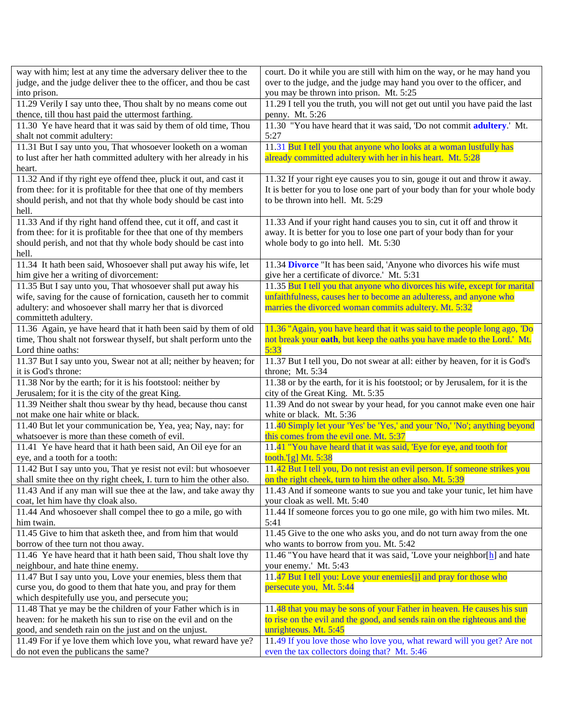| | |
|---|---|
| way with him; lest at any time the adversary deliver thee to the judge, and the judge deliver thee to the officer, and thou be cast into prison. | court. Do it while you are still with him on the way, or he may hand you over to the judge, and the judge may hand you over to the officer, and you may be thrown into prison. Mt. 5:25 |
| 11.29 Verily I say unto thee, Thou shalt by no means come out thence, till thou hast paid the uttermost farthing. | 11.29 I tell you the truth, you will not get out until you have paid the last penny. Mt. 5:26 |
| 11.30 Ye have heard that it was said by them of old time, Thou shalt not commit adultery: | 11.30 "You have heard that it was said, 'Do not commit **adultery**.' Mt. 5:27 |
| 11.31 But I say unto you, That whosoever looketh on a woman to lust after her hath committed adultery with her already in his heart. | 11.31 But I tell you that anyone who looks at a woman lustfully has already committed adultery with her in his heart. Mt. 5:28 |
| 11.32 And if thy right eye offend thee, pluck it out, and cast it from thee: for it is profitable for thee that one of thy members should perish, and not that thy whole body should be cast into hell. | 11.32 If your right eye causes you to sin, gouge it out and throw it away. It is better for you to lose one part of your body than for your whole body to be thrown into hell. Mt. 5:29 |
| 11.33 And if thy right hand offend thee, cut it off, and cast it from thee: for it is profitable for thee that one of thy members should perish, and not that thy whole body should be cast into hell. | 11.33 And if your right hand causes you to sin, cut it off and throw it away. It is better for you to lose one part of your body than for your whole body to go into hell. Mt. 5:30 |
| 11.34 It hath been said, Whosoever shall put away his wife, let him give her a writing of divorcement: | 11.34 **Divorce** "It has been said, 'Anyone who divorces his wife must give her a certificate of divorce.' Mt. 5:31 |
| 11.35 But I say unto you, That whosoever shall put away his wife, saving for the cause of fornication, causeth her to commit adultery: and whosoever shall marry her that is divorced committeth adultery. | 11.35 But I tell you that anyone who divorces his wife, except for marital unfaithfulness, causes her to become an adulteress, and anyone who marries the divorced woman commits adultery. Mt. 5:32 |
| 11.36 Again, ye have heard that it hath been said by them of old time, Thou shalt not forswear thyself, but shalt perform unto the Lord thine oaths: | 11.36 "Again, you have heard that it was said to the people long ago, 'Do not break your **oath**, but keep the oaths you have made to the Lord.' Mt. 5:33 |
| 11.37 But I say unto you, Swear not at all; neither by heaven; for it is God's throne: | 11.37 But I tell you, Do not swear at all: either by heaven, for it is God's throne; Mt. 5:34 |
| 11.38 Nor by the earth; for it is his footstool: neither by Jerusalem; for it is the city of the great King. | 11.38 or by the earth, for it is his footstool; or by Jerusalem, for it is the city of the Great King. Mt. 5:35 |
| 11.39 Neither shalt thou swear by thy head, because thou canst not make one hair white or black. | 11.39 And do not swear by your head, for you cannot make even one hair white or black. Mt. 5:36 |
| 11.40 But let your communication be, Yea, yea; Nay, nay: for whatsoever is more than these cometh of evil. | 11.40 Simply let your 'Yes' be 'Yes,' and your 'No,' 'No'; anything beyond this comes from the evil one. Mt. 5:37 |
| 11.41 Ye have heard that it hath been said, An Oil eye for an eye, and a tooth for a tooth: | 11.41 "You have heard that it was said, 'Eye for eye, and tooth for tooth.'[g] Mt. 5:38 |
| 11.42 But I say unto you, That ye resist not evil: but whosoever shall smite thee on thy right cheek, I. turn to him the other also. | 11.42 But I tell you, Do not resist an evil person. If someone strikes you on the right cheek, turn to him the other also. Mt. 5:39 |
| 11.43 And if any man will sue thee at the law, and take away thy coat, let him have thy cloak also. | 11.43 And if someone wants to sue you and take your tunic, let him have your cloak as well. Mt. 5:40 |
| 11.44 And whosoever shall compel thee to go a mile, go with him twain. | 11.44 If someone forces you to go one mile, go with him two miles. Mt. 5:41 |
| 11.45 Give to him that asketh thee, and from him that would borrow of thee turn not thou away. | 11.45 Give to the one who asks you, and do not turn away from the one who wants to borrow from you. Mt. 5:42 |
| 11.46 Ye have heard that it hath been said, Thou shalt love thy neighbour, and hate thine enemy. | 11.46 "You have heard that it was said, 'Love your neighbor[h] and hate your enemy.' Mt. 5:43 |
| 11.47 But I say unto you, Love your enemies, bless them that curse you, do good to them that hate you, and pray for them which despitefully use you, and persecute you; | 11.47 But I tell you: Love your enemies[i] and pray for those who persecute you, Mt. 5:44 |
| 11.48 That ye may be the children of your Father which is in heaven: for he maketh his sun to rise on the evil and on the good, and sendeth rain on the just and on the unjust. | 11.48 that you may be sons of your Father in heaven. He causes his sun to rise on the evil and the good, and sends rain on the righteous and the unrighteous. Mt. 5:45 |
| 11.49 For if ye love them which love you, what reward have ye? do not even the publicans the same? | 11.49 If you love those who love you, what reward will you get? Are not even the tax collectors doing that? Mt. 5:46 |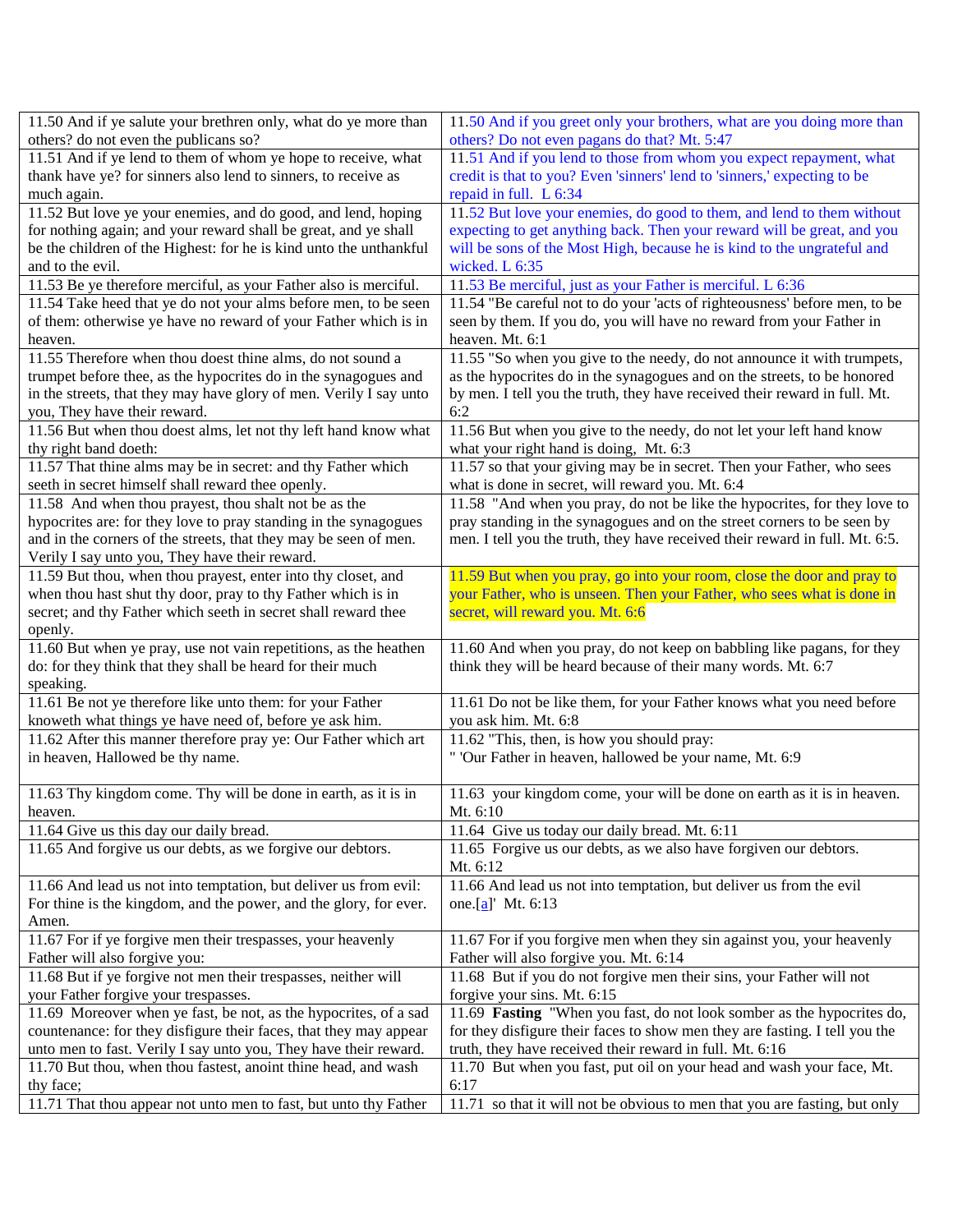| | |
|---|---|
| 11.50 And if ye salute your brethren only, what do ye more than others? do not even the publicans so? | 11.50 And if you greet only your brothers, what are you doing more than others? Do not even pagans do that? Mt. 5:47 |
| 11.51 And if ye lend to them of whom ye hope to receive, what thank have ye? for sinners also lend to sinners, to receive as much again. | 11.51 And if you lend to those from whom you expect repayment, what credit is that to you? Even 'sinners' lend to 'sinners,' expecting to be repaid in full. L 6:34 |
| 11.52 But love ye your enemies, and do good, and lend, hoping for nothing again; and your reward shall be great, and ye shall be the children of the Highest: for he is kind unto the unthankful and to the evil. | 11.52 But love your enemies, do good to them, and lend to them without expecting to get anything back. Then your reward will be great, and you will be sons of the Most High, because he is kind to the ungrateful and wicked. L 6:35 |
| 11.53 Be ye therefore merciful, as your Father also is merciful. | 11.53 Be merciful, just as your Father is merciful. L 6:36 |
| 11.54 Take heed that ye do not your alms before men, to be seen of them: otherwise ye have no reward of your Father which is in heaven. | 11.54 "Be careful not to do your 'acts of righteousness' before men, to be seen by them. If you do, you will have no reward from your Father in heaven. Mt. 6:1 |
| 11.55 Therefore when thou doest thine alms, do not sound a trumpet before thee, as the hypocrites do in the synagogues and in the streets, that they may have glory of men. Verily I say unto you, They have their reward. | 11.55 "So when you give to the needy, do not announce it with trumpets, as the hypocrites do in the synagogues and on the streets, to be honored by men. I tell you the truth, they have received their reward in full. Mt. 6:2 |
| 11.56 But when thou doest alms, let not thy left hand know what thy right band doeth: | 11.56 But when you give to the needy, do not let your left hand know what your right hand is doing, Mt. 6:3 |
| 11.57 That thine alms may be in secret: and thy Father which seeth in secret himself shall reward thee openly. | 11.57 so that your giving may be in secret. Then your Father, who sees what is done in secret, will reward you. Mt. 6:4 |
| 11.58 And when thou prayest, thou shalt not be as the hypocrites are: for they love to pray standing in the synagogues and in the corners of the streets, that they may be seen of men. Verily I say unto you, They have their reward. | 11.58 "And when you pray, do not be like the hypocrites, for they love to pray standing in the synagogues and on the street corners to be seen by men. I tell you the truth, they have received their reward in full. Mt. 6:5. |
| 11.59 But thou, when thou prayest, enter into thy closet, and when thou hast shut thy door, pray to thy Father which is in secret; and thy Father which seeth in secret shall reward thee openly. | 11.59 But when you pray, go into your room, close the door and pray to your Father, who is unseen. Then your Father, who sees what is done in secret, will reward you. Mt. 6:6 |
| 11.60 But when ye pray, use not vain repetitions, as the heathen do: for they think that they shall be heard for their much speaking. | 11.60 And when you pray, do not keep on babbling like pagans, for they think they will be heard because of their many words. Mt. 6:7 |
| 11.61 Be not ye therefore like unto them: for your Father knoweth what things ye have need of, before ye ask him. | 11.61 Do not be like them, for your Father knows what you need before you ask him. Mt. 6:8 |
| 11.62 After this manner therefore pray ye: Our Father which art in heaven, Hallowed be thy name. | 11.62 "This, then, is how you should pray: " 'Our Father in heaven, hallowed be your name, Mt. 6:9 |
| 11.63 Thy kingdom come. Thy will be done in earth, as it is in heaven. | 11.63 your kingdom come, your will be done on earth as it is in heaven. Mt. 6:10 |
| 11.64 Give us this day our daily bread. | 11.64 Give us today our daily bread. Mt. 6:11 |
| 11.65 And forgive us our debts, as we forgive our debtors. | 11.65 Forgive us our debts, as we also have forgiven our debtors. Mt. 6:12 |
| 11.66 And lead us not into temptation, but deliver us from evil: For thine is the kingdom, and the power, and the glory, for ever. Amen. | 11.66 And lead us not into temptation, but deliver us from the evil one.[a]' Mt. 6:13 |
| 11.67 For if ye forgive men their trespasses, your heavenly Father will also forgive you: | 11.67 For if you forgive men when they sin against you, your heavenly Father will also forgive you. Mt. 6:14 |
| 11.68 But if ye forgive not men their trespasses, neither will your Father forgive your trespasses. | 11.68 But if you do not forgive men their sins, your Father will not forgive your sins. Mt. 6:15 |
| 11.69 Moreover when ye fast, be not, as the hypocrites, of a sad countenance: for they disfigure their faces, that they may appear unto men to fast. Verily I say unto you, They have their reward. | 11.69 **Fasting** "When you fast, do not look somber as the hypocrites do, for they disfigure their faces to show men they are fasting. I tell you the truth, they have received their reward in full. Mt. 6:16 |
| 11.70 But thou, when thou fastest, anoint thine head, and wash thy face; | 11.70 But when you fast, put oil on your head and wash your face, Mt. 6:17 |
| 11.71 That thou appear not unto men to fast, but unto thy Father | 11.71 so that it will not be obvious to men that you are fasting, but only |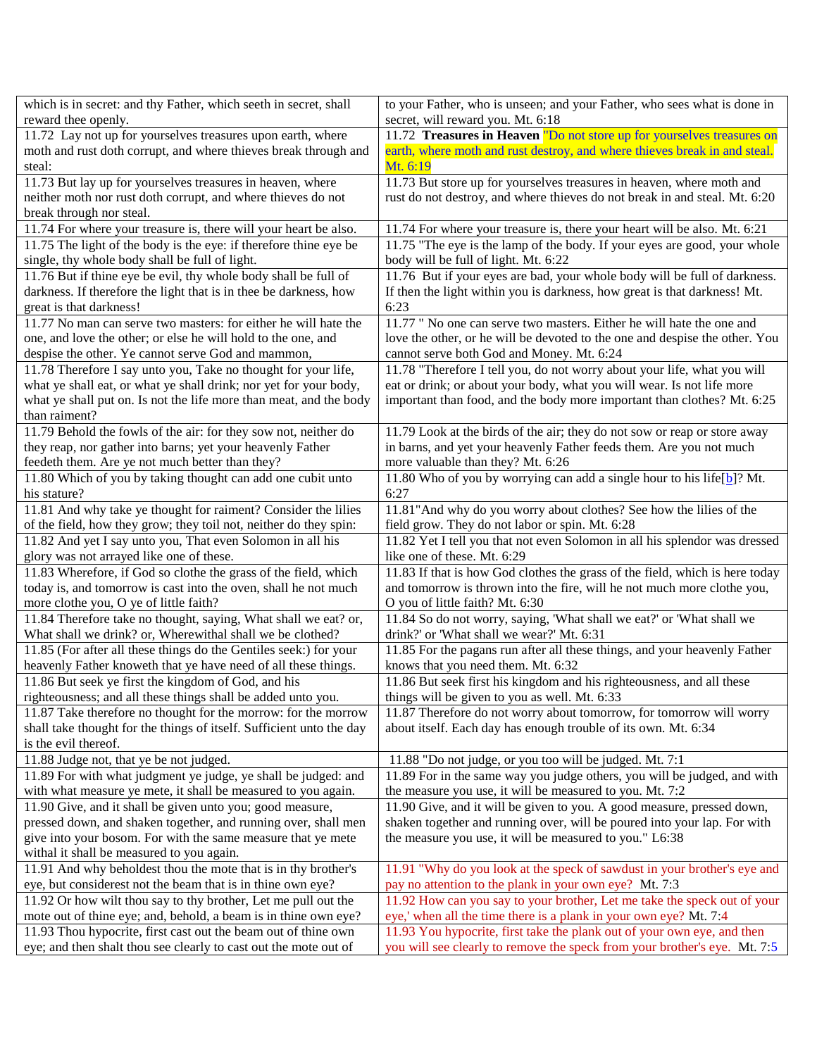| which is in secret: and thy Father, which seeth in secret, shall reward thee openly. | to your Father, who is unseen; and your Father, who sees what is done in secret, will reward you. Mt. 6:18 |
|---|---|
| 11.72 Lay not up for yourselves treasures upon earth, where moth and rust doth corrupt, and where thieves break through and steal: | 11.72 **Treasures in Heaven** "Do not store up for yourselves treasures on earth, where moth and rust destroy, and where thieves break in and steal. Mt. 6:19 |
| 11.73 But lay up for yourselves treasures in heaven, where neither moth nor rust doth corrupt, and where thieves do not break through nor steal. | 11.73 But store up for yourselves treasures in heaven, where moth and rust do not destroy, and where thieves do not break in and steal. Mt. 6:20 |
| 11.74 For where your treasure is, there will your heart be also. | 11.74 For where your treasure is, there your heart will be also. Mt. 6:21 |
| 11.75 The light of the body is the eye: if therefore thine eye be single, thy whole body shall be full of light. | 11.75 "The eye is the lamp of the body. If your eyes are good, your whole body will be full of light. Mt. 6:22 |
| 11.76 But if thine eye be evil, thy whole body shall be full of darkness. If therefore the light that is in thee be darkness, how great is that darkness! | 11.76 But if your eyes are bad, your whole body will be full of darkness. If then the light within you is darkness, how great is that darkness! Mt. 6:23 |
| 11.77 No man can serve two masters: for either he will hate the one, and love the other; or else he will hold to the one, and despise the other. Ye cannot serve God and mammon, | 11.77 " No one can serve two masters. Either he will hate the one and love the other, or he will be devoted to the one and despise the other. You cannot serve both God and Money. Mt. 6:24 |
| 11.78 Therefore I say unto you, Take no thought for your life, what ye shall eat, or what ye shall drink; nor yet for your body, what ye shall put on. Is not the life more than meat, and the body than raiment? | 11.78 "Therefore I tell you, do not worry about your life, what you will eat or drink; or about your body, what you will wear. Is not life more important than food, and the body more important than clothes? Mt. 6:25 |
| 11.79 Behold the fowls of the air: for they sow not, neither do they reap, nor gather into barns; yet your heavenly Father feedeth them. Are ye not much better than they? | 11.79 Look at the birds of the air; they do not sow or reap or store away in barns, and yet your heavenly Father feeds them. Are you not much more valuable than they? Mt. 6:26 |
| 11.80 Which of you by taking thought can add one cubit unto his stature? | 11.80 Who of you by worrying can add a single hour to his life[b]? Mt. 6:27 |
| 11.81 And why take ye thought for raiment? Consider the lilies of the field, how they grow; they toil not, neither do they spin: | 11.81"And why do you worry about clothes? See how the lilies of the field grow. They do not labor or spin. Mt. 6:28 |
| 11.82 And yet I say unto you, That even Solomon in all his glory was not arrayed like one of these. | 11.82 Yet I tell you that not even Solomon in all his splendor was dressed like one of these. Mt. 6:29 |
| 11.83 Wherefore, if God so clothe the grass of the field, which today is, and tomorrow is cast into the oven, shall he not much more clothe you, O ye of little faith? | 11.83 If that is how God clothes the grass of the field, which is here today and tomorrow is thrown into the fire, will he not much more clothe you, O you of little faith? Mt. 6:30 |
| 11.84 Therefore take no thought, saying, What shall we eat? or, What shall we drink? or, Wherewithal shall we be clothed? | 11.84 So do not worry, saying, 'What shall we eat?' or 'What shall we drink?' or 'What shall we wear?' Mt. 6:31 |
| 11.85 (For after all these things do the Gentiles seek:) for your heavenly Father knoweth that ye have need of all these things. | 11.85 For the pagans run after all these things, and your heavenly Father knows that you need them. Mt. 6:32 |
| 11.86 But seek ye first the kingdom of God, and his righteousness; and all these things shall be added unto you. | 11.86 But seek first his kingdom and his righteousness, and all these things will be given to you as well. Mt. 6:33 |
| 11.87 Take therefore no thought for the morrow: for the morrow shall take thought for the things of itself. Sufficient unto the day is the evil thereof. | 11.87 Therefore do not worry about tomorrow, for tomorrow will worry about itself. Each day has enough trouble of its own. Mt. 6:34 |
| 11.88 Judge not, that ye be not judged. | 11.88 "Do not judge, or you too will be judged. Mt. 7:1 |
| 11.89 For with what judgment ye judge, ye shall be judged: and with what measure ye mete, it shall be measured to you again. | 11.89 For in the same way you judge others, you will be judged, and with the measure you use, it will be measured to you. Mt. 7:2 |
| 11.90 Give, and it shall be given unto you; good measure, pressed down, and shaken together, and running over, shall men give into your bosom. For with the same measure that ye mete withal it shall be measured to you again. | 11.90 Give, and it will be given to you. A good measure, pressed down, shaken together and running over, will be poured into your lap. For with the measure you use, it will be measured to you." L6:38 |
| 11.91 And why beholdest thou the mote that is in thy brother's eye, but considerest not the beam that is in thine own eye? | 11.91 "Why do you look at the speck of sawdust in your brother's eye and pay no attention to the plank in your own eye? Mt. 7:3 |
| 11.92 Or how wilt thou say to thy brother, Let me pull out the mote out of thine eye; and, behold, a beam is in thine own eye? | 11.92 How can you say to your brother, Let me take the speck out of your eye,' when all the time there is a plank in your own eye? Mt. 7:4 |
| 11.93 Thou hypocrite, first cast out the beam out of thine own eye; and then shalt thou see clearly to cast out the mote out of | 11.93 You hypocrite, first take the plank out of your own eye, and then you will see clearly to remove the speck from your brother's eye. Mt. 7:5 |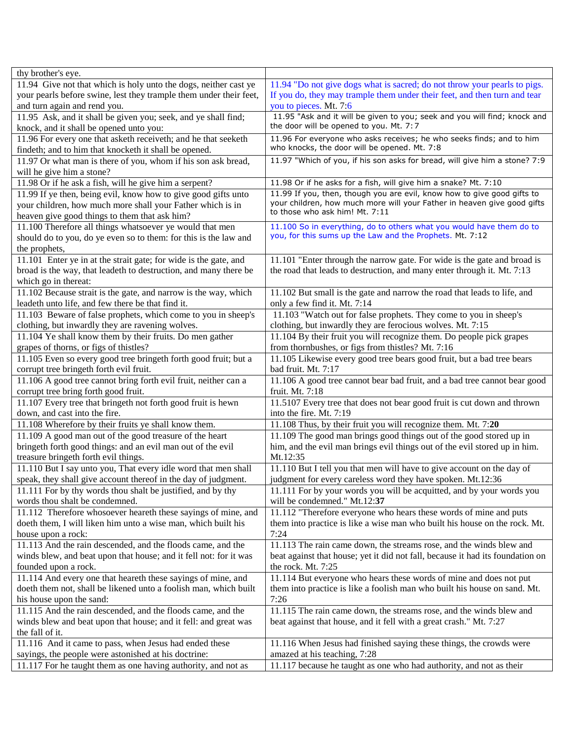| thy brother's eye. | |
|---|---|
| 11.94 Give not that which is holy unto the dogs, neither cast ye your pearls before swine, lest they trample them under their feet, and turn again and rend you. | 11.94 "Do not give dogs what is sacred; do not throw your pearls to pigs. If you do, they may trample them under their feet, and then turn and tear you to pieces. Mt. 7:6 |
| 11.95 Ask, and it shall be given you; seek, and ye shall find; knock, and it shall be opened unto you: | 11.95 "Ask and it will be given to you; seek and you will find; knock and the door will be opened to you. Mt. 7:7 |
| 11.96 For every one that asketh receiveth; and he that seeketh findeth; and to him that knocketh it shall be opened. | 11.96 For everyone who asks receives; he who seeks finds; and to him who knocks, the door will be opened. Mt. 7:8 |
| 11.97 Or what man is there of you, whom if his son ask bread, will he give him a stone? | 11.97 "Which of you, if his son asks for bread, will give him a stone? 7:9 |
| 11.98 Or if he ask a fish, will he give him a serpent? | 11.98 Or if he asks for a fish, will give him a snake? Mt. 7:10 |
| 11.99 If ye then, being evil, know how to give good gifts unto your children, how much more shall your Father which is in heaven give good things to them that ask him? | 11.99 If you, then, though you are evil, know how to give good gifts to your children, how much more will your Father in heaven give good gifts to those who ask him! Mt. 7:11 |
| 11.100 Therefore all things whatsoever ye would that men should do to you, do ye even so to them: for this is the law and the prophets, | 11.100 So in everything, do to others what you would have them do to you, for this sums up the Law and the Prophets. Mt. 7:12 |
| 11.101 Enter ye in at the strait gate; for wide is the gate, and broad is the way, that leadeth to destruction, and many there be which go in thereat: | 11.101 "Enter through the narrow gate. For wide is the gate and broad is the road that leads to destruction, and many enter through it. Mt. 7:13 |
| 11.102 Because strait is the gate, and narrow is the way, which leadeth unto life, and few there be that find it. | 11.102 But small is the gate and narrow the road that leads to life, and only a few find it. Mt. 7:14 |
| 11.103 Beware of false prophets, which come to you in sheep's clothing, but inwardly they are ravening wolves. | 11.103 "Watch out for false prophets. They come to you in sheep's clothing, but inwardly they are ferocious wolves. Mt. 7:15 |
| 11.104 Ye shall know them by their fruits. Do men gather grapes of thorns, or figs of thistles? | 11.104 By their fruit you will recognize them. Do people pick grapes from thornbushes, or figs from thistles? Mt. 7:16 |
| 11.105 Even so every good tree bringeth forth good fruit; but a corrupt tree bringeth forth evil fruit. | 11.105 Likewise every good tree bears good fruit, but a bad tree bears bad fruit. Mt. 7:17 |
| 11.106 A good tree cannot bring forth evil fruit, neither can a corrupt tree bring forth good fruit. | 11.106 A good tree cannot bear bad fruit, and a bad tree cannot bear good fruit. Mt. 7:18 |
| 11.107 Every tree that bringeth not forth good fruit is hewn down, and cast into the fire. | 11.5107 Every tree that does not bear good fruit is cut down and thrown into the fire. Mt. 7:19 |
| 11.108 Wherefore by their fruits ye shall know them. | 11.108 Thus, by their fruit you will recognize them. Mt. 7:**20** |
| 11.109 A good man out of the good treasure of the heart bringeth forth good things: and an evil man out of the evil treasure bringeth forth evil things. | 11.109 The good man brings good things out of the good stored up in him, and the evil man brings evil things out of the evil stored up in him. Mt.12:35 |
| 11.110 But I say unto you, That every idle word that men shall speak, they shall give account thereof in the day of judgment. | 11.110 But I tell you that men will have to give account on the day of judgment for every careless word they have spoken. Mt.12:36 |
| 11.111 For by thy words thou shalt be justified, and by thy words thou shalt be condemned. | 11.111 For by your words you will be acquitted, and by your words you will be condemned." Mt.12:**37** |
| 11.112 Therefore whosoever heareth these sayings of mine, and doeth them, I will liken him unto a wise man, which built his house upon a rock: | 11.112 "Therefore everyone who hears these words of mine and puts them into practice is like a wise man who built his house on the rock. Mt. 7:24 |
| 11.113 And the rain descended, and the floods came, and the winds blew, and beat upon that house; and it fell not: for it was founded upon a rock. | 11.113 The rain came down, the streams rose, and the winds blew and beat against that house; yet it did not fall, because it had its foundation on the rock. Mt. 7:25 |
| 11.114 And every one that heareth these sayings of mine, and doeth them not, shall be likened unto a foolish man, which built his house upon the sand: | 11.114 But everyone who hears these words of mine and does not put them into practice is like a foolish man who built his house on sand. Mt. 7:26 |
| 11.115 And the rain descended, and the floods came, and the winds blew and beat upon that house; and it fell: and great was the fall of it. | 11.115 The rain came down, the streams rose, and the winds blew and beat against that house, and it fell with a great crash." Mt. 7:27 |
| 11.116 And it came to pass, when Jesus had ended these sayings, the people were astonished at his doctrine: | 11.116 When Jesus had finished saying these things, the crowds were amazed at his teaching, 7:28 |
| 11.117 For he taught them as one having authority, and not as | 11.117 because he taught as one who had authority, and not as their |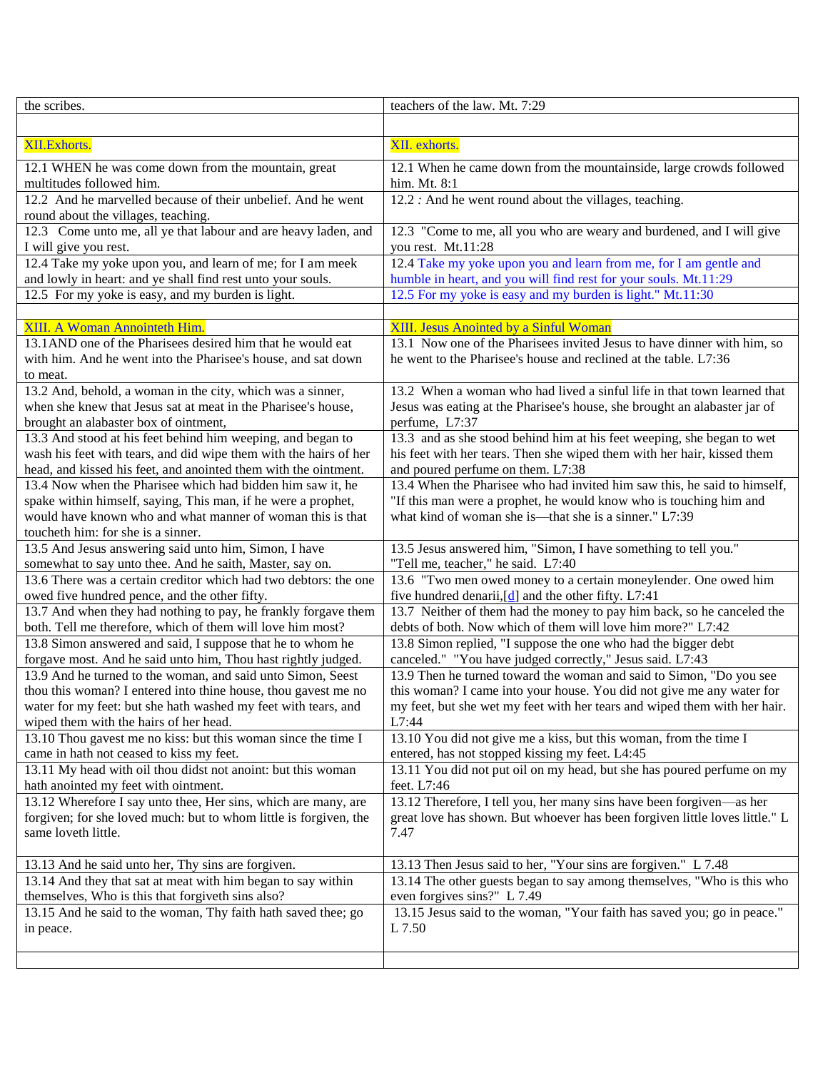| the scribes. | teachers of the law. Mt. 7:29 |
|---|---|
| | |
| XII.Exhorts. | XII. exhorts. |
| 12.1 WHEN he was come down from the mountain, great multitudes followed him. | 12.1 When he came down from the mountainside, large crowds followed him. Mt. 8:1 |
| 12.2 And he marvelled because of their unbelief. And he went round about the villages, teaching. | 12.2 : And he went round about the villages, teaching. |
| 12.3 Come unto me, all ye that labour and are heavy laden, and I will give you rest. | 12.3 "Come to me, all you who are weary and burdened, and I will give you rest. Mt.11:28 |
| 12.4 Take my yoke upon you, and learn of me; for I am meek and lowly in heart: and ye shall find rest unto your souls. | 12.4 Take my yoke upon you and learn from me, for I am gentle and humble in heart, and you will find rest for your souls. Mt.11:29 |
| 12.5 For my yoke is easy, and my burden is light. | 12.5 For my yoke is easy and my burden is light." Mt.11:30 |
| | |
| XIII. A Woman Annointeth Him. | XIII. Jesus Anointed by a Sinful Woman |
| 13.1AND one of the Pharisees desired him that he would eat with him. And he went into the Pharisee's house, and sat down to meat. | 13.1 Now one of the Pharisees invited Jesus to have dinner with him, so he went to the Pharisee's house and reclined at the table. L7:36 |
| 13.2 And, behold, a woman in the city, which was a sinner, when she knew that Jesus sat at meat in the Pharisee's house, brought an alabaster box of ointment, | 13.2 When a woman who had lived a sinful life in that town learned that Jesus was eating at the Pharisee's house, she brought an alabaster jar of perfume, L7:37 |
| 13.3 And stood at his feet behind him weeping, and began to wash his feet with tears, and did wipe them with the hairs of her head, and kissed his feet, and anointed them with the ointment. | 13.3 and as she stood behind him at his feet weeping, she began to wet his feet with her tears. Then she wiped them with her hair, kissed them and poured perfume on them. L7:38 |
| 13.4 Now when the Pharisee which had bidden him saw it, he spake within himself, saying, This man, if he were a prophet, would have known who and what manner of woman this is that toucheth him: for she is a sinner. | 13.4 When the Pharisee who had invited him saw this, he said to himself, "If this man were a prophet, he would know who is touching him and what kind of woman she is—that she is a sinner." L7:39 |
| 13.5 And Jesus answering said unto him, Simon, I have somewhat to say unto thee. And he saith, Master, say on. | 13.5 Jesus answered him, "Simon, I have something to tell you." "Tell me, teacher," he said. L7:40 |
| 13.6 There was a certain creditor which had two debtors: the one owed five hundred pence, and the other fifty. | 13.6 "Two men owed money to a certain moneylender. One owed him five hundred denarii,[d] and the other fifty. L7:41 |
| 13.7 And when they had nothing to pay, he frankly forgave them both. Tell me therefore, which of them will love him most? | 13.7 Neither of them had the money to pay him back, so he canceled the debts of both. Now which of them will love him more?" L7:42 |
| 13.8 Simon answered and said, I suppose that he to whom he forgave most. And he said unto him, Thou hast rightly judged. | 13.8 Simon replied, "I suppose the one who had the bigger debt canceled." "You have judged correctly," Jesus said. L7:43 |
| 13.9 And he turned to the woman, and said unto Simon, Seest thou this woman? I entered into thine house, thou gavest me no water for my feet: but she hath washed my feet with tears, and wiped them with the hairs of her head. | 13.9 Then he turned toward the woman and said to Simon, "Do you see this woman? I came into your house. You did not give me any water for my feet, but she wet my feet with her tears and wiped them with her hair. L7:44 |
| 13.10 Thou gavest me no kiss: but this woman since the time I came in hath not ceased to kiss my feet. | 13.10 You did not give me a kiss, but this woman, from the time I entered, has not stopped kissing my feet. L4:45 |
| 13.11 My head with oil thou didst not anoint: but this woman hath anointed my feet with ointment. | 13.11 You did not put oil on my head, but she has poured perfume on my feet. L7:46 |
| 13.12 Wherefore I say unto thee, Her sins, which are many, are forgiven; for she loved much: but to whom little is forgiven, the same loveth little. | 13.12 Therefore, I tell you, her many sins have been forgiven—as her great love has shown. But whoever has been forgiven little loves little." L 7.47 |
| 13.13 And he said unto her, Thy sins are forgiven. | 13.13 Then Jesus said to her, "Your sins are forgiven." L 7.48 |
| 13.14 And they that sat at meat with him began to say within themselves, Who is this that forgiveth sins also? | 13.14 The other guests began to say among themselves, "Who is this who even forgives sins?" L 7.49 |
| 13.15 And he said to the woman, Thy faith hath saved thee; go in peace. | 13.15 Jesus said to the woman, "Your faith has saved you; go in peace." L 7.50 |
| | |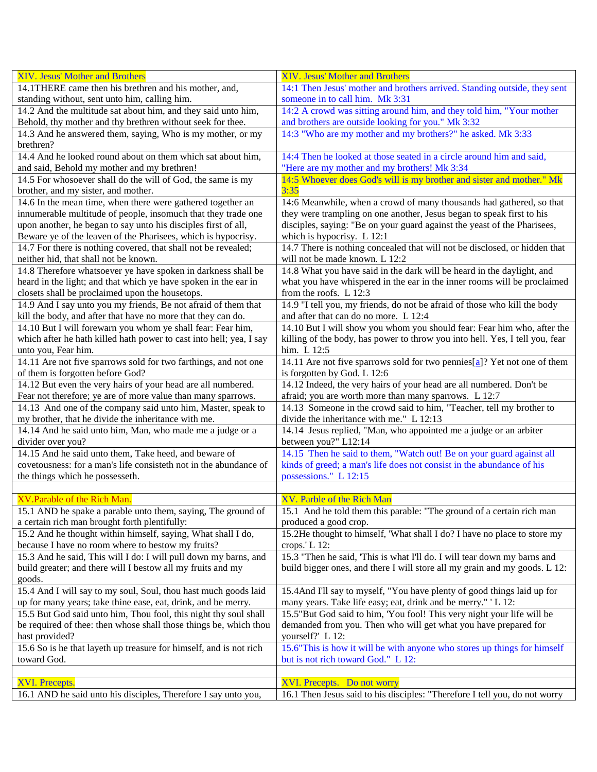| XIV. Jesus' Mother and Brothers | XIV. Jesus' Mother and Brothers |
|---|---|
| 14.1THERE came then his brethren and his mother, and, standing without, sent unto him, calling him. | 14:1 Then Jesus' mother and brothers arrived. Standing outside, they sent someone in to call him. Mk 3:31 |
| 14.2 And the multitude sat about him, and they said unto him, Behold, thy mother and thy brethren without seek for thee. | 14:2 A crowd was sitting around him, and they told him, "Your mother and brothers are outside looking for you." Mk 3:32 |
| 14.3 And he answered them, saying, Who is my mother, or my brethren? | 14:3 "Who are my mother and my brothers?" he asked. Mk 3:33 |
| 14.4 And he looked round about on them which sat about him, and said, Behold my mother and my brethren! | 14:4 Then he looked at those seated in a circle around him and said, "Here are my mother and my brothers! Mk 3:34 |
| 14.5 For whosoever shall do the will of God, the same is my brother, and my sister, and mother. | 14:5 Whoever does God's will is my brother and sister and mother." Mk 3:35 |
| 14.6 In the mean time, when there were gathered together an innumerable multitude of people, insomuch that they trade one upon another, he began to say unto his disciples first of all, Beware ye of the leaven of the Pharisees, which is hypocrisy. | 14:6 Meanwhile, when a crowd of many thousands had gathered, so that they were trampling on one another, Jesus began to speak first to his disciples, saying: "Be on your guard against the yeast of the Pharisees, which is hypocrisy. L 12:1 |
| 14.7 For there is nothing covered, that shall not be revealed; neither hid, that shall not be known. | 14.7 There is nothing concealed that will not be disclosed, or hidden that will not be made known. L 12:2 |
| 14.8 Therefore whatsoever ye have spoken in darkness shall be heard in the light; and that which ye have spoken in the ear in closets shall be proclaimed upon the housetops. | 14.8 What you have said in the dark will be heard in the daylight, and what you have whispered in the ear in the inner rooms will be proclaimed from the roofs. L 12:3 |
| 14.9 And I say unto you my friends, Be not afraid of them that kill the body, and after that have no more that they can do. | 14.9 "I tell you, my friends, do not be afraid of those who kill the body and after that can do no more. L 12:4 |
| 14.10 But I will forewarn you whom ye shall fear: Fear him, which after he hath killed hath power to cast into hell; yea, I say unto you, Fear him. | 14.10 But I will show you whom you should fear: Fear him who, after the killing of the body, has power to throw you into hell. Yes, I tell you, fear him. L 12:5 |
| 14.11 Are not five sparrows sold for two farthings, and not one of them is forgotten before God? | 14.11 Are not five sparrows sold for two pennies[a]? Yet not one of them is forgotten by God. L 12:6 |
| 14.12 But even the very hairs of your head are all numbered. Fear not therefore; ye are of more value than many sparrows. | 14.12 Indeed, the very hairs of your head are all numbered. Don't be afraid; you are worth more than many sparrows. L 12:7 |
| 14.13 And one of the company said unto him, Master, speak to my brother, that he divide the inheritance with me. | 14.13 Someone in the crowd said to him, "Teacher, tell my brother to divide the inheritance with me." L 12:13 |
| 14.14 And he said unto him, Man, who made me a judge or a divider over you? | 14.14 Jesus replied, "Man, who appointed me a judge or an arbiter between you?" L12:14 |
| 14.15 And he said unto them, Take heed, and beware of covetousness: for a man's life consisteth not in the abundance of the things which he possesseth. | 14.15 Then he said to them, "Watch out! Be on your guard against all kinds of greed; a man's life does not consist in the abundance of his possessions." L 12:15 |
| | |
| XV.Parable of the Rich Man. | XV. Parble of the Rich Man |
| 15.1 AND he spake a parable unto them, saying, The ground of a certain rich man brought forth plentifully: | 15.1 And he told them this parable: "The ground of a certain rich man produced a good crop. |
| 15.2 And he thought within himself, saying, What shall I do, because I have no room where to bestow my fruits? | 15.2He thought to himself, 'What shall I do? I have no place to store my crops.' L 12: |
| 15.3 And he said, This will I do: I will pull down my barns, and build greater; and there will I bestow all my fruits and my goods. | 15.3 "Then he said, 'This is what I'll do. I will tear down my barns and build bigger ones, and there I will store all my grain and my goods. L 12: |
| 15.4 And I will say to my soul, Soul, thou hast much goods laid up for many years; take thine ease, eat, drink, and be merry. | 15.4And I'll say to myself, "You have plenty of good things laid up for many years. Take life easy; eat, drink and be merry." ' L 12: |
| 15.5 But God said unto him, Thou fool, this night thy soul shall be required of thee: then whose shall those things be, which thou hast provided? | 15.5"But God said to him, 'You fool! This very night your life will be demanded from you. Then who will get what you have prepared for yourself?' L 12: |
| 15.6 So is he that layeth up treasure for himself, and is not rich toward God. | 15.6"This is how it will be with anyone who stores up things for himself but is not rich toward God." L 12: |
| | |
| XVI. Precepts. | XVI. Precepts. Do not worry |
| 16.1 AND he said unto his disciples, Therefore I say unto you, | 16.1 Then Jesus said to his disciples: "Therefore I tell you, do not worry |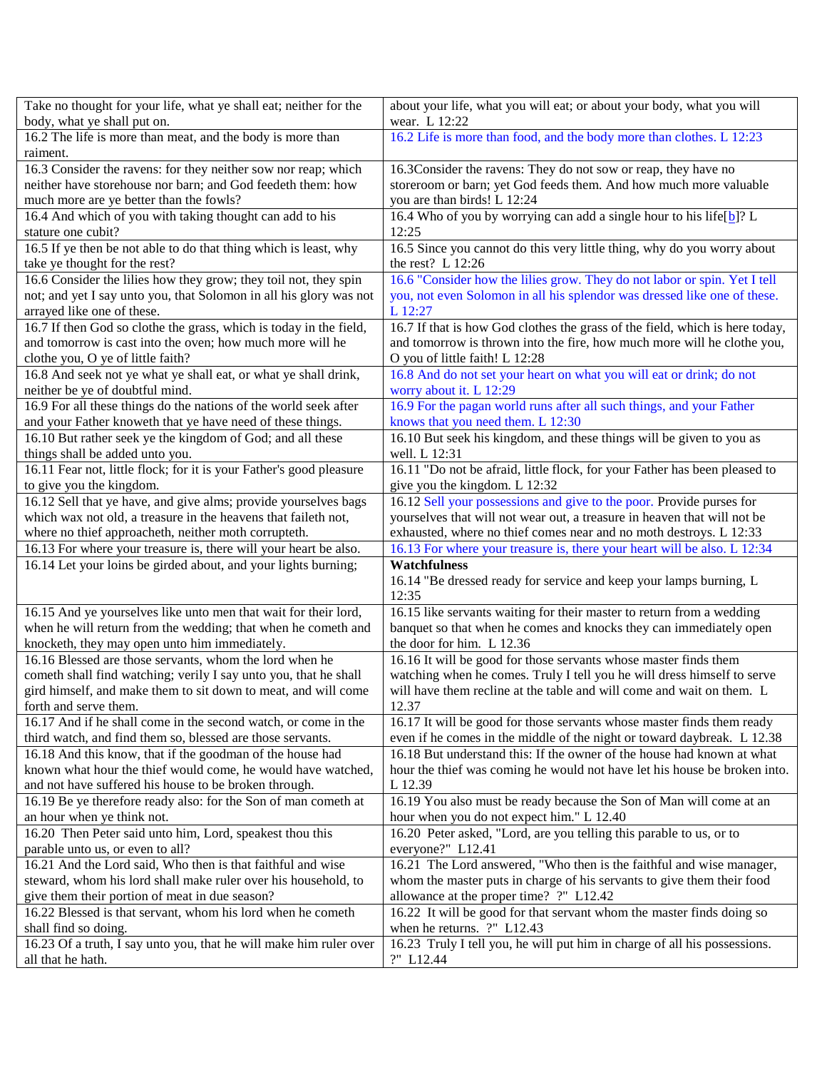| Take no thought for your life, what ye shall eat; neither for the body, what ye shall put on. | about your life, what you will eat; or about your body, what you will wear. L 12:22 |
|---|---|
| 16.2 The life is more than meat, and the body is more than raiment. | 16.2 Life is more than food, and the body more than clothes. L 12:23 |
| 16.3 Consider the ravens: for they neither sow nor reap; which neither have storehouse nor barn; and God feedeth them: how much more are ye better than the fowls? | 16.3Consider the ravens: They do not sow or reap, they have no storeroom or barn; yet God feeds them. And how much more valuable you are than birds! L 12:24 |
| 16.4 And which of you with taking thought can add to his stature one cubit? | 16.4 Who of you by worrying can add a single hour to his life[b]? L 12:25 |
| 16.5 If ye then be not able to do that thing which is least, why take ye thought for the rest? | 16.5 Since you cannot do this very little thing, why do you worry about the rest? L 12:26 |
| 16.6 Consider the lilies how they grow; they toil not, they spin not; and yet I say unto you, that Solomon in all his glory was not arrayed like one of these. | 16.6 "Consider how the lilies grow. They do not labor or spin. Yet I tell you, not even Solomon in all his splendor was dressed like one of these. L 12:27 |
| 16.7 If then God so clothe the grass, which is today in the field, and tomorrow is cast into the oven; how much more will he clothe you, O ye of little faith? | 16.7 If that is how God clothes the grass of the field, which is here today, and tomorrow is thrown into the fire, how much more will he clothe you, O you of little faith! L 12:28 |
| 16.8 And seek not ye what ye shall eat, or what ye shall drink, neither be ye of doubtful mind. | 16.8 And do not set your heart on what you will eat or drink; do not worry about it. L 12:29 |
| 16.9 For all these things do the nations of the world seek after and your Father knoweth that ye have need of these things. | 16.9 For the pagan world runs after all such things, and your Father knows that you need them. L 12:30 |
| 16.10 But rather seek ye the kingdom of God; and all these things shall be added unto you. | 16.10 But seek his kingdom, and these things will be given to you as well. L 12:31 |
| 16.11 Fear not, little flock; for it is your Father's good pleasure to give you the kingdom. | 16.11 "Do not be afraid, little flock, for your Father has been pleased to give you the kingdom. L 12:32 |
| 16.12 Sell that ye have, and give alms; provide yourselves bags which wax not old, a treasure in the heavens that faileth not, where no thief approacheth, neither moth corrupteth. | 16.12 Sell your possessions and give to the poor. Provide purses for yourselves that will not wear out, a treasure in heaven that will not be exhausted, where no thief comes near and no moth destroys. L 12:33 |
| 16.13 For where your treasure is, there will your heart be also. | 16.13 For where your treasure is, there your heart will be also. L 12:34 |
| 16.14 Let your loins be girded about, and your lights burning; | **Watchfulness**<br>16.14 "Be dressed ready for service and keep your lamps burning, L 12:35 |
| 16.15 And ye yourselves like unto men that wait for their lord, when he will return from the wedding; that when he cometh and knocketh, they may open unto him immediately. | 16.15 like servants waiting for their master to return from a wedding banquet so that when he comes and knocks they can immediately open the door for him. L 12.36 |
| 16.16 Blessed are those servants, whom the lord when he cometh shall find watching; verily I say unto you, that he shall gird himself, and make them to sit down to meat, and will come forth and serve them. | 16.16 It will be good for those servants whose master finds them watching when he comes. Truly I tell you he will dress himself to serve will have them recline at the table and will come and wait on them. L 12.37 |
| 16.17 And if he shall come in the second watch, or come in the third watch, and find them so, blessed are those servants. | 16.17 It will be good for those servants whose master finds them ready even if he comes in the middle of the night or toward daybreak. L 12.38 |
| 16.18 And this know, that if the goodman of the house had known what hour the thief would come, he would have watched, and not have suffered his house to be broken through. | 16.18 But understand this: If the owner of the house had known at what hour the thief was coming he would not have let his house be broken into. L 12.39 |
| 16.19 Be ye therefore ready also: for the Son of man cometh at an hour when ye think not. | 16.19 You also must be ready because the Son of Man will come at an hour when you do not expect him." L 12.40 |
| 16.20 Then Peter said unto him, Lord, speakest thou this parable unto us, or even to all? | 16.20 Peter asked, "Lord, are you telling this parable to us, or to everyone?" L12.41 |
| 16.21 And the Lord said, Who then is that faithful and wise steward, whom his lord shall make ruler over his household, to give them their portion of meat in due season? | 16.21 The Lord answered, "Who then is the faithful and wise manager, whom the master puts in charge of his servants to give them their food allowance at the proper time? ?" L12.42 |
| 16.22 Blessed is that servant, whom his lord when he cometh shall find so doing. | 16.22 It will be good for that servant whom the master finds doing so when he returns. ?" L12.43 |
| 16.23 Of a truth, I say unto you, that he will make him ruler over all that he hath. | 16.23 Truly I tell you, he will put him in charge of all his possessions. ?" L12.44 |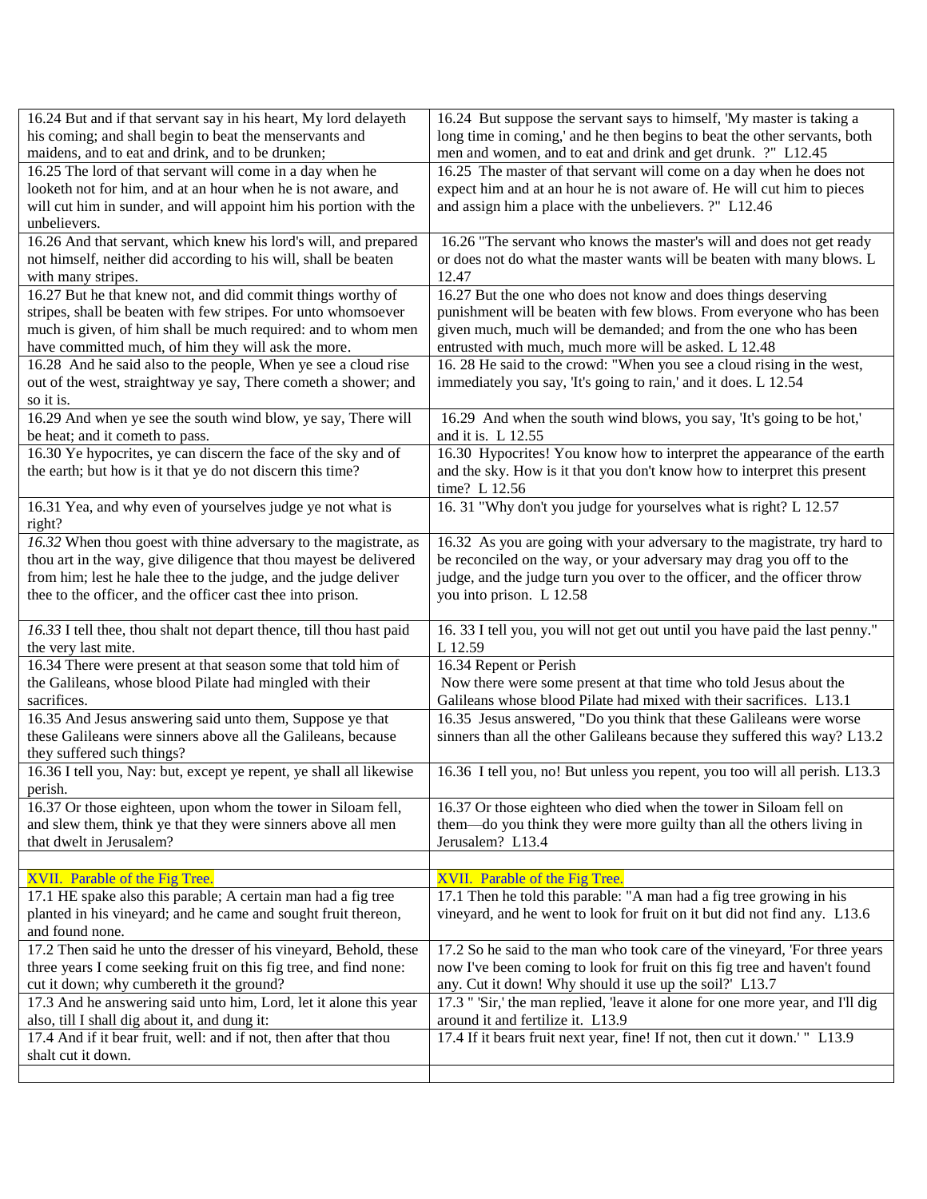| | |
|---|---|
| 16.24 But and if that servant say in his heart, My lord delayeth his coming; and shall begin to beat the menservants and maidens, and to eat and drink, and to be drunken; | 16.24 But suppose the servant says to himself, 'My master is taking a long time in coming,' and he then begins to beat the other servants, both men and women, and to eat and drink and get drunk. ?" L12.45 |
| 16.25 The lord of that servant will come in a day when he looketh not for him, and at an hour when he is not aware, and will cut him in sunder, and will appoint him his portion with the unbelievers. | 16.25 The master of that servant will come on a day when he does not expect him and at an hour he is not aware of. He will cut him to pieces and assign him a place with the unbelievers. ?" L12.46 |
| 16.26 And that servant, which knew his lord's will, and prepared not himself, neither did according to his will, shall be beaten with many stripes. | 16.26 "The servant who knows the master's will and does not get ready or does not do what the master wants will be beaten with many blows. L 12.47 |
| 16.27 But he that knew not, and did commit things worthy of stripes, shall be beaten with few stripes. For unto whomsoever much is given, of him shall be much required: and to whom men have committed much, of him they will ask the more. | 16.27 But the one who does not know and does things deserving punishment will be beaten with few blows. From everyone who has been given much, much will be demanded; and from the one who has been entrusted with much, much more will be asked. L 12.48 |
| 16.28 And he said also to the people, When ye see a cloud rise out of the west, straightway ye say, There cometh a shower; and so it is. | 16. 28 He said to the crowd: "When you see a cloud rising in the west, immediately you say, 'It's going to rain,' and it does. L 12.54 |
| 16.29 And when ye see the south wind blow, ye say, There will be heat; and it cometh to pass. | 16.29 And when the south wind blows, you say, 'It's going to be hot,' and it is. L 12.55 |
| 16.30 Ye hypocrites, ye can discern the face of the sky and of the earth; but how is it that ye do not discern this time? | 16.30 Hypocrites! You know how to interpret the appearance of the earth and the sky. How is it that you don't know how to interpret this present time? L 12.56 |
| 16.31 Yea, and why even of yourselves judge ye not what is right? | 16. 31 "Why don't you judge for yourselves what is right? L 12.57 |
| *16.32* When thou goest with thine adversary to the magistrate, as thou art in the way, give diligence that thou mayest be delivered from him; lest he hale thee to the judge, and the judge deliver thee to the officer, and the officer cast thee into prison. | 16.32 As you are going with your adversary to the magistrate, try hard to be reconciled on the way, or your adversary may drag you off to the judge, and the judge turn you over to the officer, and the officer throw you into prison. L 12.58 |
| *16.33* I tell thee, thou shalt not depart thence, till thou hast paid the very last mite. | 16. 33 I tell you, you will not get out until you have paid the last penny." L 12.59 |
| 16.34 There were present at that season some that told him of the Galileans, whose blood Pilate had mingled with their sacrifices. | 16.34 Repent or Perish<br>Now there were some present at that time who told Jesus about the Galileans whose blood Pilate had mixed with their sacrifices. L13.1 |
| 16.35 And Jesus answering said unto them, Suppose ye that these Galileans were sinners above all the Galileans, because they suffered such things? | 16.35 Jesus answered, "Do you think that these Galileans were worse sinners than all the other Galileans because they suffered this way? L13.2 |
| 16.36 I tell you, Nay: but, except ye repent, ye shall all likewise perish. | 16.36 I tell you, no! But unless you repent, you too will all perish. L13.3 |
| 16.37 Or those eighteen, upon whom the tower in Siloam fell, and slew them, think ye that they were sinners above all men that dwelt in Jerusalem? | 16.37 Or those eighteen who died when the tower in Siloam fell on them—do you think they were more guilty than all the others living in Jerusalem? L13.4 |
| | |
| XVII. Parable of the Fig Tree. | XVII. Parable of the Fig Tree. |
| 17.1 HE spake also this parable; A certain man had a fig tree planted in his vineyard; and he came and sought fruit thereon, and found none. | 17.1 Then he told this parable: "A man had a fig tree growing in his vineyard, and he went to look for fruit on it but did not find any. L13.6 |
| 17.2 Then said he unto the dresser of his vineyard, Behold, these three years I come seeking fruit on this fig tree, and find none: cut it down; why cumbereth it the ground? | 17.2 So he said to the man who took care of the vineyard, 'For three years now I've been coming to look for fruit on this fig tree and haven't found any. Cut it down! Why should it use up the soil?' L13.7 |
| 17.3 And he answering said unto him, Lord, let it alone this year also, till I shall dig about it, and dung it: | 17.3 " 'Sir,' the man replied, 'leave it alone for one more year, and I'll dig around it and fertilize it. L13.9 |
| 17.4 And if it bear fruit, well: and if not, then after that thou shalt cut it down. | 17.4 If it bears fruit next year, fine! If not, then cut it down.' " L13.9 |
| | |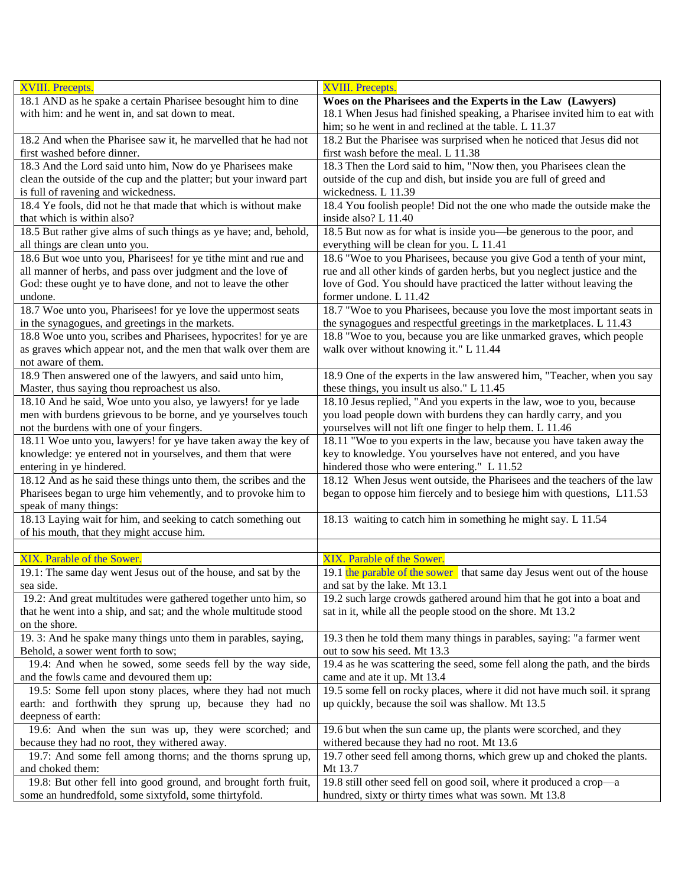| XVIII. Precepts. | XVIII. Precepts. |
|---|---|
| 18.1 AND as he spake a certain Pharisee besought him to dine with him: and he went in, and sat down to meat. | **Woes on the Pharisees and the Experts in the Law (Lawyers)** 18.1 When Jesus had finished speaking, a Pharisee invited him to eat with him; so he went in and reclined at the table. L 11.37 |
| 18.2 And when the Pharisee saw it, he marvelled that he had not first washed before dinner. | 18.2 But the Pharisee was surprised when he noticed that Jesus did not first wash before the meal. L 11.38 |
| 18.3 And the Lord said unto him, Now do ye Pharisees make clean the outside of the cup and the platter; but your inward part is full of ravening and wickedness. | 18.3 Then the Lord said to him, "Now then, you Pharisees clean the outside of the cup and dish, but inside you are full of greed and wickedness. L 11.39 |
| 18.4 Ye fools, did not he that made that which is without make that which is within also? | 18.4 You foolish people! Did not the one who made the outside make the inside also? L 11.40 |
| 18.5 But rather give alms of such things as ye have; and, behold, all things are clean unto you. | 18.5 But now as for what is inside you—be generous to the poor, and everything will be clean for you. L 11.41 |
| 18.6 But woe unto you, Pharisees! for ye tithe mint and rue and all manner of herbs, and pass over judgment and the love of God: these ought ye to have done, and not to leave the other undone. | 18.6 "Woe to you Pharisees, because you give God a tenth of your mint, rue and all other kinds of garden herbs, but you neglect justice and the love of God. You should have practiced the latter without leaving the former undone. L 11.42 |
| 18.7 Woe unto you, Pharisees! for ye love the uppermost seats in the synagogues, and greetings in the markets. | 18.7 "Woe to you Pharisees, because you love the most important seats in the synagogues and respectful greetings in the marketplaces. L 11.43 |
| 18.8 Woe unto you, scribes and Pharisees, hypocrites! for ye are as graves which appear not, and the men that walk over them are not aware of them. | 18.8 "Woe to you, because you are like unmarked graves, which people walk over without knowing it." L 11.44 |
| 18.9 Then answered one of the lawyers, and said unto him, Master, thus saying thou reproachest us also. | 18.9 One of the experts in the law answered him, "Teacher, when you say these things, you insult us also." L 11.45 |
| 18.10 And he said, Woe unto you also, ye lawyers! for ye lade men with burdens grievous to be borne, and ye yourselves touch not the burdens with one of your fingers. | 18.10 Jesus replied, "And you experts in the law, woe to you, because you load people down with burdens they can hardly carry, and you yourselves will not lift one finger to help them. L 11.46 |
| 18.11 Woe unto you, lawyers! for ye have taken away the key of knowledge: ye entered not in yourselves, and them that were entering in ye hindered. | 18.11 "Woe to you experts in the law, because you have taken away the key to knowledge. You yourselves have not entered, and you have hindered those who were entering." L 11.52 |
| 18.12 And as he said these things unto them, the scribes and the Pharisees began to urge him vehemently, and to provoke him to speak of many things: | 18.12 When Jesus went outside, the Pharisees and the teachers of the law began to oppose him fiercely and to besiege him with questions, L11.53 |
| 18.13 Laying wait for him, and seeking to catch something out of his mouth, that they might accuse him. | 18.13 waiting to catch him in something he might say. L 11.54 |
| | |
| XIX. Parable of the Sower. | XIX. Parable of the Sower. |
| 19.1: The same day went Jesus out of the house, and sat by the sea side. | 19.1 the parable of the sower that same day Jesus went out of the house and sat by the lake. Mt 13.1 |
| 19.2: And great multitudes were gathered together unto him, so that he went into a ship, and sat; and the whole multitude stood on the shore. | 19.2 such large crowds gathered around him that he got into a boat and sat in it, while all the people stood on the shore. Mt 13.2 |
| 19. 3: And he spake many things unto them in parables, saying, Behold, a sower went forth to sow; | 19.3 then he told them many things in parables, saying: "a farmer went out to sow his seed. Mt 13.3 |
| 19.4: And when he sowed, some seeds fell by the way side, and the fowls came and devoured them up: | 19.4 as he was scattering the seed, some fell along the path, and the birds came and ate it up. Mt 13.4 |
| 19.5: Some fell upon stony places, where they had not much earth: and forthwith they sprung up, because they had no deepness of earth: | 19.5 some fell on rocky places, where it did not have much soil. it sprang up quickly, because the soil was shallow. Mt 13.5 |
| 19.6: And when the sun was up, they were scorched; and because they had no root, they withered away. | 19.6 but when the sun came up, the plants were scorched, and they withered because they had no root. Mt 13.6 |
| 19.7: And some fell among thorns; and the thorns sprung up, and choked them: | 19.7 other seed fell among thorns, which grew up and choked the plants. Mt 13.7 |
| 19.8: But other fell into good ground, and brought forth fruit, some an hundredfold, some sixtyfold, some thirtyfold. | 19.8 still other seed fell on good soil, where it produced a crop—a hundred, sixty or thirty times what was sown. Mt 13.8 |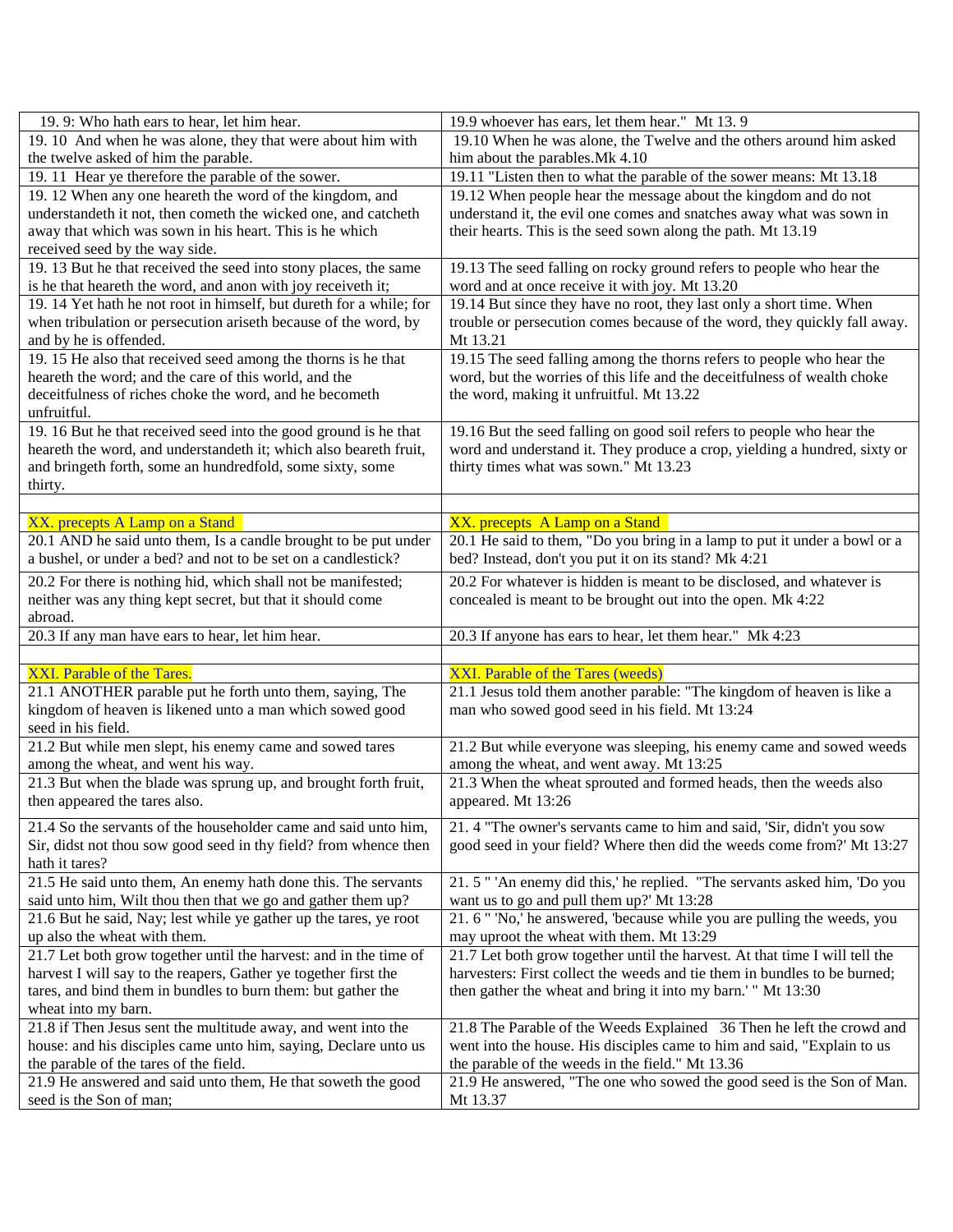| 19. 9: Who hath ears to hear, let him hear. | 19.9 whoever has ears, let them hear." Mt 13. 9 |
|---|---|
| 19. 10 And when he was alone, they that were about him with the twelve asked of him the parable. | 19.10 When he was alone, the Twelve and the others around him asked him about the parables.Mk 4.10 |
| 19. 11 Hear ye therefore the parable of the sower. | 19.11 "Listen then to what the parable of the sower means: Mt 13.18 |
| 19. 12 When any one heareth the word of the kingdom, and understandeth it not, then cometh the wicked one, and catcheth away that which was sown in his heart. This is he which received seed by the way side. | 19.12 When people hear the message about the kingdom and do not understand it, the evil one comes and snatches away what was sown in their hearts. This is the seed sown along the path. Mt 13.19 |
| 19. 13 But he that received the seed into stony places, the same is he that heareth the word, and anon with joy receiveth it; | 19.13 The seed falling on rocky ground refers to people who hear the word and at once receive it with joy. Mt 13.20 |
| 19. 14 Yet hath he not root in himself, but dureth for a while; for when tribulation or persecution ariseth because of the word, by and by he is offended. | 19.14 But since they have no root, they last only a short time. When trouble or persecution comes because of the word, they quickly fall away. Mt 13.21 |
| 19. 15 He also that received seed among the thorns is he that heareth the word; and the care of this world, and the deceitfulness of riches choke the word, and he becometh unfruitful. | 19.15 The seed falling among the thorns refers to people who hear the word, but the worries of this life and the deceitfulness of wealth choke the word, making it unfruitful. Mt 13.22 |
| 19. 16 But he that received seed into the good ground is he that heareth the word, and understandeth it; which also beareth fruit, and bringeth forth, some an hundredfold, some sixty, some thirty. | 19.16 But the seed falling on good soil refers to people who hear the word and understand it. They produce a crop, yielding a hundred, sixty or thirty times what was sown." Mt 13.23 |
| | |
| XX. precepts A Lamp on a Stand | XX. precepts A Lamp on a Stand |
| 20.1 AND he said unto them, Is a candle brought to be put under a bushel, or under a bed? and not to be set on a candlestick? | 20.1 He said to them, "Do you bring in a lamp to put it under a bowl or a bed? Instead, don't you put it on its stand? Mk 4:21 |
| 20.2 For there is nothing hid, which shall not be manifested; neither was any thing kept secret, but that it should come abroad. | 20.2 For whatever is hidden is meant to be disclosed, and whatever is concealed is meant to be brought out into the open. Mk 4:22 |
| 20.3 If any man have ears to hear, let him hear. | 20.3 If anyone has ears to hear, let them hear." Mk 4:23 |
| | |
| XXI. Parable of the Tares. | XXI. Parable of the Tares (weeds) |
| 21.1 ANOTHER parable put he forth unto them, saying, The kingdom of heaven is likened unto a man which sowed good seed in his field. | 21.1 Jesus told them another parable: "The kingdom of heaven is like a man who sowed good seed in his field. Mt 13:24 |
| 21.2 But while men slept, his enemy came and sowed tares among the wheat, and went his way. | 21.2 But while everyone was sleeping, his enemy came and sowed weeds among the wheat, and went away. Mt 13:25 |
| 21.3 But when the blade was sprung up, and brought forth fruit, then appeared the tares also. | 21.3 When the wheat sprouted and formed heads, then the weeds also appeared. Mt 13:26 |
| 21.4 So the servants of the householder came and said unto him, Sir, didst not thou sow good seed in thy field? from whence then hath it tares? | 21. 4 "The owner's servants came to him and said, 'Sir, didn't you sow good seed in your field? Where then did the weeds come from?' Mt 13:27 |
| 21.5 He said unto them, An enemy hath done this. The servants said unto him, Wilt thou then that we go and gather them up? | 21. 5 " 'An enemy did this,' he replied. "The servants asked him, 'Do you want us to go and pull them up?' Mt 13:28 |
| 21.6 But he said, Nay; lest while ye gather up the tares, ye root up also the wheat with them. | 21. 6 " 'No,' he answered, 'because while you are pulling the weeds, you may uproot the wheat with them. Mt 13:29 |
| 21.7 Let both grow together until the harvest: and in the time of harvest I will say to the reapers, Gather ye together first the tares, and bind them in bundles to burn them: but gather the wheat into my barn. | 21.7 Let both grow together until the harvest. At that time I will tell the harvesters: First collect the weeds and tie them in bundles to be burned; then gather the wheat and bring it into my barn.' " Mt 13:30 |
| 21.8 if Then Jesus sent the multitude away, and went into the house: and his disciples came unto him, saying, Declare unto us the parable of the tares of the field. | 21.8 The Parable of the Weeds Explained 36 Then he left the crowd and went into the house. His disciples came to him and said, "Explain to us the parable of the weeds in the field." Mt 13.36 |
| 21.9 He answered and said unto them, He that soweth the good seed is the Son of man; | 21.9 He answered, "The one who sowed the good seed is the Son of Man. Mt 13.37 |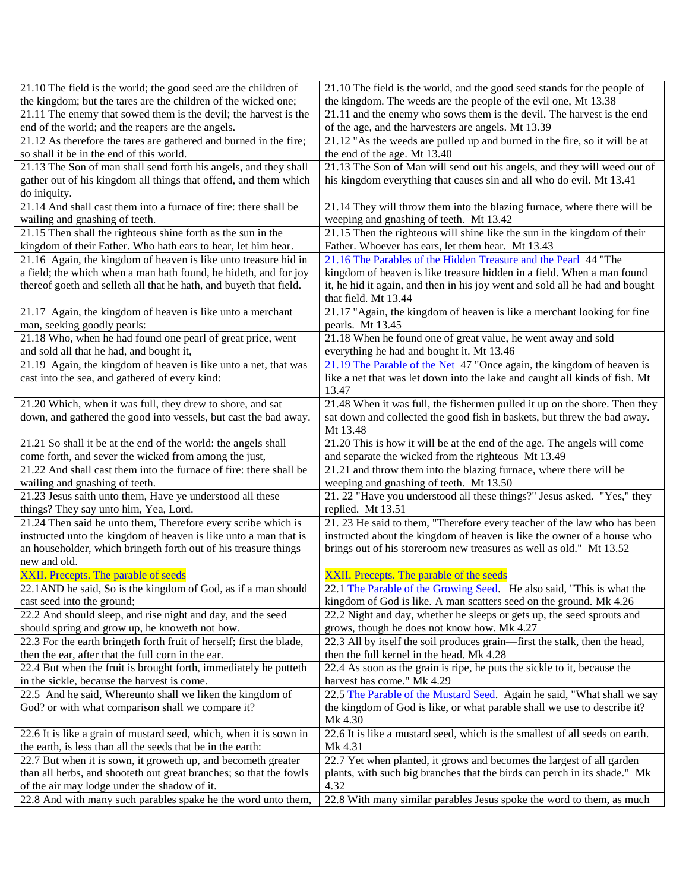| | |
|---|---|
| 21.10 The field is the world; the good seed are the children of the kingdom; but the tares are the children of the wicked one; | 21.10 The field is the world, and the good seed stands for the people of the kingdom. The weeds are the people of the evil one, Mt 13.38 |
| 21.11 The enemy that sowed them is the devil; the harvest is the end of the world; and the reapers are the angels. | 21.11 and the enemy who sows them is the devil. The harvest is the end of the age, and the harvesters are angels. Mt 13.39 |
| 21.12 As therefore the tares are gathered and burned in the fire; so shall it be in the end of this world. | 21.12 "As the weeds are pulled up and burned in the fire, so it will be at the end of the age. Mt 13.40 |
| 21.13 The Son of man shall send forth his angels, and they shall gather out of his kingdom all things that offend, and them which do iniquity. | 21.13 The Son of Man will send out his angels, and they will weed out of his kingdom everything that causes sin and all who do evil. Mt 13.41 |
| 21.14 And shall cast them into a furnace of fire: there shall be wailing and gnashing of teeth. | 21.14 They will throw them into the blazing furnace, where there will be weeping and gnashing of teeth. Mt 13.42 |
| 21.15 Then shall the righteous shine forth as the sun in the kingdom of their Father. Who hath ears to hear, let him hear. | 21.15 Then the righteous will shine like the sun in the kingdom of their Father. Whoever has ears, let them hear. Mt 13.43 |
| 21.16 Again, the kingdom of heaven is like unto treasure hid in a field; the which when a man hath found, he hideth, and for joy thereof goeth and selleth all that he hath, and buyeth that field. | 21.16 The Parables of the Hidden Treasure and the Pearl 44 "The kingdom of heaven is like treasure hidden in a field. When a man found it, he hid it again, and then in his joy went and sold all he had and bought that field. Mt 13.44 |
| 21.17 Again, the kingdom of heaven is like unto a merchant man, seeking goodly pearls: | 21.17 "Again, the kingdom of heaven is like a merchant looking for fine pearls. Mt 13.45 |
| 21.18 Who, when he had found one pearl of great price, went and sold all that he had, and bought it, | 21.18 When he found one of great value, he went away and sold everything he had and bought it. Mt 13.46 |
| 21.19 Again, the kingdom of heaven is like unto a net, that was cast into the sea, and gathered of every kind: | 21.19 The Parable of the Net 47 "Once again, the kingdom of heaven is like a net that was let down into the lake and caught all kinds of fish. Mt 13.47 |
| 21.20 Which, when it was full, they drew to shore, and sat down, and gathered the good into vessels, but cast the bad away. | 21.48 When it was full, the fishermen pulled it up on the shore. Then they sat down and collected the good fish in baskets, but threw the bad away. Mt 13.48 |
| 21.21 So shall it be at the end of the world: the angels shall come forth, and sever the wicked from among the just, | 21.20 This is how it will be at the end of the age. The angels will come and separate the wicked from the righteous Mt 13.49 |
| 21.22 And shall cast them into the furnace of fire: there shall be wailing and gnashing of teeth. | 21.21 and throw them into the blazing furnace, where there will be weeping and gnashing of teeth. Mt 13.50 |
| 21.23 Jesus saith unto them, Have ye understood all these things? They say unto him, Yea, Lord. | 21. 22 "Have you understood all these things?" Jesus asked. "Yes," they replied. Mt 13.51 |
| 21.24 Then said he unto them, Therefore every scribe which is instructed unto the kingdom of heaven is like unto a man that is an householder, which bringeth forth out of his treasure things new and old. | 21. 23 He said to them, "Therefore every teacher of the law who has been instructed about the kingdom of heaven is like the owner of a house who brings out of his storeroom new treasures as well as old." Mt 13.52 |
| XXII. Precepts. The parable of seeds | XXII. Precepts. The parable of the seeds |
| 22.1AND he said, So is the kingdom of God, as if a man should cast seed into the ground; | 22.1 The Parable of the Growing Seed. He also said, "This is what the kingdom of God is like. A man scatters seed on the ground. Mk 4.26 |
| 22.2 And should sleep, and rise night and day, and the seed should spring and grow up, he knoweth not how. | 22.2 Night and day, whether he sleeps or gets up, the seed sprouts and grows, though he does not know how. Mk 4.27 |
| 22.3 For the earth bringeth forth fruit of herself; first the blade, then the ear, after that the full corn in the ear. | 22.3 All by itself the soil produces grain—first the stalk, then the head, then the full kernel in the head. Mk 4.28 |
| 22.4 But when the fruit is brought forth, immediately he putteth in the sickle, because the harvest is come. | 22.4 As soon as the grain is ripe, he puts the sickle to it, because the harvest has come." Mk 4.29 |
| 22.5 And he said, Whereunto shall we liken the kingdom of God? or with what comparison shall we compare it? | 22.5 The Parable of the Mustard Seed. Again he said, "What shall we say the kingdom of God is like, or what parable shall we use to describe it? Mk 4.30 |
| 22.6 It is like a grain of mustard seed, which, when it is sown in the earth, is less than all the seeds that be in the earth: | 22.6 It is like a mustard seed, which is the smallest of all seeds on earth. Mk 4.31 |
| 22.7 But when it is sown, it groweth up, and becometh greater than all herbs, and shooteth out great branches; so that the fowls of the air may lodge under the shadow of it. | 22.7 Yet when planted, it grows and becomes the largest of all garden plants, with such big branches that the birds can perch in its shade." Mk 4.32 |
| 22.8 And with many such parables spake he the word unto them, | 22.8 With many similar parables Jesus spoke the word to them, as much |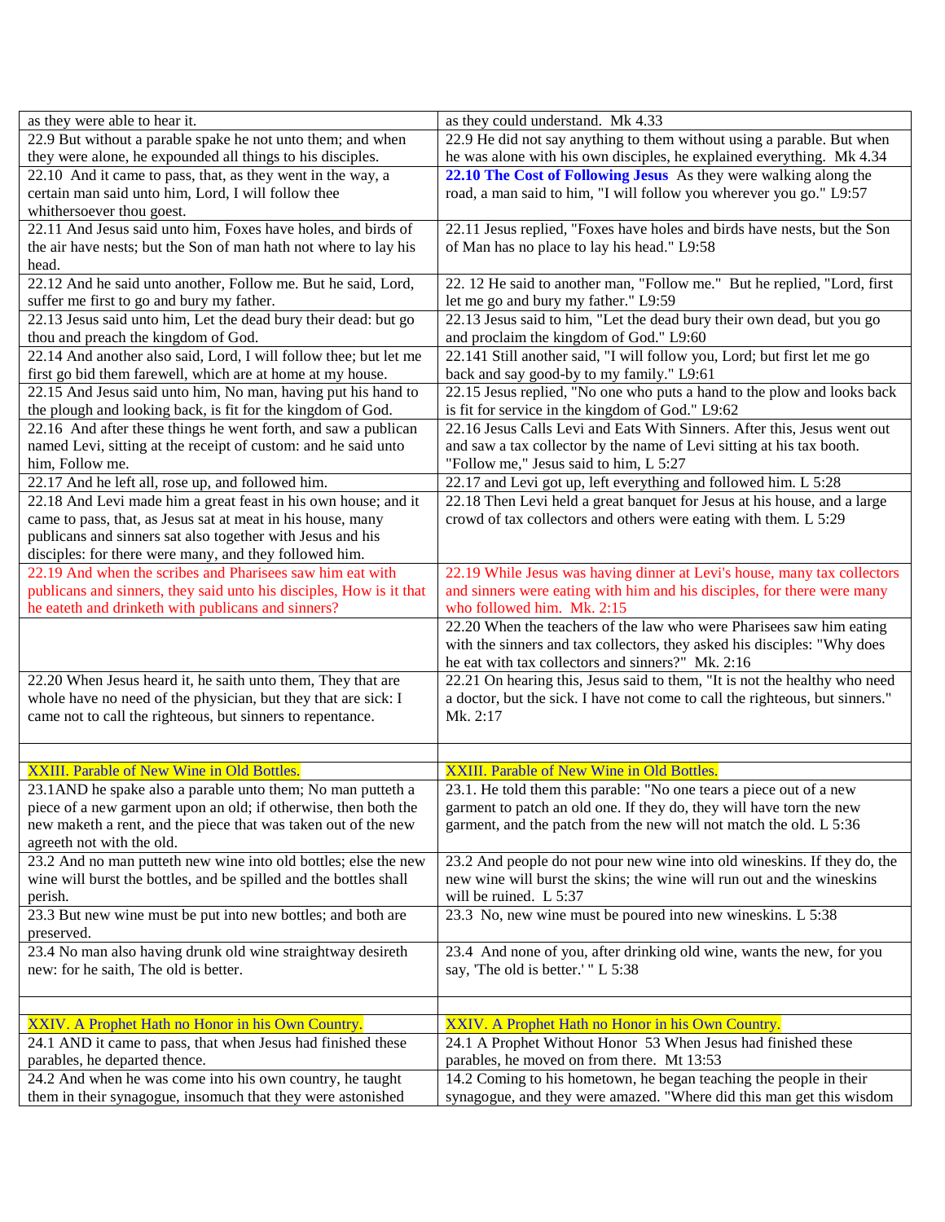| | |
|---|---|
| as they were able to hear it. | as they could understand.  Mk 4.33 |
| 22.9 But without a parable spake he not unto them; and when they were alone, he expounded all things to his disciples. | 22.9 He did not say anything to them without using a parable. But when he was alone with his own disciples, he explained everything.  Mk 4.34 |
| 22.10  And it came to pass, that, as they went in the way, a certain man said unto him, Lord, I will follow thee whithersoever thou goest. | **22.10 The Cost of Following Jesus**  As they were walking along the road, a man said to him, "I will follow you wherever you go." L9:57 |
| 22.11 And Jesus said unto him, Foxes have holes, and birds of the air have nests; but the Son of man hath not where to lay his head. | 22.11 Jesus replied, "Foxes have holes and birds have nests, but the Son of Man has no place to lay his head." L9:58 |
| 22.12 And he said unto another, Follow me. But he said, Lord, suffer me first to go and bury my father. | 22. 12 He said to another man, "Follow me."  But he replied, "Lord, first let me go and bury my father." L9:59 |
| 22.13 Jesus said unto him, Let the dead bury their dead: but go thou and preach the kingdom of God. | 22.13 Jesus said to him, "Let the dead bury their own dead, but you go and proclaim the kingdom of God." L9:60 |
| 22.14 And another also said, Lord, I will follow thee; but let me first go bid them farewell, which are at home at my house. | 22.141 Still another said, "I will follow you, Lord; but first let me go back and say good-by to my family." L9:61 |
| 22.15 And Jesus said unto him, No man, having put his hand to the plough and looking back, is fit for the kingdom of God. | 22.15 Jesus replied, "No one who puts a hand to the plow and looks back is fit for service in the kingdom of God." L9:62 |
| 22.16  And after these things he went forth, and saw a publican named Levi, sitting at the receipt of custom: and he said unto him, Follow me. | 22.16 Jesus Calls Levi and Eats With Sinners. After this, Jesus went out and saw a tax collector by the name of Levi sitting at his tax booth. "Follow me," Jesus said to him, L 5:27 |
| 22.17 And he left all, rose up, and followed him. | 22.17 and Levi got up, left everything and followed him. L 5:28 |
| 22.18 And Levi made him a great feast in his own house; and it came to pass, that, as Jesus sat at meat in his house, many publicans and sinners sat also together with Jesus and his disciples: for there were many, and they followed him. | 22.18 Then Levi held a great banquet for Jesus at his house, and a large crowd of tax collectors and others were eating with them. L 5:29 |
| 22.19 And when the scribes and Pharisees saw him eat with publicans and sinners, they said unto his disciples, How is it that he eateth and drinketh with publicans and sinners? | 22.19 While Jesus was having dinner at Levi's house, many tax collectors and sinners were eating with him and his disciples, for there were many who followed him.  Mk. 2:15 |
| | 22.20 When the teachers of the law who were Pharisees saw him eating with the sinners and tax collectors, they asked his disciples: "Why does he eat with tax collectors and sinners?"  Mk. 2:16 |
| 22.20 When Jesus heard it, he saith unto them, They that are whole have no need of the physician, but they that are sick: I came not to call the righteous, but sinners to repentance. | 22.21 On hearing this, Jesus said to them, "It is not the healthy who need a doctor, but the sick. I have not come to call the righteous, but sinners." Mk. 2:17 |
| | |
| XXIII. Parable of New Wine in Old Bottles. | XXIII. Parable of New Wine in Old Bottles. |
| 23.1AND he spake also a parable unto them; No man putteth a piece of a new garment upon an old; if otherwise, then both the new maketh a rent, and the piece that was taken out of the new agreeth not with the old. | 23.1. He told them this parable: "No one tears a piece out of a new garment to patch an old one. If they do, they will have torn the new garment, and the patch from the new will not match the old. L 5:36 |
| 23.2 And no man putteth new wine into old bottles; else the new wine will burst the bottles, and be spilled and the bottles shall perish. | 23.2 And people do not pour new wine into old wineskins. If they do, the new wine will burst the skins; the wine will run out and the wineskins will be ruined.  L 5:37 |
| 23.3 But new wine must be put into new bottles; and both are preserved. | 23.3  No, new wine must be poured into new wineskins. L 5:38 |
| 23.4 No man also having drunk old wine straightway desireth new: for he saith, The old is better. | 23.4  And none of you, after drinking old wine, wants the new, for you say, 'The old is better.' " L 5:38 |
| | |
| XXIV. A Prophet Hath no Honor in his Own Country. | XXIV. A Prophet Hath no Honor in his Own Country. |
| 24.1 AND it came to pass, that when Jesus had finished these parables, he departed thence. | 24.1 A Prophet Without Honor  53 When Jesus had finished these parables, he moved on from there.  Mt 13:53 |
| 24.2 And when he was come into his own country, he taught them in their synagogue, insomuch that they were astonished | 14.2 Coming to his hometown, he began teaching the people in their synagogue, and they were amazed. "Where did this man get this wisdom |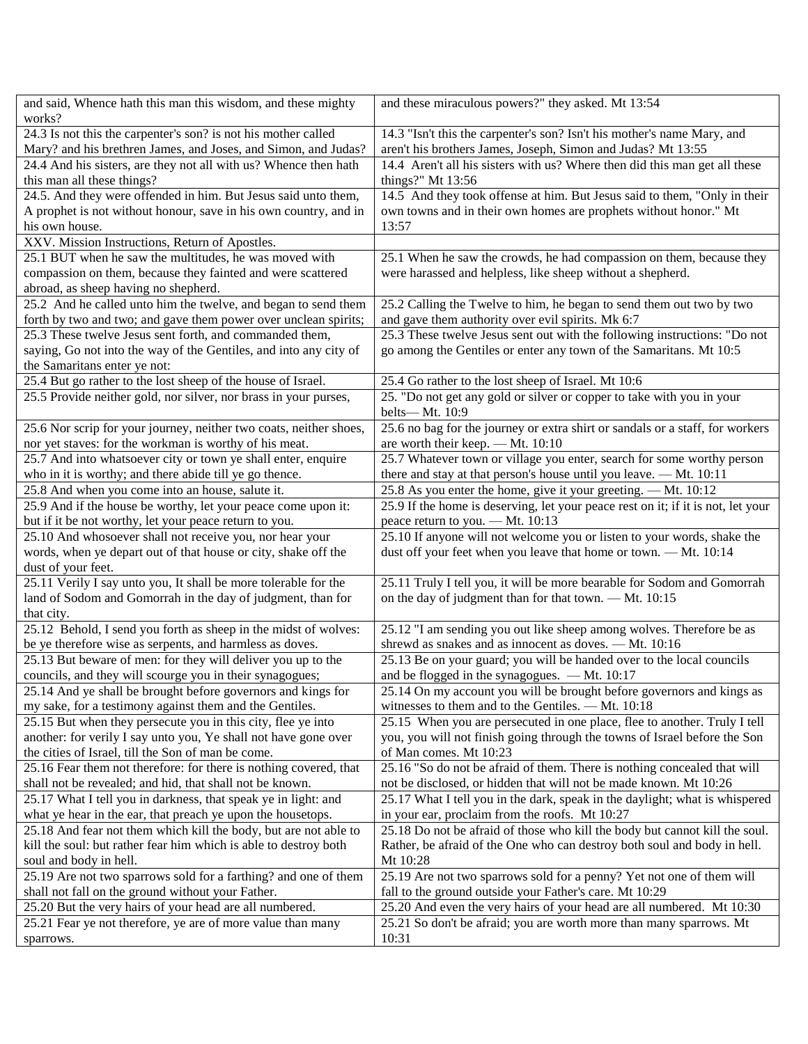| and said, Whence hath this man this wisdom, and these mighty works? | and these miraculous powers?" they asked. Mt 13:54 |
|---|---|
| 24.3 Is not this the carpenter's son? is not his mother called Mary? and his brethren James, and Joses, and Simon, and Judas? | 14.3 "Isn't this the carpenter's son? Isn't his mother's name Mary, and aren't his brothers James, Joseph, Simon and Judas? Mt 13:55 |
| 24.4 And his sisters, are they not all with us? Whence then hath this man all these things? | 14.4 Aren't all his sisters with us? Where then did this man get all these things?" Mt 13:56 |
| 24.5. And they were offended in him. But Jesus said unto them, A prophet is not without honour, save in his own country, and in his own house. | 14.5 And they took offense at him. But Jesus said to them, "Only in their own towns and in their own homes are prophets without honor." Mt 13:57 |
| XXV. Mission Instructions, Return of Apostles. | |
| 25.1 BUT when he saw the multitudes, he was moved with compassion on them, because they fainted and were scattered abroad, as sheep having no shepherd. | 25.1 When he saw the crowds, he had compassion on them, because they were harassed and helpless, like sheep without a shepherd. |
| 25.2 And he called unto him the twelve, and began to send them forth by two and two; and gave them power over unclean spirits; | 25.2 Calling the Twelve to him, he began to send them out two by two and gave them authority over evil spirits. Mk 6:7 |
| 25.3 These twelve Jesus sent forth, and commanded them, saying, Go not into the way of the Gentiles, and into any city of the Samaritans enter ye not: | 25.3 These twelve Jesus sent out with the following instructions: "Do not go among the Gentiles or enter any town of the Samaritans. Mt 10:5 |
| 25.4 But go rather to the lost sheep of the house of Israel. | 25.4 Go rather to the lost sheep of Israel. Mt 10:6 |
| 25.5 Provide neither gold, nor silver, nor brass in your purses, | 25. "Do not get any gold or silver or copper to take with you in your belts— Mt. 10:9 |
| 25.6 Nor scrip for your journey, neither two coats, neither shoes, nor yet staves: for the workman is worthy of his meat. | 25.6 no bag for the journey or extra shirt or sandals or a staff, for workers are worth their keep. — Mt. 10:10 |
| 25.7 And into whatsoever city or town ye shall enter, enquire who in it is worthy; and there abide till ye go thence. | 25.7 Whatever town or village you enter, search for some worthy person there and stay at that person's house until you leave. — Mt. 10:11 |
| 25.8 And when you come into an house, salute it. | 25.8 As you enter the home, give it your greeting. — Mt. 10:12 |
| 25.9 And if the house be worthy, let your peace come upon it: but if it be not worthy, let your peace return to you. | 25.9 If the home is deserving, let your peace rest on it; if it is not, let your peace return to you. — Mt. 10:13 |
| 25.10 And whosoever shall not receive you, nor hear your words, when ye depart out of that house or city, shake off the dust of your feet. | 25.10 If anyone will not welcome you or listen to your words, shake the dust off your feet when you leave that home or town. — Mt. 10:14 |
| 25.11 Verily I say unto you, It shall be more tolerable for the land of Sodom and Gomorrah in the day of judgment, than for that city. | 25.11 Truly I tell you, it will be more bearable for Sodom and Gomorrah on the day of judgment than for that town. — Mt. 10:15 |
| 25.12 Behold, I send you forth as sheep in the midst of wolves: be ye therefore wise as serpents, and harmless as doves. | 25.12 "I am sending you out like sheep among wolves. Therefore be as shrewd as snakes and as innocent as doves. — Mt. 10:16 |
| 25.13 But beware of men: for they will deliver you up to the councils, and they will scourge you in their synagogues; | 25.13 Be on your guard; you will be handed over to the local councils and be flogged in the synagogues. — Mt. 10:17 |
| 25.14 And ye shall be brought before governors and kings for my sake, for a testimony against them and the Gentiles. | 25.14 On my account you will be brought before governors and kings as witnesses to them and to the Gentiles. — Mt. 10:18 |
| 25.15 But when they persecute you in this city, flee ye into another: for verily I say unto you, Ye shall not have gone over the cities of Israel, till the Son of man be come. | 25.15 When you are persecuted in one place, flee to another. Truly I tell you, you will not finish going through the towns of Israel before the Son of Man comes. Mt 10:23 |
| 25.16 Fear them not therefore: for there is nothing covered, that shall not be revealed; and hid, that shall not be known. | 25.16 "So do not be afraid of them. There is nothing concealed that will not be disclosed, or hidden that will not be made known. Mt 10:26 |
| 25.17 What I tell you in darkness, that speak ye in light: and what ye hear in the ear, that preach ye upon the housetops. | 25.17 What I tell you in the dark, speak in the daylight; what is whispered in your ear, proclaim from the roofs. Mt 10:27 |
| 25.18 And fear not them which kill the body, but are not able to kill the soul: but rather fear him which is able to destroy both soul and body in hell. | 25.18 Do not be afraid of those who kill the body but cannot kill the soul. Rather, be afraid of the One who can destroy both soul and body in hell. Mt 10:28 |
| 25.19 Are not two sparrows sold for a farthing? and one of them shall not fall on the ground without your Father. | 25.19 Are not two sparrows sold for a penny? Yet not one of them will fall to the ground outside your Father's care. Mt 10:29 |
| 25.20 But the very hairs of your head are all numbered. | 25.20 And even the very hairs of your head are all numbered. Mt 10:30 |
| 25.21 Fear ye not therefore, ye are of more value than many sparrows. | 25.21 So don't be afraid; you are worth more than many sparrows. Mt 10:31 |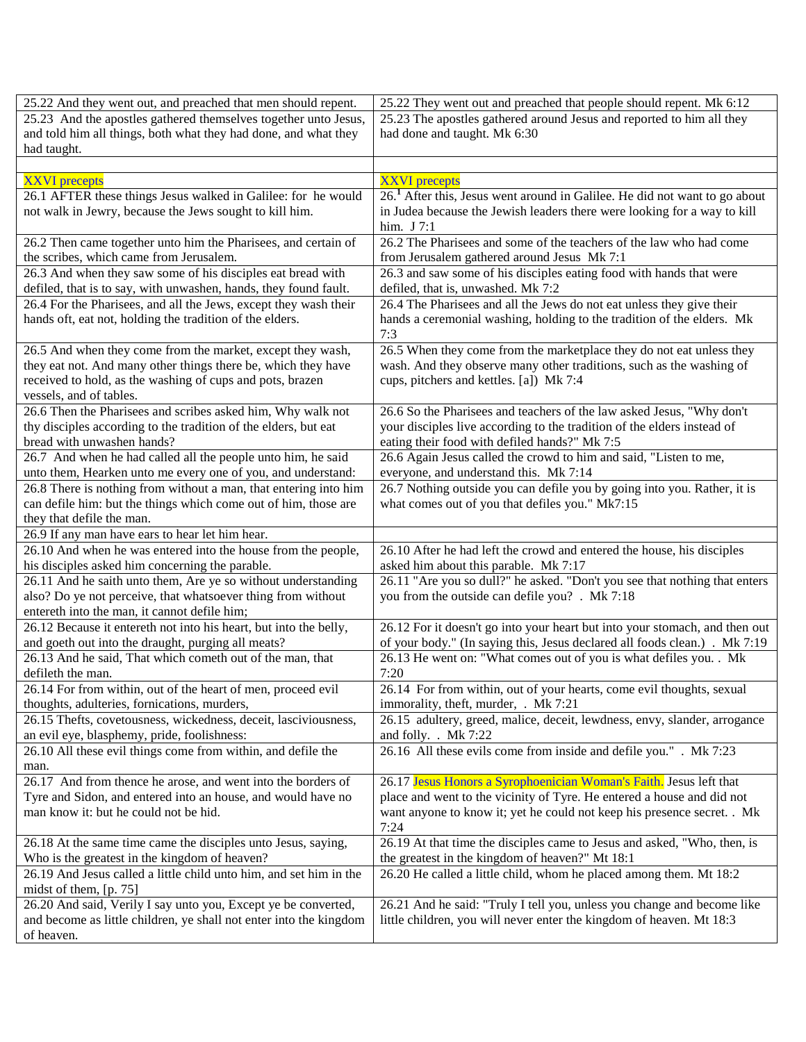| | |
|---|---|
| 25.22 And they went out, and preached that men should repent. | 25.22 They went out and preached that people should repent. Mk 6:12 |
| 25.23 And the apostles gathered themselves together unto Jesus, and told him all things, both what they had done, and what they had taught. | 25.23 The apostles gathered around Jesus and reported to him all they had done and taught. Mk 6:30 |
| | |
| XXVI precepts | XXVI precepts |
| 26.1 AFTER these things Jesus walked in Galilee: for he would not walk in Jewry, because the Jews sought to kill him. | 26.[1] After this, Jesus went around in Galilee. He did not want to go about in Judea because the Jewish leaders there were looking for a way to kill him. J 7:1 |
| 26.2 Then came together unto him the Pharisees, and certain of the scribes, which came from Jerusalem. | 26.2 The Pharisees and some of the teachers of the law who had come from Jerusalem gathered around Jesus Mk 7:1 |
| 26.3 And when they saw some of his disciples eat bread with defiled, that is to say, with unwashen, hands, they found fault. | 26.3 and saw some of his disciples eating food with hands that were defiled, that is, unwashed. Mk 7:2 |
| 26.4 For the Pharisees, and all the Jews, except they wash their hands oft, eat not, holding the tradition of the elders. | 26.4 The Pharisees and all the Jews do not eat unless they give their hands a ceremonial washing, holding to the tradition of the elders. Mk 7:3 |
| 26.5 And when they come from the market, except they wash, they eat not. And many other things there be, which they have received to hold, as the washing of cups and pots, brazen vessels, and of tables. | 26.5 When they come from the marketplace they do not eat unless they wash. And they observe many other traditions, such as the washing of cups, pitchers and kettles. [a]) Mk 7:4 |
| 26.6 Then the Pharisees and scribes asked him, Why walk not thy disciples according to the tradition of the elders, but eat bread with unwashen hands? | 26.6 So the Pharisees and teachers of the law asked Jesus, "Why don't your disciples live according to the tradition of the elders instead of eating their food with defiled hands?" Mk 7:5 |
| 26.7 And when he had called all the people unto him, he said unto them, Hearken unto me every one of you, and understand: | 26.6 Again Jesus called the crowd to him and said, "Listen to me, everyone, and understand this. Mk 7:14 |
| 26.8 There is nothing from without a man, that entering into him can defile him: but the things which come out of him, those are they that defile the man. | 26.7 Nothing outside you can defile you by going into you. Rather, it is what comes out of you that defiles you." Mk7:15 |
| 26.9 If any man have ears to hear let him hear. | |
| 26.10 And when he was entered into the house from the people, his disciples asked him concerning the parable. | 26.10 After he had left the crowd and entered the house, his disciples asked him about this parable. Mk 7:17 |
| 26.11 And he saith unto them, Are ye so without understanding also? Do ye not perceive, that whatsoever thing from without entereth into the man, it cannot defile him; | 26.11 "Are you so dull?" he asked. "Don't you see that nothing that enters you from the outside can defile you? . Mk 7:18 |
| 26.12 Because it entereth not into his heart, but into the belly, and goeth out into the draught, purging all meats? | 26.12 For it doesn't go into your heart but into your stomach, and then out of your body." (In saying this, Jesus declared all foods clean.) . Mk 7:19 |
| 26.13 And he said, That which cometh out of the man, that defileth the man. | 26.13 He went on: "What comes out of you is what defiles you. . Mk 7:20 |
| 26.14 For from within, out of the heart of men, proceed evil thoughts, adulteries, fornications, murders, | 26.14 For from within, out of your hearts, come evil thoughts, sexual immorality, theft, murder, . Mk 7:21 |
| 26.15 Thefts, covetousness, wickedness, deceit, lasciviousness, an evil eye, blasphemy, pride, foolishness: | 26.15 adultery, greed, malice, deceit, lewdness, envy, slander, arrogance and folly. . Mk 7:22 |
| 26.10 All these evil things come from within, and defile the man. | 26.16 All these evils come from inside and defile you." . Mk 7:23 |
| 26.17 And from thence he arose, and went into the borders of Tyre and Sidon, and entered into an house, and would have no man know it: but he could not be hid. | 26.17 Jesus Honors a Syrophoenician Woman's Faith. Jesus left that place and went to the vicinity of Tyre. He entered a house and did not want anyone to know it; yet he could not keep his presence secret. . Mk 7:24 |
| 26.18 At the same time came the disciples unto Jesus, saying, Who is the greatest in the kingdom of heaven? | 26.19 At that time the disciples came to Jesus and asked, "Who, then, is the greatest in the kingdom of heaven?" Mt 18:1 |
| 26.19 And Jesus called a little child unto him, and set him in the midst of them, [p. 75] | 26.20 He called a little child, whom he placed among them. Mt 18:2 |
| 26.20 And said, Verily I say unto you, Except ye be converted, and become as little children, ye shall not enter into the kingdom of heaven. | 26.21 And he said: "Truly I tell you, unless you change and become like little children, you will never enter the kingdom of heaven. Mt 18:3 |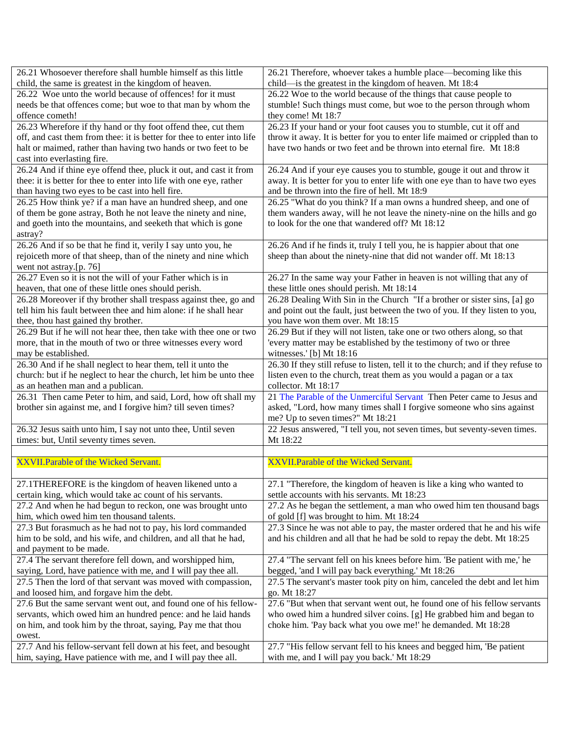| | |
|---|---|
| 26.21 Whosoever therefore shall humble himself as this little child, the same is greatest in the kingdom of heaven. | 26.21 Therefore, whoever takes a humble place—becoming like this child—is the greatest in the kingdom of heaven. Mt 18:4 |
| 26.22 Woe unto the world because of offences! for it must needs be that offences come; but woe to that man by whom the offence cometh! | 26.22 Woe to the world because of the things that cause people to stumble! Such things must come, but woe to the person through whom they come! Mt 18:7 |
| 26.23 Wherefore if thy hand or thy foot offend thee, cut them off, and cast them from thee: it is better for thee to enter into life halt or maimed, rather than having two hands or two feet to be cast into everlasting fire. | 26.23 If your hand or your foot causes you to stumble, cut it off and throw it away. It is better for you to enter life maimed or crippled than to have two hands or two feet and be thrown into eternal fire. Mt 18:8 |
| 26.24 And if thine eye offend thee, pluck it out, and cast it from thee: it is better for thee to enter into life with one eye, rather than having two eyes to be cast into hell fire. | 26.24 And if your eye causes you to stumble, gouge it out and throw it away. It is better for you to enter life with one eye than to have two eyes and be thrown into the fire of hell. Mt 18:9 |
| 26.25 How think ye? if a man have an hundred sheep, and one of them be gone astray, Both he not leave the ninety and nine, and goeth into the mountains, and seeketh that which is gone astray? | 26.25 "What do you think? If a man owns a hundred sheep, and one of them wanders away, will he not leave the ninety-nine on the hills and go to look for the one that wandered off? Mt 18:12 |
| 26.26 And if so be that he find it, verily I say unto you, he rejoiceth more of that sheep, than of the ninety and nine which went not astray.[p. 76] | 26.26 And if he finds it, truly I tell you, he is happier about that one sheep than about the ninety-nine that did not wander off. Mt 18:13 |
| 26.27 Even so it is not the will of your Father which is in heaven, that one of these little ones should perish. | 26.27 In the same way your Father in heaven is not willing that any of these little ones should perish. Mt 18:14 |
| 26.28 Moreover if thy brother shall trespass against thee, go and tell him his fault between thee and him alone: if he shall hear thee, thou hast gained thy brother. | 26.28 Dealing With Sin in the Church "If a brother or sister sins, [a] go and point out the fault, just between the two of you. If they listen to you, you have won them over. Mt 18:15 |
| 26.29 But if he will not hear thee, then take with thee one or two more, that in the mouth of two or three witnesses every word may be established. | 26.29 But if they will not listen, take one or two others along, so that 'every matter may be established by the testimony of two or three witnesses.' [b] Mt 18:16 |
| 26.30 And if he shall neglect to hear them, tell it unto the church: but if he neglect to hear the church, let him be unto thee as an heathen man and a publican. | 26.30 If they still refuse to listen, tell it to the church; and if they refuse to listen even to the church, treat them as you would a pagan or a tax collector. Mt 18:17 |
| 26.31 Then came Peter to him, and said, Lord, how oft shall my brother sin against me, and I forgive him? till seven times? | 21 The Parable of the Unmerciful Servant Then Peter came to Jesus and asked, "Lord, how many times shall I forgive someone who sins against me? Up to seven times?" Mt 18:21 |
| 26.32 Jesus saith unto him, I say not unto thee, Until seven times: but, Until seventy times seven. | 22 Jesus answered, "I tell you, not seven times, but seventy-seven times. Mt 18:22 |
| | |
| XXVII.Parable of the Wicked Servant. | XXVII.Parable of the Wicked Servant. |
| 27.1THEREFORE is the kingdom of heaven likened unto a certain king, which would take ac count of his servants. | 27.1 "Therefore, the kingdom of heaven is like a king who wanted to settle accounts with his servants. Mt 18:23 |
| 27.2 And when he had begun to reckon, one was brought unto him, which owed him ten thousand talents. | 27.2 As he began the settlement, a man who owed him ten thousand bags of gold [f] was brought to him. Mt 18:24 |
| 27.3 But forasmuch as he had not to pay, his lord commanded him to be sold, and his wife, and children, and all that he had, and payment to be made. | 27.3 Since he was not able to pay, the master ordered that he and his wife and his children and all that he had be sold to repay the debt. Mt 18:25 |
| 27.4 The servant therefore fell down, and worshipped him, saying, Lord, have patience with me, and I will pay thee all. | 27.4 "The servant fell on his knees before him. 'Be patient with me,' he begged, 'and I will pay back everything.' Mt 18:26 |
| 27.5 Then the lord of that servant was moved with compassion, and loosed him, and forgave him the debt. | 27.5 The servant's master took pity on him, canceled the debt and let him go. Mt 18:27 |
| 27.6 But the same servant went out, and found one of his fellow-servants, which owed him an hundred pence: and he laid hands on him, and took him by the throat, saying, Pay me that thou owest. | 27.6 "But when that servant went out, he found one of his fellow servants who owed him a hundred silver coins. [g] He grabbed him and began to choke him. 'Pay back what you owe me!' he demanded. Mt 18:28 |
| 27.7 And his fellow-servant fell down at his feet, and besought him, saying, Have patience with me, and I will pay thee all. | 27.7 "His fellow servant fell to his knees and begged him, 'Be patient with me, and I will pay you back.' Mt 18:29 |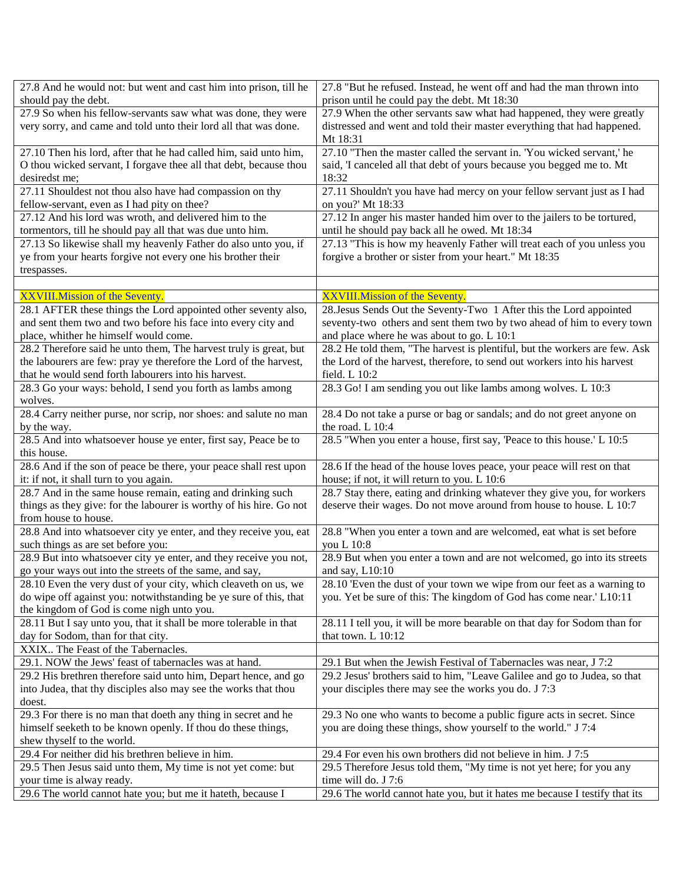| | |
|---|---|
| 27.8 And he would not: but went and cast him into prison, till he should pay the debt. | 27.8 "But he refused. Instead, he went off and had the man thrown into prison until he could pay the debt. Mt 18:30 |
| 27.9 So when his fellow-servants saw what was done, they were very sorry, and came and told unto their lord all that was done. | 27.9 When the other servants saw what had happened, they were greatly distressed and went and told their master everything that had happened. Mt 18:31 |
| 27.10 Then his lord, after that he had called him, said unto him, O thou wicked servant, I forgave thee all that debt, because thou desiredst me; | 27.10 "Then the master called the servant in. 'You wicked servant,' he said, 'I canceled all that debt of yours because you begged me to. Mt 18:32 |
| 27.11 Shouldest not thou also have had compassion on thy fellow-servant, even as I had pity on thee? | 27.11 Shouldn't you have had mercy on your fellow servant just as I had on you?' Mt 18:33 |
| 27.12 And his lord was wroth, and delivered him to the tormentors, till he should pay all that was due unto him. | 27.12 In anger his master handed him over to the jailers to be tortured, until he should pay back all he owed. Mt 18:34 |
| 27.13 So likewise shall my heavenly Father do also unto you, if ye from your hearts forgive not every one his brother their trespasses. | 27.13 "This is how my heavenly Father will treat each of you unless you forgive a brother or sister from your heart." Mt 18:35 |
| | |
| XXVIII.Mission of the Seventy. | XXVIII.Mission of the Seventy. |
| 28.1 AFTER these things the Lord appointed other seventy also, and sent them two and two before his face into every city and place, whither he himself would come. | 28.Jesus Sends Out the Seventy-Two 1 After this the Lord appointed seventy-two others and sent them two by two ahead of him to every town and place where he was about to go. L 10:1 |
| 28.2 Therefore said he unto them, The harvest truly is great, but the labourers are few: pray ye therefore the Lord of the harvest, that he would send forth labourers into his harvest. | 28.2 He told them, "The harvest is plentiful, but the workers are few. Ask the Lord of the harvest, therefore, to send out workers into his harvest field. L 10:2 |
| 28.3 Go your ways: behold, I send you forth as lambs among wolves. | 28.3 Go! I am sending you out like lambs among wolves. L 10:3 |
| 28.4 Carry neither purse, nor scrip, nor shoes: and salute no man by the way. | 28.4 Do not take a purse or bag or sandals; and do not greet anyone on the road. L 10:4 |
| 28.5 And into whatsoever house ye enter, first say, Peace be to this house. | 28.5 "When you enter a house, first say, 'Peace to this house.' L 10:5 |
| 28.6 And if the son of peace be there, your peace shall rest upon it: if not, it shall turn to you again. | 28.6 If the head of the house loves peace, your peace will rest on that house; if not, it will return to you. L 10:6 |
| 28.7 And in the same house remain, eating and drinking such things as they give: for the labourer is worthy of his hire. Go not from house to house. | 28.7 Stay there, eating and drinking whatever they give you, for workers deserve their wages. Do not move around from house to house. L 10:7 |
| 28.8 And into whatsoever city ye enter, and they receive you, eat such things as are set before you: | 28.8 "When you enter a town and are welcomed, eat what is set before you L 10:8 |
| 28.9 But into whatsoever city ye enter, and they receive you not, go your ways out into the streets of the same, and say, | 28.9 But when you enter a town and are not welcomed, go into its streets and say, L10:10 |
| 28.10 Even the very dust of your city, which cleaveth on us, we do wipe off against you: notwithstanding be ye sure of this, that the kingdom of God is come nigh unto you. | 28.10 'Even the dust of your town we wipe from our feet as a warning to you. Yet be sure of this: The kingdom of God has come near.' L10:11 |
| 28.11 But I say unto you, that it shall be more tolerable in that day for Sodom, than for that city. | 28.11 I tell you, it will be more bearable on that day for Sodom than for that town. L 10:12 |
| XXIX.. The Feast of the Tabernacles. | |
| 29.1. NOW the Jews' feast of tabernacles was at hand. | 29.1 But when the Jewish Festival of Tabernacles was near, J 7:2 |
| 29.2 His brethren therefore said unto him, Depart hence, and go into Judea, that thy disciples also may see the works that thou doest. | 29.2 Jesus' brothers said to him, "Leave Galilee and go to Judea, so that your disciples there may see the works you do. J 7:3 |
| 29.3 For there is no man that doeth any thing in secret and he himself seeketh to be known openly. If thou do these things, shew thyself to the world. | 29.3 No one who wants to become a public figure acts in secret. Since you are doing these things, show yourself to the world." J 7:4 |
| 29.4 For neither did his brethren believe in him. | 29.4 For even his own brothers did not believe in him. J 7:5 |
| 29.5 Then Jesus said unto them, My time is not yet come: but your time is alway ready. | 29.5 Therefore Jesus told them, "My time is not yet here; for you any time will do. J 7:6 |
| 29.6 The world cannot hate you; but me it hateth, because I | 29.6 The world cannot hate you, but it hates me because I testify that its |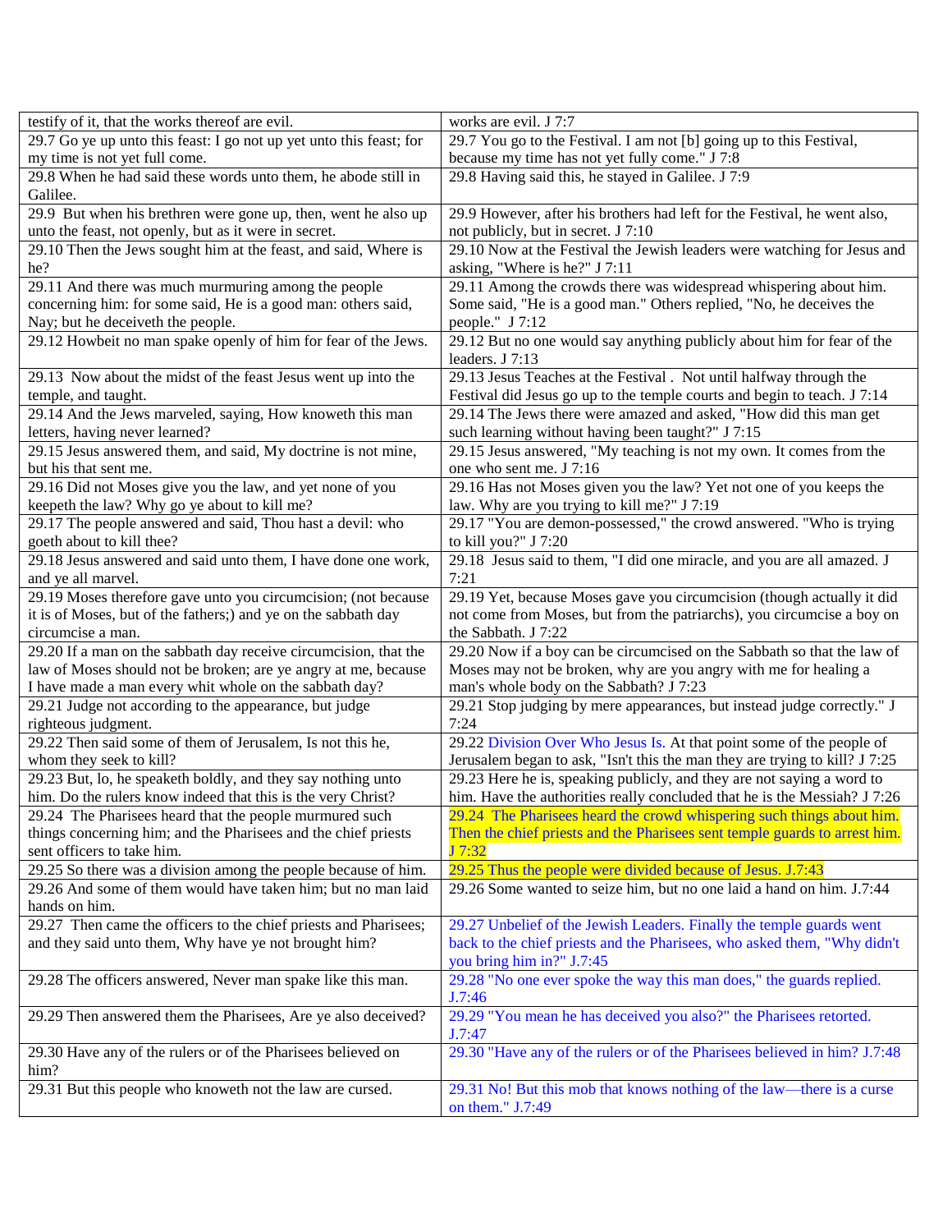| testify of it, that the works thereof are evil. | works are evil. J 7:7 |
|---|---|
| 29.7 Go ye up unto this feast: I go not up yet unto this feast; for my time is not yet full come. | 29.7 You go to the Festival. I am not [b] going up to this Festival, because my time has not yet fully come." J 7:8 |
| 29.8 When he had said these words unto them, he abode still in Galilee. | 29.8 Having said this, he stayed in Galilee. J 7:9 |
| 29.9 But when his brethren were gone up, then, went he also up unto the feast, not openly, but as it were in secret. | 29.9 However, after his brothers had left for the Festival, he went also, not publicly, but in secret. J 7:10 |
| 29.10 Then the Jews sought him at the feast, and said, Where is he? | 29.10 Now at the Festival the Jewish leaders were watching for Jesus and asking, "Where is he?" J 7:11 |
| 29.11 And there was much murmuring among the people concerning him: for some said, He is a good man: others said, Nay; but he deceiveth the people. | 29.11 Among the crowds there was widespread whispering about him. Some said, "He is a good man." Others replied, "No, he deceives the people." J 7:12 |
| 29.12 Howbeit no man spake openly of him for fear of the Jews. | 29.12 But no one would say anything publicly about him for fear of the leaders. J 7:13 |
| 29.13 Now about the midst of the feast Jesus went up into the temple, and taught. | 29.13 Jesus Teaches at the Festival . Not until halfway through the Festival did Jesus go up to the temple courts and begin to teach. J 7:14 |
| 29.14 And the Jews marveled, saying, How knoweth this man letters, having never learned? | 29.14 The Jews there were amazed and asked, "How did this man get such learning without having been taught?" J 7:15 |
| 29.15 Jesus answered them, and said, My doctrine is not mine, but his that sent me. | 29.15 Jesus answered, "My teaching is not my own. It comes from the one who sent me. J 7:16 |
| 29.16 Did not Moses give you the law, and yet none of you keepeth the law? Why go ye about to kill me? | 29.16 Has not Moses given you the law? Yet not one of you keeps the law. Why are you trying to kill me?" J 7:19 |
| 29.17 The people answered and said, Thou hast a devil: who goeth about to kill thee? | 29.17 "You are demon-possessed," the crowd answered. "Who is trying to kill you?" J 7:20 |
| 29.18 Jesus answered and said unto them, I have done one work, and ye all marvel. | 29.18 Jesus said to them, "I did one miracle, and you are all amazed. J 7:21 |
| 29.19 Moses therefore gave unto you circumcision; (not because it is of Moses, but of the fathers;) and ye on the sabbath day circumcise a man. | 29.19 Yet, because Moses gave you circumcision (though actually it did not come from Moses, but from the patriarchs), you circumcise a boy on the Sabbath. J 7:22 |
| 29.20 If a man on the sabbath day receive circumcision, that the law of Moses should not be broken; are ye angry at me, because I have made a man every whit whole on the sabbath day? | 29.20 Now if a boy can be circumcised on the Sabbath so that the law of Moses may not be broken, why are you angry with me for healing a man's whole body on the Sabbath? J 7:23 |
| 29.21 Judge not according to the appearance, but judge righteous judgment. | 29.21 Stop judging by mere appearances, but instead judge correctly." J 7:24 |
| 29.22 Then said some of them of Jerusalem, Is not this he, whom they seek to kill? | 29.22 Division Over Who Jesus Is. At that point some of the people of Jerusalem began to ask, "Isn't this the man they are trying to kill? J 7:25 |
| 29.23 But, lo, he speaketh boldly, and they say nothing unto him. Do the rulers know indeed that this is the very Christ? | 29.23 Here he is, speaking publicly, and they are not saying a word to him. Have the authorities really concluded that he is the Messiah? J 7:26 |
| 29.24 The Pharisees heard that the people murmured such things concerning him; and the Pharisees and the chief priests sent officers to take him. | 29.24 The Pharisees heard the crowd whispering such things about him. Then the chief priests and the Pharisees sent temple guards to arrest him. J 7:32 |
| 29.25 So there was a division among the people because of him. | 29.25 Thus the people were divided because of Jesus. J.7:43 |
| 29.26 And some of them would have taken him; but no man laid hands on him. | 29.26 Some wanted to seize him, but no one laid a hand on him. J.7:44 |
| 29.27 Then came the officers to the chief priests and Pharisees; and they said unto them, Why have ye not brought him? | 29.27 Unbelief of the Jewish Leaders. Finally the temple guards went back to the chief priests and the Pharisees, who asked them, "Why didn't you bring him in?" J.7:45 |
| 29.28 The officers answered, Never man spake like this man. | 29.28 "No one ever spoke the way this man does," the guards replied. J.7:46 |
| 29.29 Then answered them the Pharisees, Are ye also deceived? | 29.29 "You mean he has deceived you also?" the Pharisees retorted. J.7:47 |
| 29.30 Have any of the rulers or of the Pharisees believed on him? | 29.30 "Have any of the rulers or of the Pharisees believed in him? J.7:48 |
| 29.31 But this people who knoweth not the law are cursed. | 29.31 No! But this mob that knows nothing of the law—there is a curse on them." J.7:49 |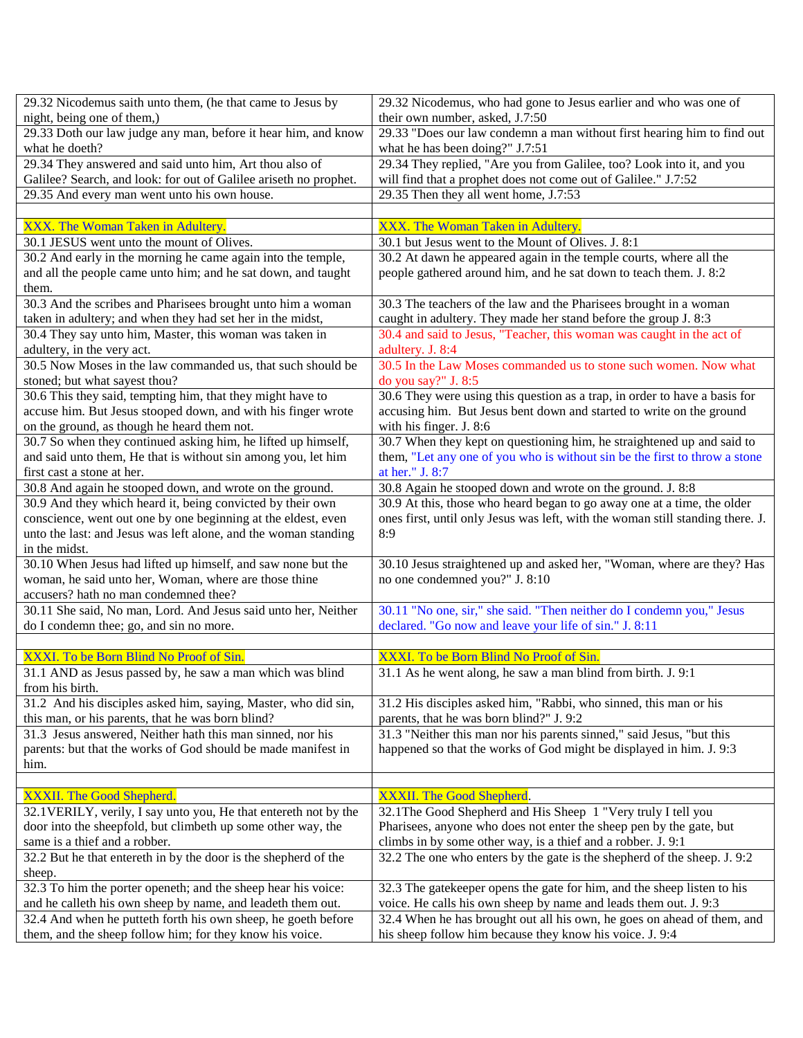| | |
|---|---|
| 29.32 Nicodemus saith unto them, (he that came to Jesus by night, being one of them,) | 29.32 Nicodemus, who had gone to Jesus earlier and who was one of their own number, asked, J.7:50 |
| 29.33 Doth our law judge any man, before it hear him, and know what he doeth? | 29.33 "Does our law condemn a man without first hearing him to find out what he has been doing?" J.7:51 |
| 29.34 They answered and said unto him, Art thou also of Galilee? Search, and look: for out of Galilee ariseth no prophet. | 29.34 They replied, "Are you from Galilee, too? Look into it, and you will find that a prophet does not come out of Galilee." J.7:52 |
| 29.35 And every man went unto his own house. | 29.35 Then they all went home, J.7:53 |
| | |
| XXX. The Woman Taken in Adultery. | XXX. The Woman Taken in Adultery. |
| 30.1 JESUS went unto the mount of Olives. | 30.1 but Jesus went to the Mount of Olives. J. 8:1 |
| 30.2 And early in the morning he came again into the temple, and all the people came unto him; and he sat down, and taught them. | 30.2 At dawn he appeared again in the temple courts, where all the people gathered around him, and he sat down to teach them. J. 8:2 |
| 30.3 And the scribes and Pharisees brought unto him a woman taken in adultery; and when they had set her in the midst, | 30.3 The teachers of the law and the Pharisees brought in a woman caught in adultery. They made her stand before the group J. 8:3 |
| 30.4 They say unto him, Master, this woman was taken in adultery, in the very act. | 30.4 and said to Jesus, "Teacher, this woman was caught in the act of adultery. J. 8:4 |
| 30.5 Now Moses in the law commanded us, that such should be stoned; but what sayest thou? | 30.5 In the Law Moses commanded us to stone such women. Now what do you say?" J. 8:5 |
| 30.6 This they said, tempting him, that they might have to accuse him. But Jesus stooped down, and with his finger wrote on the ground, as though he heard them not. | 30.6 They were using this question as a trap, in order to have a basis for accusing him. But Jesus bent down and started to write on the ground with his finger. J. 8:6 |
| 30.7 So when they continued asking him, he lifted up himself, and said unto them, He that is without sin among you, let him first cast a stone at her. | 30.7 When they kept on questioning him, he straightened up and said to them, "Let any one of you who is without sin be the first to throw a stone at her." J. 8:7 |
| 30.8 And again he stooped down, and wrote on the ground. | 30.8 Again he stooped down and wrote on the ground. J. 8:8 |
| 30.9 And they which heard it, being convicted by their own conscience, went out one by one beginning at the eldest, even unto the last: and Jesus was left alone, and the woman standing in the midst. | 30.9 At this, those who heard began to go away one at a time, the older ones first, until only Jesus was left, with the woman still standing there. J. 8:9 |
| 30.10 When Jesus had lifted up himself, and saw none but the woman, he said unto her, Woman, where are those thine accusers? hath no man condemned thee? | 30.10 Jesus straightened up and asked her, "Woman, where are they? Has no one condemned you?" J. 8:10 |
| 30.11 She said, No man, Lord. And Jesus said unto her, Neither do I condemn thee; go, and sin no more. | 30.11 "No one, sir," she said. "Then neither do I condemn you," Jesus declared. "Go now and leave your life of sin." J. 8:11 |
| | |
| XXXI. To be Born Blind No Proof of Sin. | XXXI. To be Born Blind No Proof of Sin. |
| 31.1 AND as Jesus passed by, he saw a man which was blind from his birth. | 31.1 As he went along, he saw a man blind from birth. J. 9:1 |
| 31.2 And his disciples asked him, saying, Master, who did sin, this man, or his parents, that he was born blind? | 31.2 His disciples asked him, "Rabbi, who sinned, this man or his parents, that he was born blind?" J. 9:2 |
| 31.3 Jesus answered, Neither hath this man sinned, nor his parents: but that the works of God should be made manifest in him. | 31.3 "Neither this man nor his parents sinned," said Jesus, "but this happened so that the works of God might be displayed in him. J. 9:3 |
| | |
| XXXII. The Good Shepherd. | XXXII. The Good Shepherd. |
| 32.1VERILY, verily, I say unto you, He that entereth not by the door into the sheepfold, but climbeth up some other way, the same is a thief and a robber. | 32.1The Good Shepherd and His Sheep 1 "Very truly I tell you Pharisees, anyone who does not enter the sheep pen by the gate, but climbs in by some other way, is a thief and a robber. J. 9:1 |
| 32.2 But he that entereth in by the door is the shepherd of the sheep. | 32.2 The one who enters by the gate is the shepherd of the sheep. J. 9:2 |
| 32.3 To him the porter openeth; and the sheep hear his voice: and he calleth his own sheep by name, and leadeth them out. | 32.3 The gatekeeper opens the gate for him, and the sheep listen to his voice. He calls his own sheep by name and leads them out. J. 9:3 |
| 32.4 And when he putteth forth his own sheep, he goeth before them, and the sheep follow him; for they know his voice. | 32.4 When he has brought out all his own, he goes on ahead of them, and his sheep follow him because they know his voice. J. 9:4 |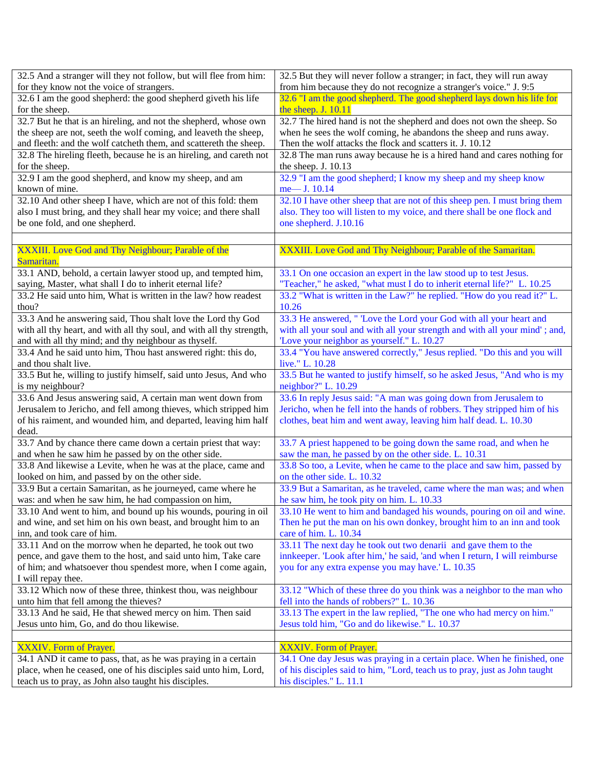| | |
|---|---|
| 32.5 And a stranger will they not follow, but will flee from him: for they know not the voice of strangers. | 32.5 But they will never follow a stranger; in fact, they will run away from him because they do not recognize a stranger's voice." J. 9:5 |
| 32.6 I am the good shepherd: the good shepherd giveth his life for the sheep. | 32.6 "I am the good shepherd. The good shepherd lays down his life for the sheep. J. 10.11 |
| 32.7 But he that is an hireling, and not the shepherd, whose own the sheep are not, seeth the wolf coming, and leaveth the sheep, and fleeth: and the wolf catcheth them, and scattereth the sheep. | 32.7 The hired hand is not the shepherd and does not own the sheep. So when he sees the wolf coming, he abandons the sheep and runs away. Then the wolf attacks the flock and scatters it. J. 10.12 |
| 32.8 The hireling fleeth, because he is an hireling, and careth not for the sheep. | 32.8 The man runs away because he is a hired hand and cares nothing for the sheep. J. 10.13 |
| 32.9 I am the good shepherd, and know my sheep, and am known of mine. | 32.9 "I am the good shepherd; I know my sheep and my sheep know me— J. 10.14 |
| 32.10 And other sheep I have, which are not of this fold: them also I must bring, and they shall hear my voice; and there shall be one fold, and one shepherd. | 32.10 I have other sheep that are not of this sheep pen. I must bring them also. They too will listen to my voice, and there shall be one flock and one shepherd. J.10.16 |
| | |
| XXXIII. Love God and Thy Neighbour; Parable of the Samaritan. | XXXIII. Love God and Thy Neighbour; Parable of the Samaritan. |
| 33.1 AND, behold, a certain lawyer stood up, and tempted him, saying, Master, what shall I do to inherit eternal life? | 33.1 On one occasion an expert in the law stood up to test Jesus. "Teacher," he asked, "what must I do to inherit eternal life?" L. 10.25 |
| 33.2 He said unto him, What is written in the law? how readest thou? | 33.2 "What is written in the Law?" he replied. "How do you read it?" L. 10.26 |
| 33.3 And he answering said, Thou shalt love the Lord thy God with all thy heart, and with all thy soul, and with all thy strength, and with all thy mind; and thy neighbour as thyself. | 33.3 He answered, " 'Love the Lord your God with all your heart and with all your soul and with all your strength and with all your mind' ; and, 'Love your neighbor as yourself." L. 10.27 |
| 33.4 And he said unto him, Thou hast answered right: this do, and thou shalt live. | 33.4 "You have answered correctly," Jesus replied. "Do this and you will live." L. 10.28 |
| 33.5 But he, willing to justify himself, said unto Jesus, And who is my neighbour? | 33.5 But he wanted to justify himself, so he asked Jesus, "And who is my neighbor?" L. 10.29 |
| 33.6 And Jesus answering said, A certain man went down from Jerusalem to Jericho, and fell among thieves, which stripped him of his raiment, and wounded him, and departed, leaving him half dead. | 33.6 In reply Jesus said: "A man was going down from Jerusalem to Jericho, when he fell into the hands of robbers. They stripped him of his clothes, beat him and went away, leaving him half dead. L. 10.30 |
| 33.7 And by chance there came down a certain priest that way: and when he saw him he passed by on the other side. | 33.7 A priest happened to be going down the same road, and when he saw the man, he passed by on the other side. L. 10.31 |
| 33.8 And likewise a Levite, when he was at the place, came and looked on him, and passed by on the other side. | 33.8 So too, a Levite, when he came to the place and saw him, passed by on the other side. L. 10.32 |
| 33.9 But a certain Samaritan, as he journeyed, came where he was: and when he saw him, he had compassion on him, | 33.9 But a Samaritan, as he traveled, came where the man was; and when he saw him, he took pity on him. L. 10.33 |
| 33.10 And went to him, and bound up his wounds, pouring in oil and wine, and set him on his own beast, and brought him to an inn, and took care of him. | 33.10 He went to him and bandaged his wounds, pouring on oil and wine. Then he put the man on his own donkey, brought him to an inn and took care of him. L. 10.34 |
| 33.11 And on the morrow when he departed, he took out two pence, and gave them to the host, and said unto him, Take care of him; and whatsoever thou spendest more, when I come again, I will repay thee. | 33.11 The next day he took out two denarii and gave them to the innkeeper. 'Look after him,' he said, 'and when I return, I will reimburse you for any extra expense you may have.' L. 10.35 |
| 33.12 Which now of these three, thinkest thou, was neighbour unto him that fell among the thieves? | 33.12 "Which of these three do you think was a neighbor to the man who fell into the hands of robbers?" L. 10.36 |
| 33.13 And he said, He that shewed mercy on him. Then said Jesus unto him, Go, and do thou likewise. | 33.13 The expert in the law replied, "The one who had mercy on him." Jesus told him, "Go and do likewise." L. 10.37 |
| | |
| XXXIV. Form of Prayer. | XXXIV. Form of Prayer. |
| 34.1 AND it came to pass, that, as he was praying in a certain place, when he ceased, one of his disciples said unto him, Lord, teach us to pray, as John also taught his disciples. | 34.1 One day Jesus was praying in a certain place. When he finished, one of his disciples said to him, "Lord, teach us to pray, just as John taught his disciples." L. 11.1 |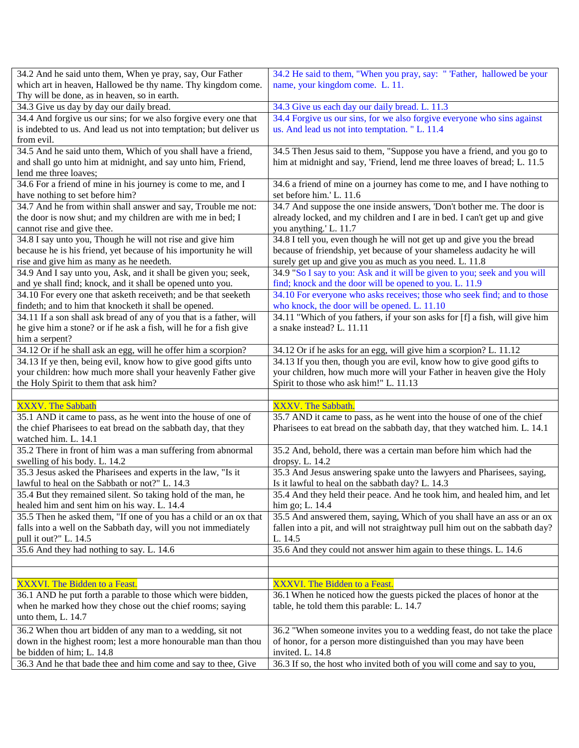| | |
|---|---|
| 34.2 And he said unto them, When ye pray, say, Our Father which art in heaven, Hallowed be thy name. Thy kingdom come. Thy will be done, as in heaven, so in earth. | 34.2 He said to them, "When you pray, say: " 'Father, hallowed be your name, your kingdom come. L. 11. |
| 34.3 Give us day by day our daily bread. | 34.3 Give us each day our daily bread. L. 11.3 |
| 34.4 And forgive us our sins; for we also forgive every one that is indebted to us. And lead us not into temptation; but deliver us from evil. | 34.4 Forgive us our sins, for we also forgive everyone who sins against us. And lead us not into temptation. " L. 11.4 |
| 34.5 And he said unto them, Which of you shall have a friend, and shall go unto him at midnight, and say unto him, Friend, lend me three loaves; | 34.5 Then Jesus said to them, "Suppose you have a friend, and you go to him at midnight and say, 'Friend, lend me three loaves of bread; L. 11.5 |
| 34.6 For a friend of mine in his journey is come to me, and I have nothing to set before him? | 34.6 a friend of mine on a journey has come to me, and I have nothing to set before him.' L. 11.6 |
| 34.7 And he from within shall answer and say, Trouble me not: the door is now shut; and my children are with me in bed; I cannot rise and give thee. | 34.7 And suppose the one inside answers, 'Don't bother me. The door is already locked, and my children and I are in bed. I can't get up and give you anything.' L. 11.7 |
| 34.8 I say unto you, Though he will not rise and give him because he is his friend, yet because of his importunity he will rise and give him as many as he needeth. | 34.8 I tell you, even though he will not get up and give you the bread because of friendship, yet because of your shameless audacity he will surely get up and give you as much as you need. L. 11.8 |
| 34.9 And I say unto you, Ask, and it shall be given you; seek, and ye shall find; knock, and it shall be opened unto you. | 34.9 "So I say to you: Ask and it will be given to you; seek and you will find; knock and the door will be opened to you. L. 11.9 |
| 34.10 For every one that asketh receiveth; and be that seeketh findeth; and to him that knocketh it shall be opened. | 34.10 For everyone who asks receives; those who seek find; and to those who knock, the door will be opened. L. 11.10 |
| 34.11 If a son shall ask bread of any of you that is a father, will he give him a stone? or if he ask a fish, will he for a fish give him a serpent? | 34.11 "Which of you fathers, if your son asks for [f] a fish, will give him a snake instead? L. 11.11 |
| 34.12 Or if he shall ask an egg, will he offer him a scorpion? | 34.12 Or if he asks for an egg, will give him a scorpion? L. 11.12 |
| 34.13 If ye then, being evil, know how to give good gifts unto your children: how much more shall your heavenly Father give the Holy Spirit to them that ask him? | 34.13 If you then, though you are evil, know how to give good gifts to your children, how much more will your Father in heaven give the Holy Spirit to those who ask him!" L. 11.13 |
| | |
| XXXV. The Sabbath | XXXV. The Sabbath. |
| 35.1 AND it came to pass, as he went into the house of one of the chief Pharisees to eat bread on the sabbath day, that they watched him. L. 14.1 | 35.7 AND it came to pass, as he went into the house of one of the chief Pharisees to eat bread on the sabbath day, that they watched him. L. 14.1 |
| 35.2 There in front of him was a man suffering from abnormal swelling of his body. L. 14.2 | 35.2 And, behold, there was a certain man before him which had the dropsy. L. 14.2 |
| 35.3 Jesus asked the Pharisees and experts in the law, "Is it lawful to heal on the Sabbath or not?" L. 14.3 | 35.3 And Jesus answering spake unto the lawyers and Pharisees, saying, Is it lawful to heal on the sabbath day? L. 14.3 |
| 35.4 But they remained silent. So taking hold of the man, he healed him and sent him on his way. L. 14.4 | 35.4 And they held their peace. And he took him, and healed him, and let him go; L. 14.4 |
| 35.5 Then he asked them, "If one of you has a child or an ox that falls into a well on the Sabbath day, will you not immediately pull it out?" L. 14.5 | 35.5 And answered them, saying, Which of you shall have an ass or an ox fallen into a pit, and will not straightway pull him out on the sabbath day? L. 14.5 |
| 35.6 And they had nothing to say. L. 14.6 | 35.6 And they could not answer him again to these things. L. 14.6 |
| | |
| | |
| XXXVI. The Bidden to a Feast. | XXXVI. The Bidden to a Feast. |
| 36.1 AND he put forth a parable to those which were bidden, when he marked how they chose out the chief rooms; saying unto them, L. 14.7 | 36.1 When he noticed how the guests picked the places of honor at the table, he told them this parable: L. 14.7 |
| 36.2 When thou art bidden of any man to a wedding, sit not down in the highest room; lest a more honourable man than thou be bidden of him; L. 14.8 | 36.2 "When someone invites you to a wedding feast, do not take the place of honor, for a person more distinguished than you may have been invited. L. 14.8 |
| 36.3 And he that bade thee and him come and say to thee, Give | 36.3 If so, the host who invited both of you will come and say to you, |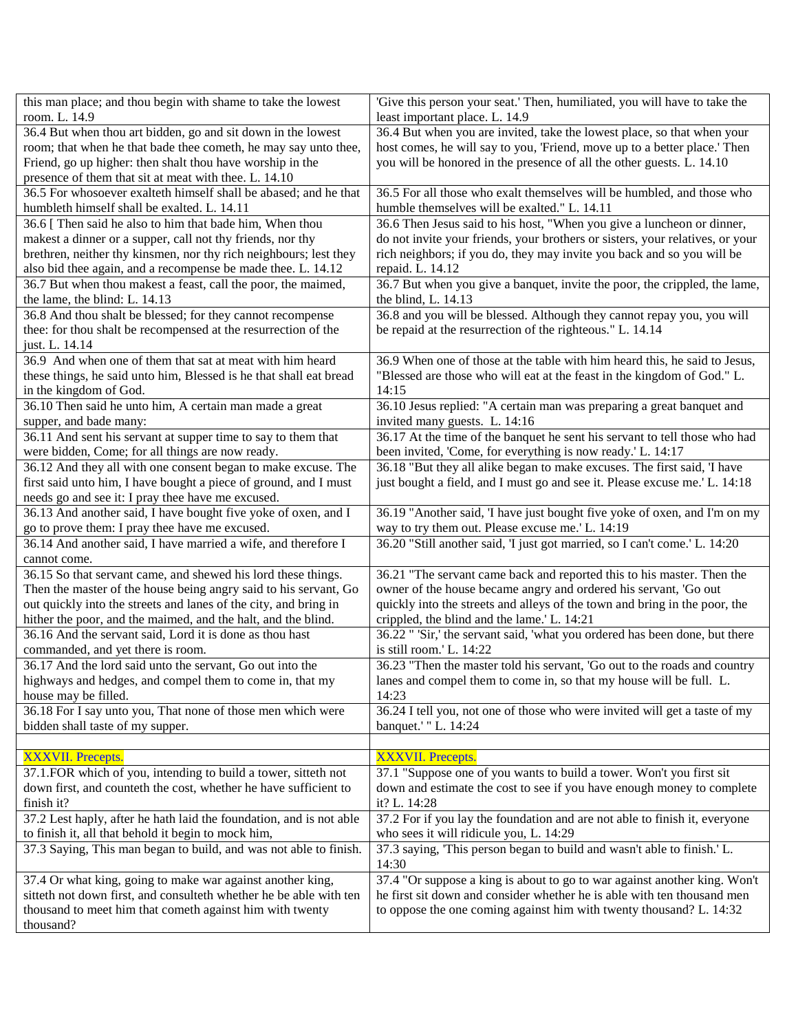| | |
|---|---|
| this man place; and thou begin with shame to take the lowest room. L. 14.9 | 'Give this person your seat.' Then, humiliated, you will have to take the least important place. L. 14.9 |
| 36.4 But when thou art bidden, go and sit down in the lowest room; that when he that bade thee cometh, he may say unto thee, Friend, go up higher: then shalt thou have worship in the presence of them that sit at meat with thee. L. 14.10 | 36.4 But when you are invited, take the lowest place, so that when your host comes, he will say to you, 'Friend, move up to a better place.' Then you will be honored in the presence of all the other guests. L. 14.10 |
| 36.5 For whosoever exalteth himself shall be abased; and he that humbleth himself shall be exalted. L. 14.11 | 36.5 For all those who exalt themselves will be humbled, and those who humble themselves will be exalted." L. 14.11 |
| 36.6 [ Then said he also to him that bade him, When thou makest a dinner or a supper, call not thy friends, nor thy brethren, neither thy kinsmen, nor thy rich neighbours; lest they also bid thee again, and a recompense be made thee. L. 14.12 | 36.6 Then Jesus said to his host, "When you give a luncheon or dinner, do not invite your friends, your brothers or sisters, your relatives, or your rich neighbors; if you do, they may invite you back and so you will be repaid. L. 14.12 |
| 36.7 But when thou makest a feast, call the poor, the maimed, the lame, the blind: L. 14.13 | 36.7 But when you give a banquet, invite the poor, the crippled, the lame, the blind, L. 14.13 |
| 36.8 And thou shalt be blessed; for they cannot recompense thee: for thou shalt be recompensed at the resurrection of the just. L. 14.14 | 36.8 and you will be blessed. Although they cannot repay you, you will be repaid at the resurrection of the righteous." L. 14.14 |
| 36.9 And when one of them that sat at meat with him heard these things, he said unto him, Blessed is he that shall eat bread in the kingdom of God. | 36.9 When one of those at the table with him heard this, he said to Jesus, "Blessed are those who will eat at the feast in the kingdom of God." L. 14:15 |
| 36.10 Then said he unto him, A certain man made a great supper, and bade many: | 36.10 Jesus replied: "A certain man was preparing a great banquet and invited many guests. L. 14:16 |
| 36.11 And sent his servant at supper time to say to them that were bidden, Come; for all things are now ready. | 36.17 At the time of the banquet he sent his servant to tell those who had been invited, 'Come, for everything is now ready.' L. 14:17 |
| 36.12 And they all with one consent began to make excuse. The first said unto him, I have bought a piece of ground, and I must needs go and see it: I pray thee have me excused. | 36.18 "But they all alike began to make excuses. The first said, 'I have just bought a field, and I must go and see it. Please excuse me.' L. 14:18 |
| 36.13 And another said, I have bought five yoke of oxen, and I go to prove them: I pray thee have me excused. | 36.19 "Another said, 'I have just bought five yoke of oxen, and I'm on my way to try them out. Please excuse me.' L. 14:19 |
| 36.14 And another said, I have married a wife, and therefore I cannot come. | 36.20 "Still another said, 'I just got married, so I can't come.' L. 14:20 |
| 36.15 So that servant came, and shewed his lord these things. Then the master of the house being angry said to his servant, Go out quickly into the streets and lanes of the city, and bring in hither the poor, and the maimed, and the halt, and the blind. | 36.21 "The servant came back and reported this to his master. Then the owner of the house became angry and ordered his servant, 'Go out quickly into the streets and alleys of the town and bring in the poor, the crippled, the blind and the lame.' L. 14:21 |
| 36.16 And the servant said, Lord it is done as thou hast commanded, and yet there is room. | 36.22 " 'Sir,' the servant said, 'what you ordered has been done, but there is still room.' L. 14:22 |
| 36.17 And the lord said unto the servant, Go out into the highways and hedges, and compel them to come in, that my house may be filled. | 36.23 "Then the master told his servant, 'Go out to the roads and country lanes and compel them to come in, so that my house will be full. L. 14:23 |
| 36.18 For I say unto you, That none of those men which were bidden shall taste of my supper. | 36.24 I tell you, not one of those who were invited will get a taste of my banquet.' " L. 14:24 |
| | |
| XXXVII. Precepts. | XXXVII. Precepts. |
| 37.1.FOR which of you, intending to build a tower, sitteth not down first, and counteth the cost, whether he have sufficient to finish it? | 37.1 "Suppose one of you wants to build a tower. Won't you first sit down and estimate the cost to see if you have enough money to complete it? L. 14:28 |
| 37.2 Lest haply, after he hath laid the foundation, and is not able to finish it, all that behold it begin to mock him, | 37.2 For if you lay the foundation and are not able to finish it, everyone who sees it will ridicule you, L. 14:29 |
| 37.3 Saying, This man began to build, and was not able to finish. | 37.3 saying, 'This person began to build and wasn't able to finish.' L. 14:30 |
| 37.4 Or what king, going to make war against another king, sitteth not down first, and consulteth whether he be able with ten thousand to meet him that cometh against him with twenty thousand? | 37.4 "Or suppose a king is about to go to war against another king. Won't he first sit down and consider whether he is able with ten thousand men to oppose the one coming against him with twenty thousand? L. 14:32 |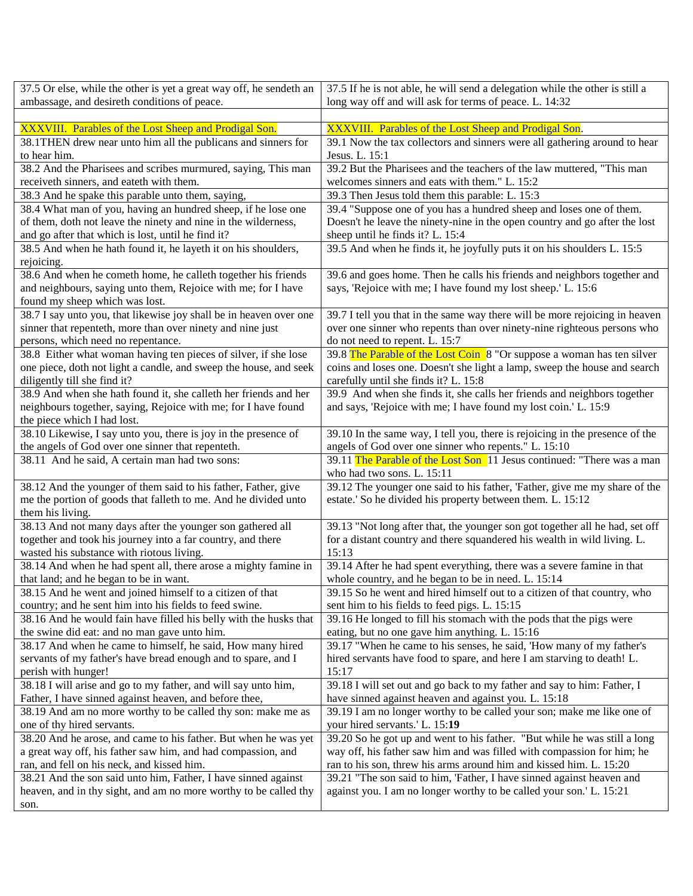| | |
|---|---|
| 37.5 Or else, while the other is yet a great way off, he sendeth an ambassage, and desireth conditions of peace. | 37.5 If he is not able, he will send a delegation while the other is still a long way off and will ask for terms of peace. L. 14:32 |
| | |
| XXXVIII. Parables of the Lost Sheep and Prodigal Son. | XXXVIII. Parables of the Lost Sheep and Prodigal Son. |
| 38.1THEN drew near unto him all the publicans and sinners for to hear him. | 39.1 Now the tax collectors and sinners were all gathering around to hear Jesus. L. 15:1 |
| 38.2 And the Pharisees and scribes murmured, saying, This man receiveth sinners, and eateth with them. | 39.2 But the Pharisees and the teachers of the law muttered, "This man welcomes sinners and eats with them." L. 15:2 |
| 38.3 And he spake this parable unto them, saying, | 39.3 Then Jesus told them this parable: L. 15:3 |
| 38.4 What man of you, having an hundred sheep, if he lose one of them, doth not leave the ninety and nine in the wilderness, and go after that which is lost, until he find it? | 39.4 "Suppose one of you has a hundred sheep and loses one of them. Doesn't he leave the ninety-nine in the open country and go after the lost sheep until he finds it? L. 15:4 |
| 38.5 And when he hath found it, he layeth it on his shoulders, rejoicing. | 39.5 And when he finds it, he joyfully puts it on his shoulders L. 15:5 |
| 38.6 And when he cometh home, he calleth together his friends and neighbours, saying unto them, Rejoice with me; for I have found my sheep which was lost. | 39.6 and goes home. Then he calls his friends and neighbors together and says, 'Rejoice with me; I have found my lost sheep.' L. 15:6 |
| 38.7 I say unto you, that likewise joy shall be in heaven over one sinner that repenteth, more than over ninety and nine just persons, which need no repentance. | 39.7 I tell you that in the same way there will be more rejoicing in heaven over one sinner who repents than over ninety-nine righteous persons who do not need to repent. L. 15:7 |
| 38.8 Either what woman having ten pieces of silver, if she lose one piece, doth not light a candle, and sweep the house, and seek diligently till she find it? | 39.8 The Parable of the Lost Coin 8 "Or suppose a woman has ten silver coins and loses one. Doesn't she light a lamp, sweep the house and search carefully until she finds it? L. 15:8 |
| 38.9 And when she hath found it, she calleth her friends and her neighbours together, saying, Rejoice with me; for I have found the piece which I had lost. | 39.9 And when she finds it, she calls her friends and neighbors together and says, 'Rejoice with me; I have found my lost coin.' L. 15:9 |
| 38.10 Likewise, I say unto you, there is joy in the presence of the angels of God over one sinner that repenteth. | 39.10 In the same way, I tell you, there is rejoicing in the presence of the angels of God over one sinner who repents." L. 15:10 |
| 38.11 And he said, A certain man had two sons: | 39.11 The Parable of the Lost Son 11 Jesus continued: "There was a man who had two sons. L. 15:11 |
| 38.12 And the younger of them said to his father, Father, give me the portion of goods that falleth to me. And he divided unto them his living. | 39.12 The younger one said to his father, 'Father, give me my share of the estate.' So he divided his property between them. L. 15:12 |
| 38.13 And not many days after the younger son gathered all together and took his journey into a far country, and there wasted his substance with riotous living. | 39.13 "Not long after that, the younger son got together all he had, set off for a distant country and there squandered his wealth in wild living. L. 15:13 |
| 38.14 And when he had spent all, there arose a mighty famine in that land; and he began to be in want. | 39.14 After he had spent everything, there was a severe famine in that whole country, and he began to be in need. L. 15:14 |
| 38.15 And he went and joined himself to a citizen of that country; and he sent him into his fields to feed swine. | 39.15 So he went and hired himself out to a citizen of that country, who sent him to his fields to feed pigs. L. 15:15 |
| 38.16 And he would fain have filled his belly with the husks that the swine did eat: and no man gave unto him. | 39.16 He longed to fill his stomach with the pods that the pigs were eating, but no one gave him anything. L. 15:16 |
| 38.17 And when he came to himself, he said, How many hired servants of my father's have bread enough and to spare, and I perish with hunger! | 39.17 "When he came to his senses, he said, 'How many of my father's hired servants have food to spare, and here I am starving to death! L. 15:17 |
| 38.18 I will arise and go to my father, and will say unto him, Father, I have sinned against heaven, and before thee, | 39.18 I will set out and go back to my father and say to him: Father, I have sinned against heaven and against you. L. 15:18 |
| 38.19 And am no more worthy to be called thy son: make me as one of thy hired servants. | 39.19 I am no longer worthy to be called your son; make me like one of your hired servants.' L. 15:**19** |
| 38.20 And he arose, and came to his father. But when he was yet a great way off, his father saw him, and had compassion, and ran, and fell on his neck, and kissed him. | 39.20 So he got up and went to his father. "But while he was still a long way off, his father saw him and was filled with compassion for him; he ran to his son, threw his arms around him and kissed him. L. 15:20 |
| 38.21 And the son said unto him, Father, I have sinned against heaven, and in thy sight, and am no more worthy to be called thy son. | 39.21 "The son said to him, 'Father, I have sinned against heaven and against you. I am no longer worthy to be called your son.' L. 15:21 |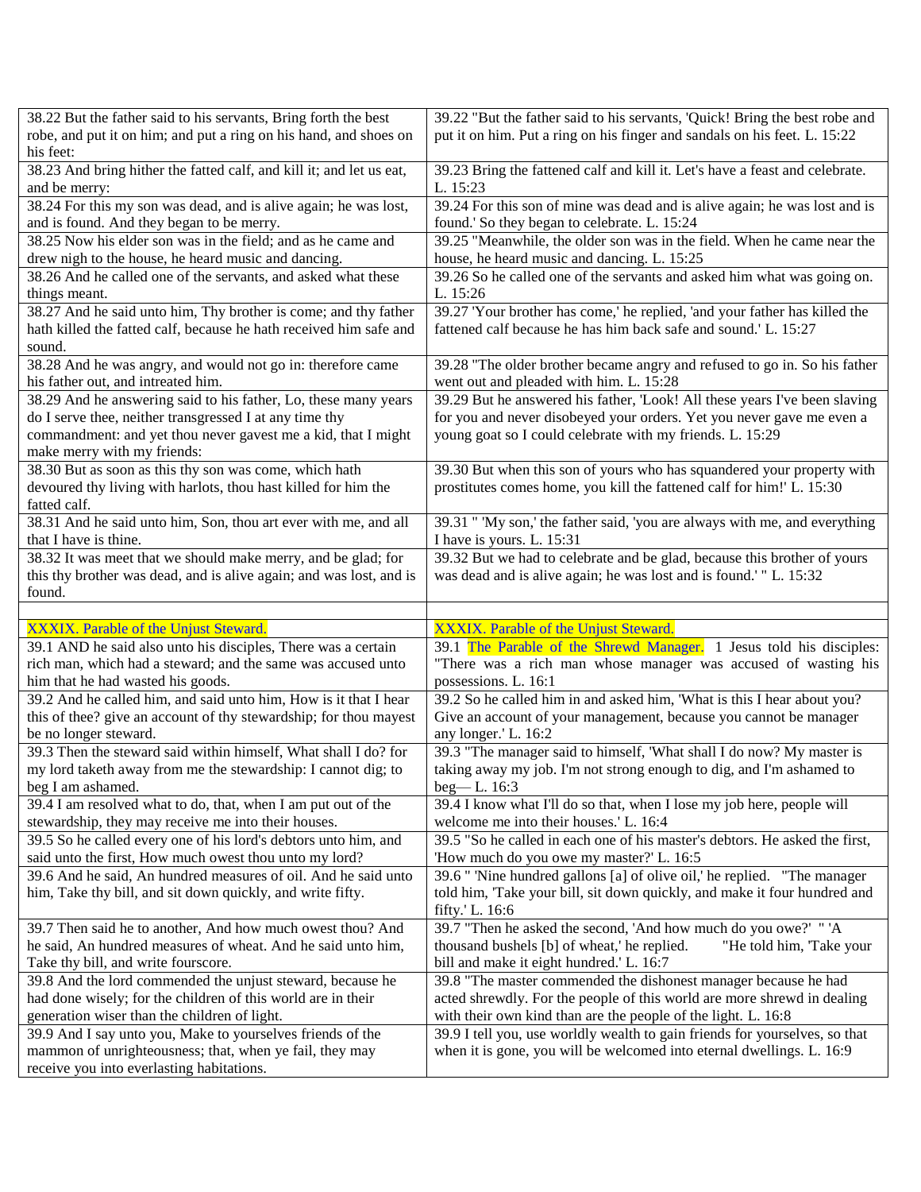| | |
|---|---|
| 38.22 But the father said to his servants, Bring forth the best robe, and put it on him; and put a ring on his hand, and shoes on his feet: | 39.22 "But the father said to his servants, 'Quick! Bring the best robe and put it on him. Put a ring on his finger and sandals on his feet. L. 15:22 |
| 38.23 And bring hither the fatted calf, and kill it; and let us eat, and be merry: | 39.23 Bring the fattened calf and kill it. Let's have a feast and celebrate. L. 15:23 |
| 38.24 For this my son was dead, and is alive again; he was lost, and is found. And they began to be merry. | 39.24 For this son of mine was dead and is alive again; he was lost and is found.' So they began to celebrate. L. 15:24 |
| 38.25 Now his elder son was in the field; and as he came and drew nigh to the house, he heard music and dancing. | 39.25 "Meanwhile, the older son was in the field. When he came near the house, he heard music and dancing. L. 15:25 |
| 38.26 And he called one of the servants, and asked what these things meant. | 39.26 So he called one of the servants and asked him what was going on. L. 15:26 |
| 38.27 And he said unto him, Thy brother is come; and thy father hath killed the fatted calf, because he hath received him safe and sound. | 39.27 'Your brother has come,' he replied, 'and your father has killed the fattened calf because he has him back safe and sound.' L. 15:27 |
| 38.28 And he was angry, and would not go in: therefore came his father out, and intreated him. | 39.28 "The older brother became angry and refused to go in. So his father went out and pleaded with him. L. 15:28 |
| 38.29 And he answering said to his father, Lo, these many years do I serve thee, neither transgressed I at any time thy commandment: and yet thou never gavest me a kid, that I might make merry with my friends: | 39.29 But he answered his father, 'Look! All these years I've been slaving for you and never disobeyed your orders. Yet you never gave me even a young goat so I could celebrate with my friends. L. 15:29 |
| 38.30 But as soon as this thy son was come, which hath devoured thy living with harlots, thou hast killed for him the fatted calf. | 39.30 But when this son of yours who has squandered your property with prostitutes comes home, you kill the fattened calf for him!' L. 15:30 |
| 38.31 And he said unto him, Son, thou art ever with me, and all that I have is thine. | 39.31 " 'My son,' the father said, 'you are always with me, and everything I have is yours. L. 15:31 |
| 38.32 It was meet that we should make merry, and be glad; for this thy brother was dead, and is alive again; and was lost, and is found. | 39.32 But we had to celebrate and be glad, because this brother of yours was dead and is alive again; he was lost and is found.' " L. 15:32 |
| | |
| XXXIX. Parable of the Unjust Steward. | XXXIX. Parable of the Unjust Steward. |
| 39.1 AND he said also unto his disciples, There was a certain rich man, which had a steward; and the same was accused unto him that he had wasted his goods. | 39.1 The Parable of the Shrewd Manager. 1 Jesus told his disciples: "There was a rich man whose manager was accused of wasting his possessions. L. 16:1 |
| 39.2 And he called him, and said unto him, How is it that I hear this of thee? give an account of thy stewardship; for thou mayest be no longer steward. | 39.2 So he called him in and asked him, 'What is this I hear about you? Give an account of your management, because you cannot be manager any longer.' L. 16:2 |
| 39.3 Then the steward said within himself, What shall I do? for my lord taketh away from me the stewardship: I cannot dig; to beg I am ashamed. | 39.3 "The manager said to himself, 'What shall I do now? My master is taking away my job. I'm not strong enough to dig, and I'm ashamed to beg— L. 16:3 |
| 39.4 I am resolved what to do, that, when I am put out of the stewardship, they may receive me into their houses. | 39.4 I know what I'll do so that, when I lose my job here, people will welcome me into their houses.' L. 16:4 |
| 39.5 So he called every one of his lord's debtors unto him, and said unto the first, How much owest thou unto my lord? | 39.5 "So he called in each one of his master's debtors. He asked the first, 'How much do you owe my master?' L. 16:5 |
| 39.6 And he said, An hundred measures of oil. And he said unto him, Take thy bill, and sit down quickly, and write fifty. | 39.6 " 'Nine hundred gallons [a] of olive oil,' he replied. "The manager told him, 'Take your bill, sit down quickly, and make it four hundred and fifty.' L. 16:6 |
| 39.7 Then said he to another, And how much owest thou? And he said, An hundred measures of wheat. And he said unto him, Take thy bill, and write fourscore. | 39.7 "Then he asked the second, 'And how much do you owe?' " 'A thousand bushels [b] of wheat,' he replied. "He told him, 'Take your bill and make it eight hundred.' L. 16:7 |
| 39.8 And the lord commended the unjust steward, because he had done wisely; for the children of this world are in their generation wiser than the children of light. | 39.8 "The master commended the dishonest manager because he had acted shrewdly. For the people of this world are more shrewd in dealing with their own kind than are the people of the light. L. 16:8 |
| 39.9 And I say unto you, Make to yourselves friends of the mammon of unrighteousness; that, when ye fail, they may receive you into everlasting habitations. | 39.9 I tell you, use worldly wealth to gain friends for yourselves, so that when it is gone, you will be welcomed into eternal dwellings. L. 16:9 |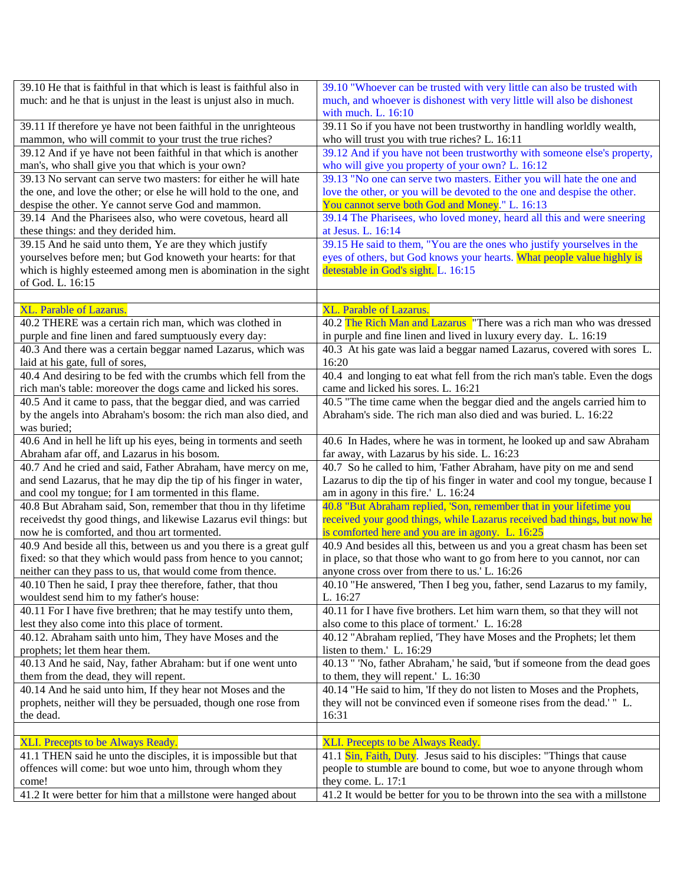| | |
|---|---|
| 39.10 He that is faithful in that which is least is faithful also in much: and he that is unjust in the least is unjust also in much. | 39.10 "Whoever can be trusted with very little can also be trusted with much, and whoever is dishonest with very little will also be dishonest with much. L. 16:10 |
| 39.11 If therefore ye have not been faithful in the unrighteous mammon, who will commit to your trust the true riches? | 39.11 So if you have not been trustworthy in handling worldly wealth, who will trust you with true riches? L. 16:11 |
| 39.12 And if ye have not been faithful in that which is another man's, who shall give you that which is your own? | 39.12 And if you have not been trustworthy with someone else's property, who will give you property of your own? L. 16:12 |
| 39.13 No servant can serve two masters: for either he will hate the one, and love the other; or else he will hold to the one, and despise the other. Ye cannot serve God and mammon. | 39.13 "No one can serve two masters. Either you will hate the one and love the other, or you will be devoted to the one and despise the other. You cannot serve both God and Money." L. 16:13 |
| 39.14 And the Pharisees also, who were covetous, heard all these things: and they derided him. | 39.14 The Pharisees, who loved money, heard all this and were sneering at Jesus. L. 16:14 |
| 39.15 And he said unto them, Ye are they which justify yourselves before men; but God knoweth your hearts: for that which is highly esteemed among men is abomination in the sight of God. L. 16:15 | 39.15 He said to them, "You are the ones who justify yourselves in the eyes of others, but God knows your hearts. What people value highly is detestable in God's sight. L. 16:15 |
| | |
| XL. Parable of Lazarus. | XL. Parable of Lazarus. |
| 40.2 THERE was a certain rich man, which was clothed in purple and fine linen and fared sumptuously every day: | 40.2 The Rich Man and Lazarus "There was a rich man who was dressed in purple and fine linen and lived in luxury every day. L. 16:19 |
| 40.3 And there was a certain beggar named Lazarus, which was laid at his gate, full of sores, | 40.3 At his gate was laid a beggar named Lazarus, covered with sores L. 16:20 |
| 40.4 And desiring to be fed with the crumbs which fell from the rich man's table: moreover the dogs came and licked his sores. | 40.4 and longing to eat what fell from the rich man's table. Even the dogs came and licked his sores. L. 16:21 |
| 40.5 And it came to pass, that the beggar died, and was carried by the angels into Abraham's bosom: the rich man also died, and was buried; | 40.5 "The time came when the beggar died and the angels carried him to Abraham's side. The rich man also died and was buried. L. 16:22 |
| 40.6 And in hell he lift up his eyes, being in torments and seeth Abraham afar off, and Lazarus in his bosom. | 40.6 In Hades, where he was in torment, he looked up and saw Abraham far away, with Lazarus by his side. L. 16:23 |
| 40.7 And he cried and said, Father Abraham, have mercy on me, and send Lazarus, that he may dip the tip of his finger in water, and cool my tongue; for I am tormented in this flame. | 40.7 So he called to him, 'Father Abraham, have pity on me and send Lazarus to dip the tip of his finger in water and cool my tongue, because I am in agony in this fire.' L. 16:24 |
| 40.8 But Abraham said, Son, remember that thou in thy lifetime receivedst thy good things, and likewise Lazarus evil things: but now he is comforted, and thou art tormented. | 40.8 "But Abraham replied, 'Son, remember that in your lifetime you received your good things, while Lazarus received bad things, but now he is comforted here and you are in agony. L. 16:25 |
| 40.9 And beside all this, between us and you there is a great gulf fixed: so that they which would pass from hence to you cannot; neither can they pass to us, that would come from thence. | 40.9 And besides all this, between us and you a great chasm has been set in place, so that those who want to go from here to you cannot, nor can anyone cross over from there to us.' L. 16:26 |
| 40.10 Then he said, I pray thee therefore, father, that thou wouldest send him to my father's house: | 40.10 "He answered, 'Then I beg you, father, send Lazarus to my family, L. 16:27 |
| 40.11 For I have five brethren; that he may testify unto them, lest they also come into this place of torment. | 40.11 for I have five brothers. Let him warn them, so that they will not also come to this place of torment.' L. 16:28 |
| 40.12. Abraham saith unto him, They have Moses and the prophets; let them hear them. | 40.12 "Abraham replied, 'They have Moses and the Prophets; let them listen to them.' L. 16:29 |
| 40.13 And he said, Nay, father Abraham: but if one went unto them from the dead, they will repent. | 40.13 " 'No, father Abraham,' he said, 'but if someone from the dead goes to them, they will repent.' L. 16:30 |
| 40.14 And he said unto him, If they hear not Moses and the prophets, neither will they be persuaded, though one rose from the dead. | 40.14 "He said to him, 'If they do not listen to Moses and the Prophets, they will not be convinced even if someone rises from the dead.' " L. 16:31 |
| | |
| XLI. Precepts to be Always Ready. | XLI. Precepts to be Always Ready. |
| 41.1 THEN said he unto the disciples, it is impossible but that offences will come: but woe unto him, through whom they come! | 41.1 Sin, Faith, Duty. Jesus said to his disciples: "Things that cause people to stumble are bound to come, but woe to anyone through whom they come. L. 17:1 |
| 41.2 It were better for him that a millstone were hanged about | 41.2 It would be better for you to be thrown into the sea with a millstone |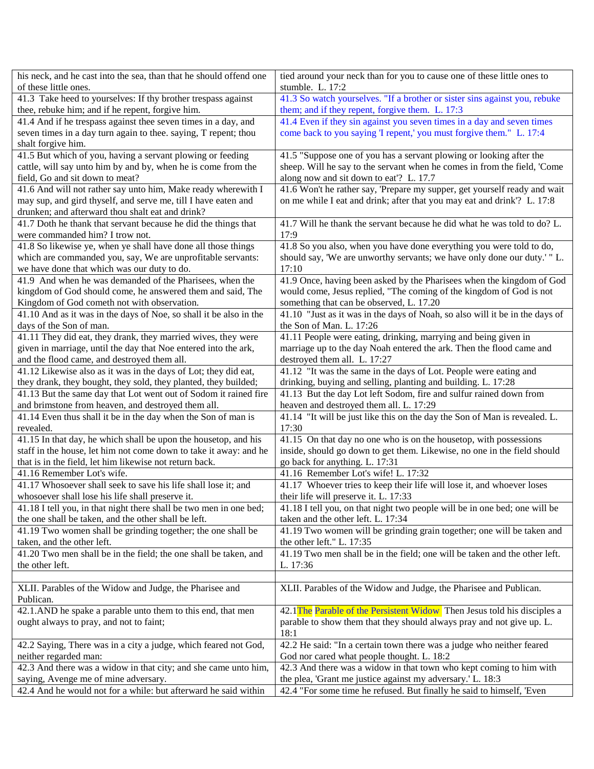| his neck, and he cast into the sea, than that he should offend one of these little ones. | tied around your neck than for you to cause one of these little ones to stumble. L. 17:2 |
|---|---|
| 41.3 Take heed to yourselves: If thy brother trespass against thee, rebuke him; and if he repent, forgive him. | 41.3 So watch yourselves. "If a brother or sister sins against you, rebuke them; and if they repent, forgive them. L. 17:3 |
| 41.4 And if he trespass against thee seven times in a day, and seven times in a day turn again to thee. saying, T repent; thou shalt forgive him. | 41.4 Even if they sin against you seven times in a day and seven times come back to you saying 'I repent,' you must forgive them." L. 17:4 |
| 41.5 But which of you, having a servant plowing or feeding cattle, will say unto him by and by, when he is come from the field, Go and sit down to meat? | 41.5 "Suppose one of you has a servant plowing or looking after the sheep. Will he say to the servant when he comes in from the field, 'Come along now and sit down to eat'? L. 17.7 |
| 41.6 And will not rather say unto him, Make ready wherewith I may sup, and gird thyself, and serve me, till I have eaten and drunken; and afterward thou shalt eat and drink? | 41.6 Won't he rather say, 'Prepare my supper, get yourself ready and wait on me while I eat and drink; after that you may eat and drink'? L. 17:8 |
| 41.7 Doth he thank that servant because he did the things that were commanded him? I trow not. | 41.7 Will he thank the servant because he did what he was told to do? L. 17:9 |
| 41.8 So likewise ye, when ye shall have done all those things which are commanded you, say, We are unprofitable servants: we have done that which was our duty to do. | 41.8 So you also, when you have done everything you were told to do, should say, 'We are unworthy servants; we have only done our duty.' " L. 17:10 |
| 41.9 And when he was demanded of the Pharisees, when the kingdom of God should come, he answered them and said, The Kingdom of God cometh not with observation. | 41.9 Once, having been asked by the Pharisees when the kingdom of God would come, Jesus replied, "The coming of the kingdom of God is not something that can be observed, L. 17.20 |
| 41.10 And as it was in the days of Noe, so shall it be also in the days of the Son of man. | 41.10 "Just as it was in the days of Noah, so also will it be in the days of the Son of Man. L. 17:26 |
| 41.11 They did eat, they drank, they married wives, they were given in marriage, until the day that Noe entered into the ark, and the flood came, and destroyed them all. | 41.11 People were eating, drinking, marrying and being given in marriage up to the day Noah entered the ark. Then the flood came and destroyed them all. L. 17:27 |
| 41.12 Likewise also as it was in the days of Lot; they did eat, they drank, they bought, they sold, they planted, they builded; | 41.12 "It was the same in the days of Lot. People were eating and drinking, buying and selling, planting and building. L. 17:28 |
| 41.13 But the same day that Lot went out of Sodom it rained fire and brimstone from heaven, and destroyed them all. | 41.13 But the day Lot left Sodom, fire and sulfur rained down from heaven and destroyed them all. L. 17:29 |
| 41.14 Even thus shall it be in the day when the Son of man is revealed. | 41.14 "It will be just like this on the day the Son of Man is revealed. L. 17:30 |
| 41.15 In that day, he which shall be upon the housetop, and his staff in the house, let him not come down to take it away: and he that is in the field, let him likewise not return back. | 41.15 On that day no one who is on the housetop, with possessions inside, should go down to get them. Likewise, no one in the field should go back for anything. L. 17:31 |
| 41.16 Remember Lot's wife. | 41.16 Remember Lot's wife! L. 17:32 |
| 41.17 Whosoever shall seek to save his life shall lose it; and whosoever shall lose his life shall preserve it. | 41.17 Whoever tries to keep their life will lose it, and whoever loses their life will preserve it. L. 17:33 |
| 41.18 I tell you, in that night there shall be two men in one bed; the one shall be taken, and the other shall be left. | 41.18 I tell you, on that night two people will be in one bed; one will be taken and the other left. L. 17:34 |
| 41.19 Two women shall be grinding together; the one shall be taken, and the other left. | 41.19 Two women will be grinding grain together; one will be taken and the other left." L. 17:35 |
| 41.20 Two men shall be in the field; the one shall be taken, and the other left. | 41.19 Two men shall be in the field; one will be taken and the other left. L. 17:36 |
| | |
| XLII. Parables of the Widow and Judge, the Pharisee and Publican. | XLII. Parables of the Widow and Judge, the Pharisee and Publican. |
| 42.1.AND he spake a parable unto them to this end, that men ought always to pray, and not to faint; | 42.1The Parable of the Persistent Widow Then Jesus told his disciples a parable to show them that they should always pray and not give up. L. 18:1 |
| 42.2 Saying, There was in a city a judge, which feared not God, neither regarded man: | 42.2 He said: "In a certain town there was a judge who neither feared God nor cared what people thought. L. 18:2 |
| 42.3 And there was a widow in that city; and she came unto him, saying, Avenge me of mine adversary. | 42.3 And there was a widow in that town who kept coming to him with the plea, 'Grant me justice against my adversary.' L. 18:3 |
| 42.4 And he would not for a while: but afterward he said within | 42.4 "For some time he refused. But finally he said to himself, 'Even |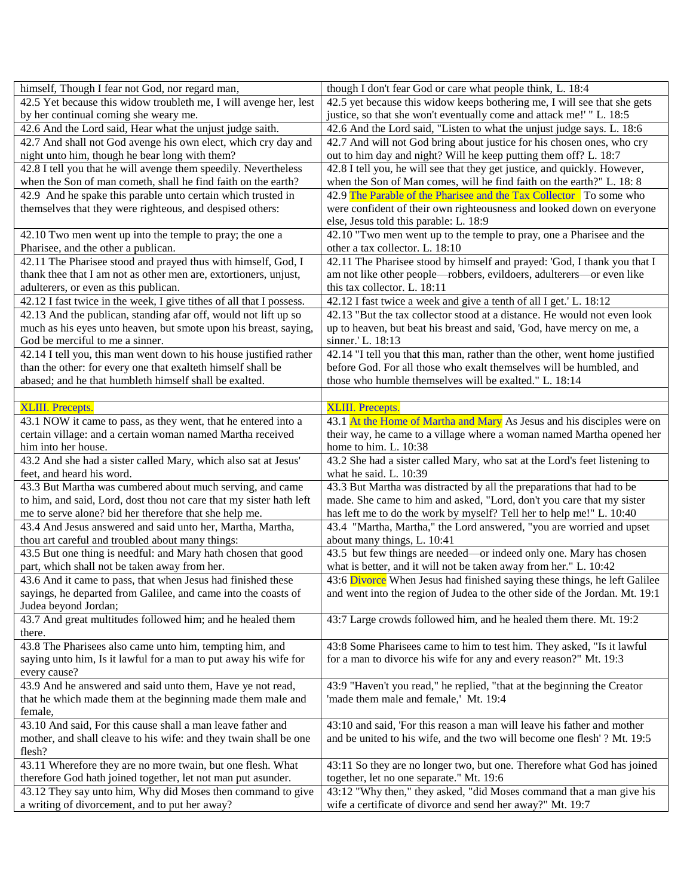| himself, Though I fear not God, nor regard man, | though I don't fear God or care what people think, L. 18:4 |
|---|---|
| 42.5 Yet because this widow troubleth me, I will avenge her, lest by her continual coming she weary me. | 42.5 yet because this widow keeps bothering me, I will see that she gets justice, so that she won't eventually come and attack me!' " L. 18:5 |
| 42.6 And the Lord said, Hear what the unjust judge saith. | 42.6 And the Lord said, "Listen to what the unjust judge says. L. 18:6 |
| 42.7 And shall not God avenge his own elect, which cry day and night unto him, though he bear long with them? | 42.7 And will not God bring about justice for his chosen ones, who cry out to him day and night? Will he keep putting them off? L. 18:7 |
| 42.8 I tell you that he will avenge them speedily. Nevertheless when the Son of man cometh, shall he find faith on the earth? | 42.8 I tell you, he will see that they get justice, and quickly. However, when the Son of Man comes, will he find faith on the earth?" L. 18: 8 |
| 42.9 And he spake this parable unto certain which trusted in themselves that they were righteous, and despised others: | 42.9 The Parable of the Pharisee and the Tax Collector To some who were confident of their own righteousness and looked down on everyone else, Jesus told this parable: L. 18:9 |
| 42.10 Two men went up into the temple to pray; the one a Pharisee, and the other a publican. | 42.10 "Two men went up to the temple to pray, one a Pharisee and the other a tax collector. L. 18:10 |
| 42.11 The Pharisee stood and prayed thus with himself, God, I thank thee that I am not as other men are, extortioners, unjust, adulterers, or even as this publican. | 42.11 The Pharisee stood by himself and prayed: 'God, I thank you that I am not like other people—robbers, evildoers, adulterers—or even like this tax collector. L. 18:11 |
| 42.12 I fast twice in the week, I give tithes of all that I possess. | 42.12 I fast twice a week and give a tenth of all I get.' L. 18:12 |
| 42.13 And the publican, standing afar off, would not lift up so much as his eyes unto heaven, but smote upon his breast, saying, God be merciful to me a sinner. | 42.13 "But the tax collector stood at a distance. He would not even look up to heaven, but beat his breast and said, 'God, have mercy on me, a sinner.' L. 18:13 |
| 42.14 I tell you, this man went down to his house justified rather than the other: for every one that exalteth himself shall be abased; and he that humbleth himself shall be exalted. | 42.14 "I tell you that this man, rather than the other, went home justified before God. For all those who exalt themselves will be humbled, and those who humble themselves will be exalted." L. 18:14 |
| | |
| XLIII. Precepts. | XLIII. Precepts. |
| 43.1 NOW it came to pass, as they went, that he entered into a certain village: and a certain woman named Martha received him into her house. | 43.1 At the Home of Martha and Mary As Jesus and his disciples were on their way, he came to a village where a woman named Martha opened her home to him. L. 10:38 |
| 43.2 And she had a sister called Mary, which also sat at Jesus' feet, and heard his word. | 43.2 She had a sister called Mary, who sat at the Lord's feet listening to what he said. L. 10:39 |
| 43.3 But Martha was cumbered about much serving, and came to him, and said, Lord, dost thou not care that my sister hath left me to serve alone? bid her therefore that she help me. | 43.3 But Martha was distracted by all the preparations that had to be made. She came to him and asked, "Lord, don't you care that my sister has left me to do the work by myself? Tell her to help me!" L. 10:40 |
| 43.4 And Jesus answered and said unto her, Martha, Martha, thou art careful and troubled about many things: | 43.4 "Martha, Martha," the Lord answered, "you are worried and upset about many things, L. 10:41 |
| 43.5 But one thing is needful: and Mary hath chosen that good part, which shall not be taken away from her. | 43.5 but few things are needed—or indeed only one. Mary has chosen what is better, and it will not be taken away from her." L. 10:42 |
| 43.6 And it came to pass, that when Jesus had finished these sayings, he departed from Galilee, and came into the coasts of Judea beyond Jordan; | 43:6 Divorce When Jesus had finished saying these things, he left Galilee and went into the region of Judea to the other side of the Jordan. Mt. 19:1 |
| 43.7 And great multitudes followed him; and he healed them there. | 43:7 Large crowds followed him, and he healed them there. Mt. 19:2 |
| 43.8 The Pharisees also came unto him, tempting him, and saying unto him, Is it lawful for a man to put away his wife for every cause? | 43:8 Some Pharisees came to him to test him. They asked, "Is it lawful for a man to divorce his wife for any and every reason?" Mt. 19:3 |
| 43.9 And he answered and said unto them, Have ye not read, that he which made them at the beginning made them male and female, | 43:9 "Haven't you read," he replied, "that at the beginning the Creator 'made them male and female,' Mt. 19:4 |
| 43.10 And said, For this cause shall a man leave father and mother, and shall cleave to his wife: and they twain shall be one flesh? | 43:10 and said, 'For this reason a man will leave his father and mother and be united to his wife, and the two will become one flesh' ? Mt. 19:5 |
| 43.11 Wherefore they are no more twain, but one flesh. What therefore God hath joined together, let not man put asunder. | 43:11 So they are no longer two, but one. Therefore what God has joined together, let no one separate." Mt. 19:6 |
| 43.12 They say unto him, Why did Moses then command to give a writing of divorcement, and to put her away? | 43:12 "Why then," they asked, "did Moses command that a man give his wife a certificate of divorce and send her away?" Mt. 19:7 |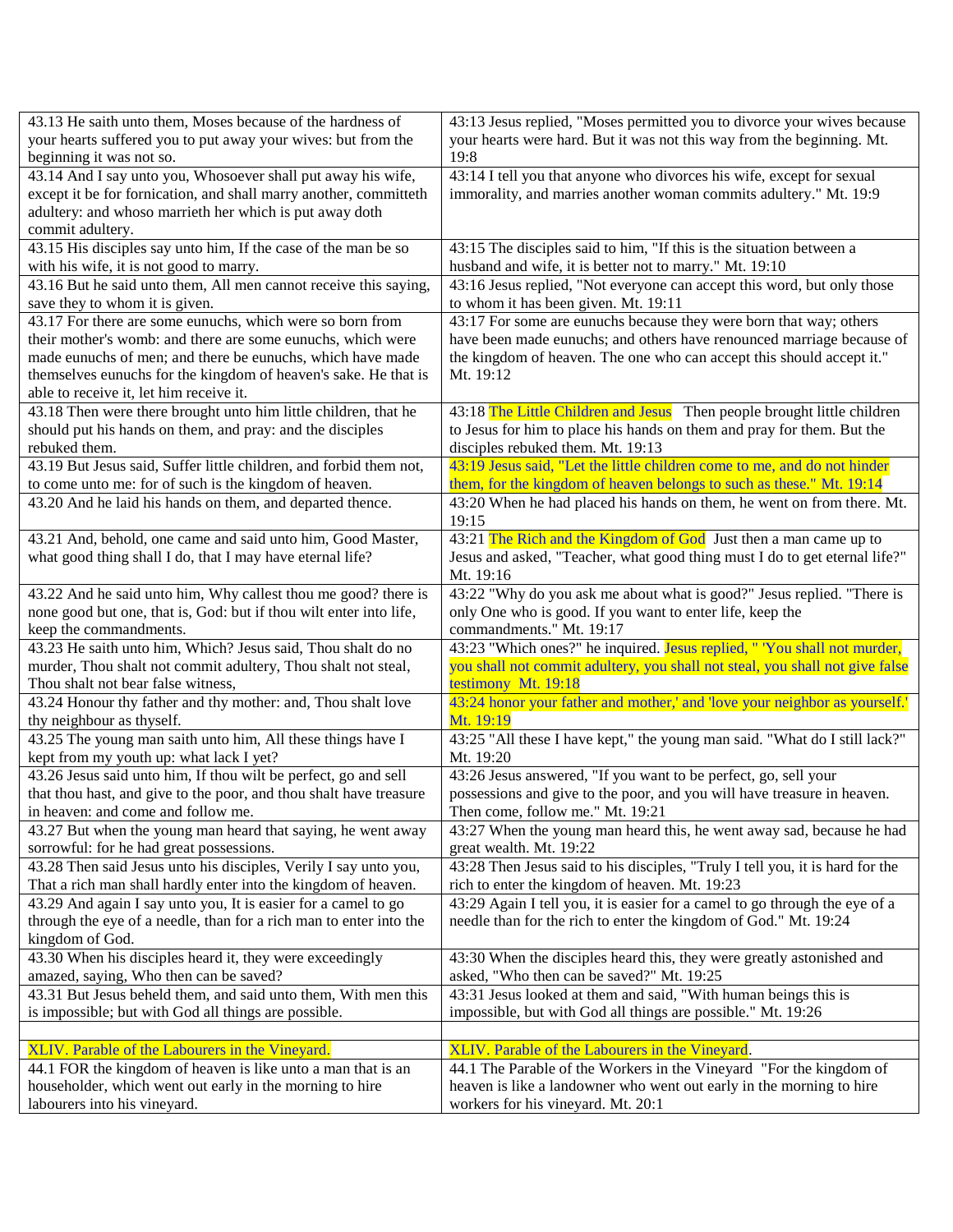| | |
|---|---|
| 43.13 He saith unto them, Moses because of the hardness of your hearts suffered you to put away your wives: but from the beginning it was not so. | 43:13 Jesus replied, "Moses permitted you to divorce your wives because your hearts were hard. But it was not this way from the beginning. Mt. 19:8 |
| 43.14 And I say unto you, Whosoever shall put away his wife, except it be for fornication, and shall marry another, committeth adultery: and whoso marrieth her which is put away doth commit adultery. | 43:14 I tell you that anyone who divorces his wife, except for sexual immorality, and marries another woman commits adultery." Mt. 19:9 |
| 43.15 His disciples say unto him, If the case of the man be so with his wife, it is not good to marry. | 43:15 The disciples said to him, "If this is the situation between a husband and wife, it is better not to marry." Mt. 19:10 |
| 43.16 But he said unto them, All men cannot receive this saying, save they to whom it is given. | 43:16 Jesus replied, "Not everyone can accept this word, but only those to whom it has been given. Mt. 19:11 |
| 43.17 For there are some eunuchs, which were so born from their mother's womb: and there are some eunuchs, which were made eunuchs of men; and there be eunuchs, which have made themselves eunuchs for the kingdom of heaven's sake. He that is able to receive it, let him receive it. | 43:17 For some are eunuchs because they were born that way; others have been made eunuchs; and others have renounced marriage because of the kingdom of heaven. The one who can accept this should accept it." Mt. 19:12 |
| 43.18 Then were there brought unto him little children, that he should put his hands on them, and pray: and the disciples rebuked them. | 43:18 The Little Children and Jesus Then people brought little children to Jesus for him to place his hands on them and pray for them. But the disciples rebuked them. Mt. 19:13 |
| 43.19 But Jesus said, Suffer little children, and forbid them not, to come unto me: for of such is the kingdom of heaven. | 43:19 Jesus said, "Let the little children come to me, and do not hinder them, for the kingdom of heaven belongs to such as these." Mt. 19:14 |
| 43.20 And he laid his hands on them, and departed thence. | 43:20 When he had placed his hands on them, he went on from there. Mt. 19:15 |
| 43.21 And, behold, one came and said unto him, Good Master, what good thing shall I do, that I may have eternal life? | 43:21 The Rich and the Kingdom of God Just then a man came up to Jesus and asked, "Teacher, what good thing must I do to get eternal life?" Mt. 19:16 |
| 43.22 And he said unto him, Why callest thou me good? there is none good but one, that is, God: but if thou wilt enter into life, keep the commandments. | 43:22 "Why do you ask me about what is good?" Jesus replied. "There is only One who is good. If you want to enter life, keep the commandments." Mt. 19:17 |
| 43.23 He saith unto him, Which? Jesus said, Thou shalt do no murder, Thou shalt not commit adultery, Thou shalt not steal, Thou shalt not bear false witness, | 43:23 "Which ones?" he inquired. Jesus replied, " 'You shall not murder, you shall not commit adultery, you shall not steal, you shall not give false testimony Mt. 19:18 |
| 43.24 Honour thy father and thy mother: and, Thou shalt love thy neighbour as thyself. | 43:24 honor your father and mother,' and 'love your neighbor as yourself.' Mt. 19:19 |
| 43.25 The young man saith unto him, All these things have I kept from my youth up: what lack I yet? | 43:25 "All these I have kept," the young man said. "What do I still lack?" Mt. 19:20 |
| 43.26 Jesus said unto him, If thou wilt be perfect, go and sell that thou hast, and give to the poor, and thou shalt have treasure in heaven: and come and follow me. | 43:26 Jesus answered, "If you want to be perfect, go, sell your possessions and give to the poor, and you will have treasure in heaven. Then come, follow me." Mt. 19:21 |
| 43.27 But when the young man heard that saying, he went away sorrowful: for he had great possessions. | 43:27 When the young man heard this, he went away sad, because he had great wealth. Mt. 19:22 |
| 43.28 Then said Jesus unto his disciples, Verily I say unto you, That a rich man shall hardly enter into the kingdom of heaven. | 43:28 Then Jesus said to his disciples, "Truly I tell you, it is hard for the rich to enter the kingdom of heaven. Mt. 19:23 |
| 43.29 And again I say unto you, It is easier for a camel to go through the eye of a needle, than for a rich man to enter into the kingdom of God. | 43:29 Again I tell you, it is easier for a camel to go through the eye of a needle than for the rich to enter the kingdom of God." Mt. 19:24 |
| 43.30 When his disciples heard it, they were exceedingly amazed, saying, Who then can be saved? | 43:30 When the disciples heard this, they were greatly astonished and asked, "Who then can be saved?" Mt. 19:25 |
| 43.31 But Jesus beheld them, and said unto them, With men this is impossible; but with God all things are possible. | 43:31 Jesus looked at them and said, "With human beings this is impossible, but with God all things are possible." Mt. 19:26 |
| | |
| XLIV. Parable of the Labourers in the Vineyard. | XLIV. Parable of the Labourers in the Vineyard. |
| 44.1 FOR the kingdom of heaven is like unto a man that is an householder, which went out early in the morning to hire labourers into his vineyard. | 44.1 The Parable of the Workers in the Vineyard "For the kingdom of heaven is like a landowner who went out early in the morning to hire workers for his vineyard. Mt. 20:1 |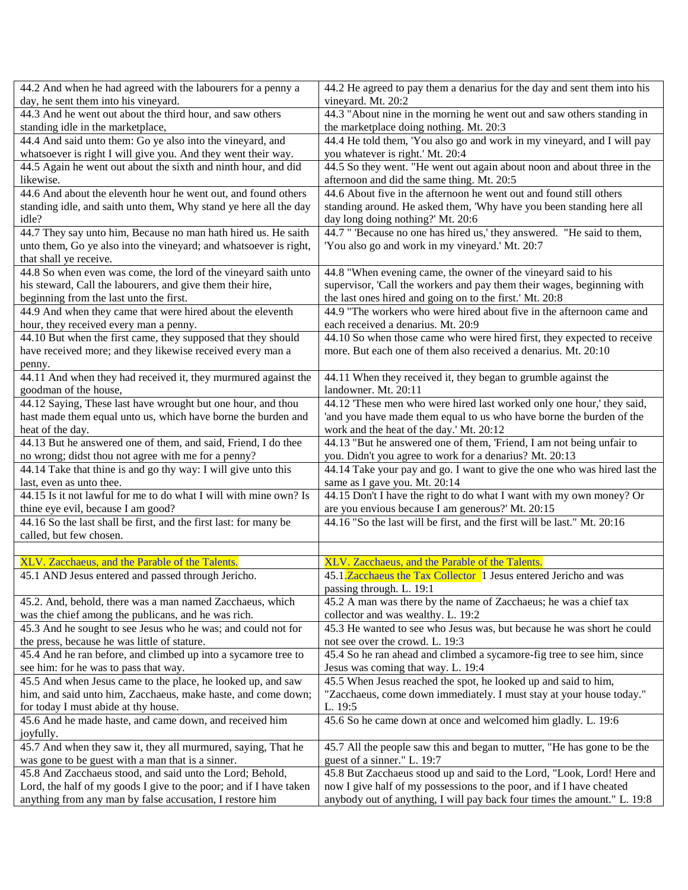| | |
|---|---|
| 44.2 And when he had agreed with the labourers for a penny a day, he sent them into his vineyard. | 44.2 He agreed to pay them a denarius for the day and sent them into his vineyard. Mt. 20:2 |
| 44.3 And he went out about the third hour, and saw others standing idle in the marketplace, | 44.3 "About nine in the morning he went out and saw others standing in the marketplace doing nothing. Mt. 20:3 |
| 44.4 And said unto them: Go ye also into the vineyard, and whatsoever is right I will give you. And they went their way. | 44.4 He told them, 'You also go and work in my vineyard, and I will pay you whatever is right.' Mt. 20:4 |
| 44.5 Again he went out about the sixth and ninth hour, and did likewise. | 44.5 So they went. "He went out again about noon and about three in the afternoon and did the same thing. Mt. 20:5 |
| 44.6 And about the eleventh hour he went out, and found others standing idle, and saith unto them, Why stand ye here all the day idle? | 44.6 About five in the afternoon he went out and found still others standing around. He asked them, 'Why have you been standing here all day long doing nothing?' Mt. 20:6 |
| 44.7 They say unto him, Because no man hath hired us. He saith unto them, Go ye also into the vineyard; and whatsoever is right, that shall ye receive. | 44.7 " 'Because no one has hired us,' they answered. "He said to them, 'You also go and work in my vineyard.' Mt. 20:7 |
| 44.8 So when even was come, the lord of the vineyard saith unto his steward, Call the labourers, and give them their hire, beginning from the last unto the first. | 44.8 "When evening came, the owner of the vineyard said to his supervisor, 'Call the workers and pay them their wages, beginning with the last ones hired and going on to the first.' Mt. 20:8 |
| 44.9 And when they came that were hired about the eleventh hour, they received every man a penny. | 44.9 "The workers who were hired about five in the afternoon came and each received a denarius. Mt. 20:9 |
| 44.10 But when the first came, they supposed that they should have received more; and they likewise received every man a penny. | 44.10 So when those came who were hired first, they expected to receive more. But each one of them also received a denarius. Mt. 20:10 |
| 44.11 And when they had received it, they murmured against the goodman of the house, | 44.11 When they received it, they began to grumble against the landowner. Mt. 20:11 |
| 44.12 Saying, These last have wrought but one hour, and thou hast made them equal unto us, which have borne the burden and heat of the day. | 44.12 'These men who were hired last worked only one hour,' they said, 'and you have made them equal to us who have borne the burden of the work and the heat of the day.' Mt. 20:12 |
| 44.13 But he answered one of them, and said, Friend, I do thee no wrong; didst thou not agree with me for a penny? | 44.13 "But he answered one of them, 'Friend, I am not being unfair to you. Didn't you agree to work for a denarius? Mt. 20:13 |
| 44.14 Take that thine is and go thy way: I will give unto this last, even as unto thee. | 44.14 Take your pay and go. I want to give the one who was hired last the same as I gave you. Mt. 20:14 |
| 44.15 Is it not lawful for me to do what I will with mine own? Is thine eye evil, because I am good? | 44.15 Don't I have the right to do what I want with my own money? Or are you envious because I am generous?' Mt. 20:15 |
| 44.16 So the last shall be first, and the first last: for many be called, but few chosen. | 44.16 "So the last will be first, and the first will be last." Mt. 20:16 |
| | |
| XLV. Zacchaeus, and the Parable of the Talents. | XLV. Zacchaeus, and the Parable of the Talents. |
| 45.1 AND Jesus entered and passed through Jericho. | 45.1.Zacchaeus the Tax Collector 1 Jesus entered Jericho and was passing through. L. 19:1 |
| 45.2. And, behold, there was a man named Zacchaeus, which was the chief among the publicans, and he was rich. | 45.2 A man was there by the name of Zacchaeus; he was a chief tax collector and was wealthy. L. 19:2 |
| 45.3 And he sought to see Jesus who he was; and could not for the press, because he was little of stature. | 45.3 He wanted to see who Jesus was, but because he was short he could not see over the crowd. L. 19:3 |
| 45.4 And he ran before, and climbed up into a sycamore tree to see him: for he was to pass that way. | 45.4 So he ran ahead and climbed a sycamore-fig tree to see him, since Jesus was coming that way. L. 19:4 |
| 45.5 And when Jesus came to the place, he looked up, and saw him, and said unto him, Zacchaeus, make haste, and come down; for today I must abide at thy house. | 45.5 When Jesus reached the spot, he looked up and said to him, "Zacchaeus, come down immediately. I must stay at your house today." L. 19:5 |
| 45.6 And he made haste, and came down, and received him joyfully. | 45.6 So he came down at once and welcomed him gladly. L. 19:6 |
| 45.7 And when they saw it, they all murmured, saying, That he was gone to be guest with a man that is a sinner. | 45.7 All the people saw this and began to mutter, "He has gone to be the guest of a sinner." L. 19:7 |
| 45.8 And Zacchaeus stood, and said unto the Lord; Behold, Lord, the half of my goods I give to the poor; and if I have taken anything from any man by false accusation, I restore him | 45.8 But Zacchaeus stood up and said to the Lord, "Look, Lord! Here and now I give half of my possessions to the poor, and if I have cheated anybody out of anything, I will pay back four times the amount." L. 19:8 |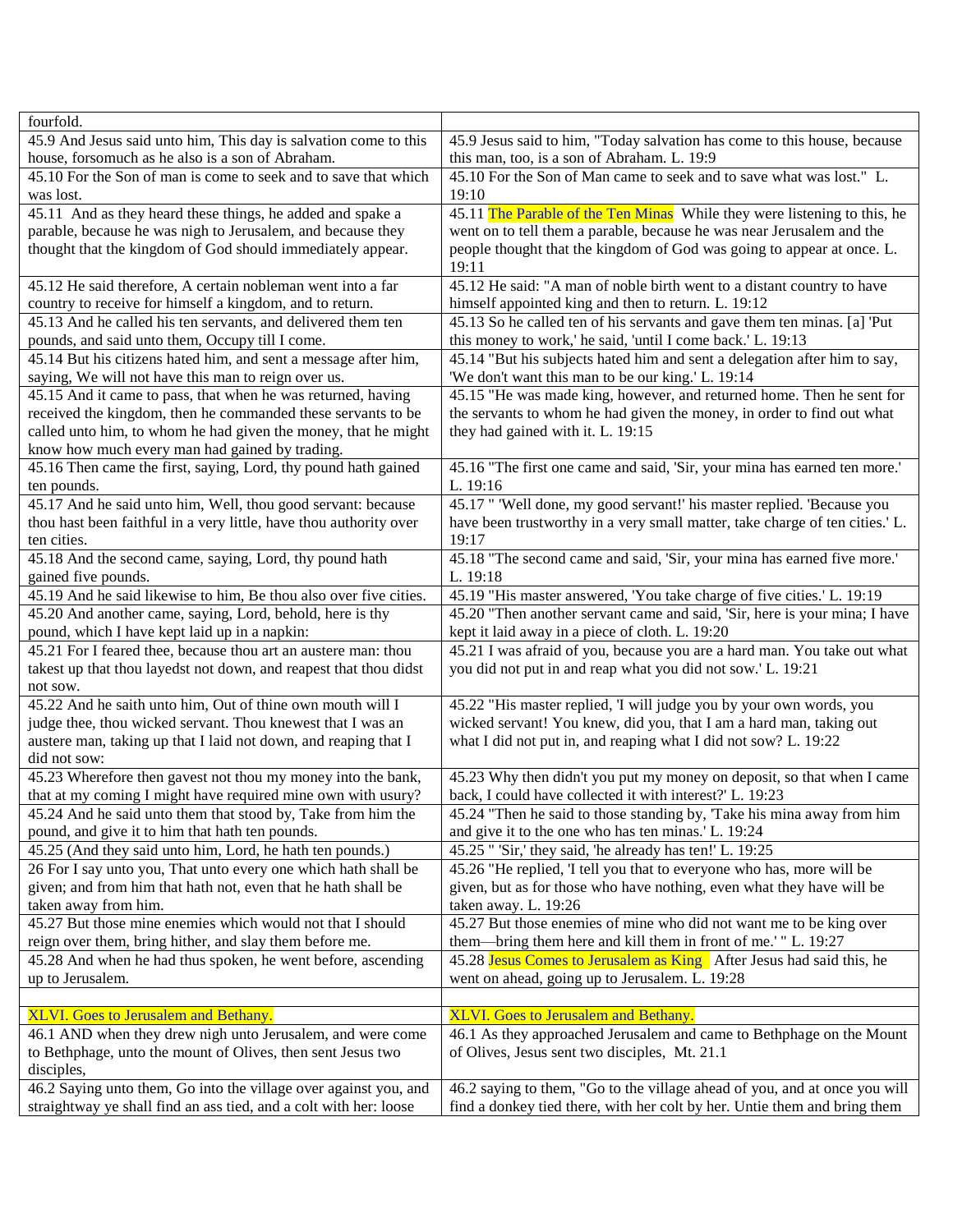| fourfold. | |
|---|---|
| 45.9 And Jesus said unto him, This day is salvation come to this house, forsomuch as he also is a son of Abraham. | 45.9 Jesus said to him, "Today salvation has come to this house, because this man, too, is a son of Abraham. L. 19:9 |
| 45.10 For the Son of man is come to seek and to save that which was lost. | 45.10 For the Son of Man came to seek and to save what was lost." L. 19:10 |
| 45.11 And as they heard these things, he added and spake a parable, because he was nigh to Jerusalem, and because they thought that the kingdom of God should immediately appear. | 45.11 The Parable of the Ten Minas While they were listening to this, he went on to tell them a parable, because he was near Jerusalem and the people thought that the kingdom of God was going to appear at once. L. 19:11 |
| 45.12 He said therefore, A certain nobleman went into a far country to receive for himself a kingdom, and to return. | 45.12 He said: "A man of noble birth went to a distant country to have himself appointed king and then to return. L. 19:12 |
| 45.13 And he called his ten servants, and delivered them ten pounds, and said unto them, Occupy till I come. | 45.13 So he called ten of his servants and gave them ten minas. [a] 'Put this money to work,' he said, 'until I come back.' L. 19:13 |
| 45.14 But his citizens hated him, and sent a message after him, saying, We will not have this man to reign over us. | 45.14 "But his subjects hated him and sent a delegation after him to say, 'We don't want this man to be our king.' L. 19:14 |
| 45.15 And it came to pass, that when he was returned, having received the kingdom, then he commanded these servants to be called unto him, to whom he had given the money, that he might know how much every man had gained by trading. | 45.15 "He was made king, however, and returned home. Then he sent for the servants to whom he had given the money, in order to find out what they had gained with it. L. 19:15 |
| 45.16 Then came the first, saying, Lord, thy pound hath gained ten pounds. | 45.16 "The first one came and said, 'Sir, your mina has earned ten more.' L. 19:16 |
| 45.17 And he said unto him, Well, thou good servant: because thou hast been faithful in a very little, have thou authority over ten cities. | 45.17 " 'Well done, my good servant!' his master replied. 'Because you have been trustworthy in a very small matter, take charge of ten cities.' L. 19:17 |
| 45.18 And the second came, saying, Lord, thy pound hath gained five pounds. | 45.18 "The second came and said, 'Sir, your mina has earned five more.' L. 19:18 |
| 45.19 And he said likewise to him, Be thou also over five cities. | 45.19 "His master answered, 'You take charge of five cities.' L. 19:19 |
| 45.20 And another came, saying, Lord, behold, here is thy pound, which I have kept laid up in a napkin: | 45.20 "Then another servant came and said, 'Sir, here is your mina; I have kept it laid away in a piece of cloth. L. 19:20 |
| 45.21 For I feared thee, because thou art an austere man: thou takest up that thou layedst not down, and reapest that thou didst not sow. | 45.21 I was afraid of you, because you are a hard man. You take out what you did not put in and reap what you did not sow.' L. 19:21 |
| 45.22 And he saith unto him, Out of thine own mouth will I judge thee, thou wicked servant. Thou knewest that I was an austere man, taking up that I laid not down, and reaping that I did not sow: | 45.22 "His master replied, 'I will judge you by your own words, you wicked servant! You knew, did you, that I am a hard man, taking out what I did not put in, and reaping what I did not sow? L. 19:22 |
| 45.23 Wherefore then gavest not thou my money into the bank, that at my coming I might have required mine own with usury? | 45.23 Why then didn't you put my money on deposit, so that when I came back, I could have collected it with interest?' L. 19:23 |
| 45.24 And he said unto them that stood by, Take from him the pound, and give it to him that hath ten pounds. | 45.24 "Then he said to those standing by, 'Take his mina away from him and give it to the one who has ten minas.' L. 19:24 |
| 45.25 (And they said unto him, Lord, he hath ten pounds.) | 45.25 " 'Sir,' they said, 'he already has ten!' L. 19:25 |
| 26 For I say unto you, That unto every one which hath shall be given; and from him that hath not, even that he hath shall be taken away from him. | 45.26 "He replied, 'I tell you that to everyone who has, more will be given, but as for those who have nothing, even what they have will be taken away. L. 19:26 |
| 45.27 But those mine enemies which would not that I should reign over them, bring hither, and slay them before me. | 45.27 But those enemies of mine who did not want me to be king over them—bring them here and kill them in front of me.' " L. 19:27 |
| 45.28 And when he had thus spoken, he went before, ascending up to Jerusalem. | 45.28 Jesus Comes to Jerusalem as King After Jesus had said this, he went on ahead, going up to Jerusalem. L. 19:28 |
| | |
| XLVI. Goes to Jerusalem and Bethany. | XLVI. Goes to Jerusalem and Bethany. |
| 46.1 AND when they drew nigh unto Jerusalem, and were come to Bethphage, unto the mount of Olives, then sent Jesus two disciples, | 46.1 As they approached Jerusalem and came to Bethphage on the Mount of Olives, Jesus sent two disciples, Mt. 21.1 |
| 46.2 Saying unto them, Go into the village over against you, and straightway ye shall find an ass tied, and a colt with her: loose | 46.2 saying to them, "Go to the village ahead of you, and at once you will find a donkey tied there, with her colt by her. Untie them and bring them |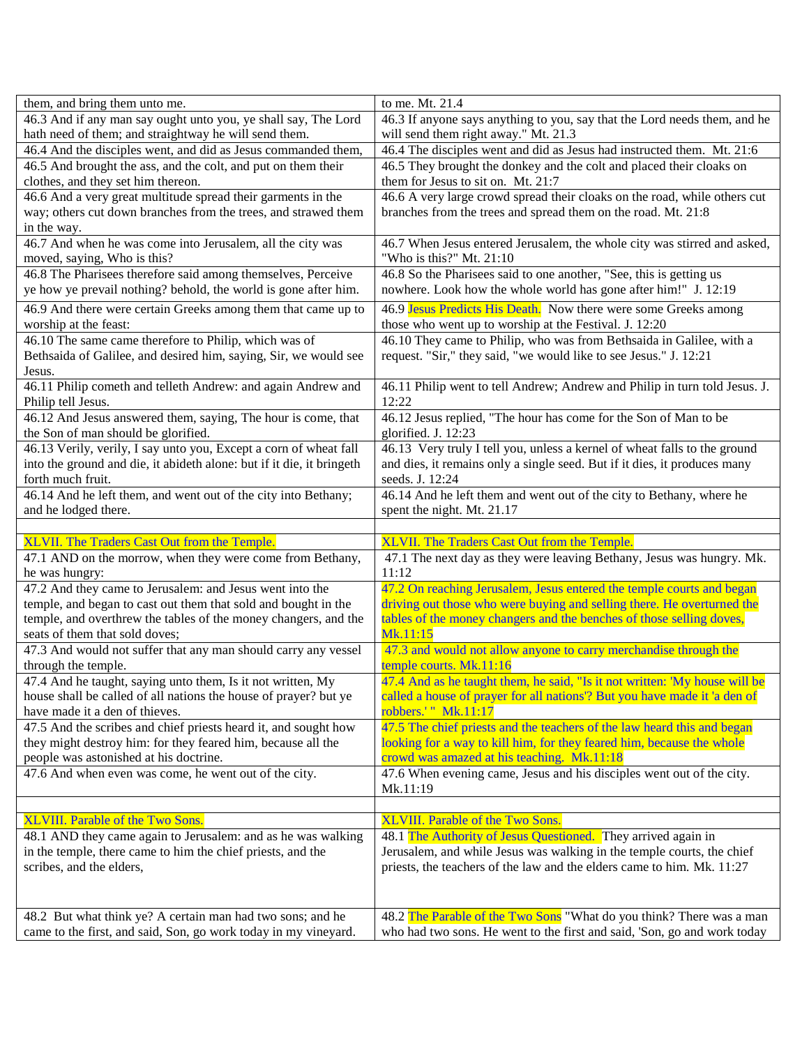| them, and bring them unto me. | to me. Mt. 21.4 |
|---|---|
| 46.3 And if any man say ought unto you, ye shall say, The Lord hath need of them; and straightway he will send them. | 46.3 If anyone says anything to you, say that the Lord needs them, and he will send them right away." Mt. 21.3 |
| 46.4 And the disciples went, and did as Jesus commanded them, | 46.4 The disciples went and did as Jesus had instructed them. Mt. 21:6 |
| 46.5 And brought the ass, and the colt, and put on them their clothes, and they set him thereon. | 46.5 They brought the donkey and the colt and placed their cloaks on them for Jesus to sit on. Mt. 21:7 |
| 46.6 And a very great multitude spread their garments in the way; others cut down branches from the trees, and strawed them in the way. | 46.6 A very large crowd spread their cloaks on the road, while others cut branches from the trees and spread them on the road. Mt. 21:8 |
| 46.7 And when he was come into Jerusalem, all the city was moved, saying, Who is this? | 46.7 When Jesus entered Jerusalem, the whole city was stirred and asked, "Who is this?" Mt. 21:10 |
| 46.8 The Pharisees therefore said among themselves, Perceive ye how ye prevail nothing? behold, the world is gone after him. | 46.8 So the Pharisees said to one another, "See, this is getting us nowhere. Look how the whole world has gone after him!" J. 12:19 |
| 46.9 And there were certain Greeks among them that came up to worship at the feast: | 46.9 Jesus Predicts His Death. Now there were some Greeks among those who went up to worship at the Festival. J. 12:20 |
| 46.10 The same came therefore to Philip, which was of Bethsaida of Galilee, and desired him, saying, Sir, we would see Jesus. | 46.10 They came to Philip, who was from Bethsaida in Galilee, with a request. "Sir," they said, "we would like to see Jesus." J. 12:21 |
| 46.11 Philip cometh and telleth Andrew: and again Andrew and Philip tell Jesus. | 46.11 Philip went to tell Andrew; Andrew and Philip in turn told Jesus. J. 12:22 |
| 46.12 And Jesus answered them, saying, The hour is come, that the Son of man should be glorified. | 46.12 Jesus replied, "The hour has come for the Son of Man to be glorified. J. 12:23 |
| 46.13 Verily, verily, I say unto you, Except a corn of wheat fall into the ground and die, it abideth alone: but if it die, it bringeth forth much fruit. | 46.13 Very truly I tell you, unless a kernel of wheat falls to the ground and dies, it remains only a single seed. But if it dies, it produces many seeds. J. 12:24 |
| 46.14 And he left them, and went out of the city into Bethany; and he lodged there. | 46.14 And he left them and went out of the city to Bethany, where he spent the night. Mt. 21.17 |
| | |
| XLVII. The Traders Cast Out from the Temple. | XLVII. The Traders Cast Out from the Temple. |
| 47.1 AND on the morrow, when they were come from Bethany, he was hungry: | 47.1 The next day as they were leaving Bethany, Jesus was hungry. Mk. 11:12 |
| 47.2 And they came to Jerusalem: and Jesus went into the temple, and began to cast out them that sold and bought in the temple, and overthrew the tables of the money changers, and the seats of them that sold doves; | 47.2 On reaching Jerusalem, Jesus entered the temple courts and began driving out those who were buying and selling there. He overturned the tables of the money changers and the benches of those selling doves, Mk.11:15 |
| 47.3 And would not suffer that any man should carry any vessel through the temple. | 47.3 and would not allow anyone to carry merchandise through the temple courts. Mk.11:16 |
| 47.4 And he taught, saying unto them, Is it not written, My house shall be called of all nations the house of prayer? but ye have made it a den of thieves. | 47.4 And as he taught them, he said, "Is it not written: 'My house will be called a house of prayer for all nations'? But you have made it 'a den of robbers.' " Mk.11:17 |
| 47.5 And the scribes and chief priests heard it, and sought how they might destroy him: for they feared him, because all the people was astonished at his doctrine. | 47.5 The chief priests and the teachers of the law heard this and began looking for a way to kill him, for they feared him, because the whole crowd was amazed at his teaching. Mk.11:18 |
| 47.6 And when even was come, he went out of the city. | 47.6 When evening came, Jesus and his disciples went out of the city. Mk.11:19 |
| | |
| XLVIII. Parable of the Two Sons. | XLVIII. Parable of the Two Sons. |
| 48.1 AND they came again to Jerusalem: and as he was walking in the temple, there came to him the chief priests, and the scribes, and the elders, | 48.1 The Authority of Jesus Questioned. They arrived again in Jerusalem, and while Jesus was walking in the temple courts, the chief priests, the teachers of the law and the elders came to him. Mk. 11:27 |
| 48.2 But what think ye? A certain man had two sons; and he came to the first, and said, Son, go work today in my vineyard. | 48.2 The Parable of the Two Sons "What do you think? There was a man who had two sons. He went to the first and said, 'Son, go and work today |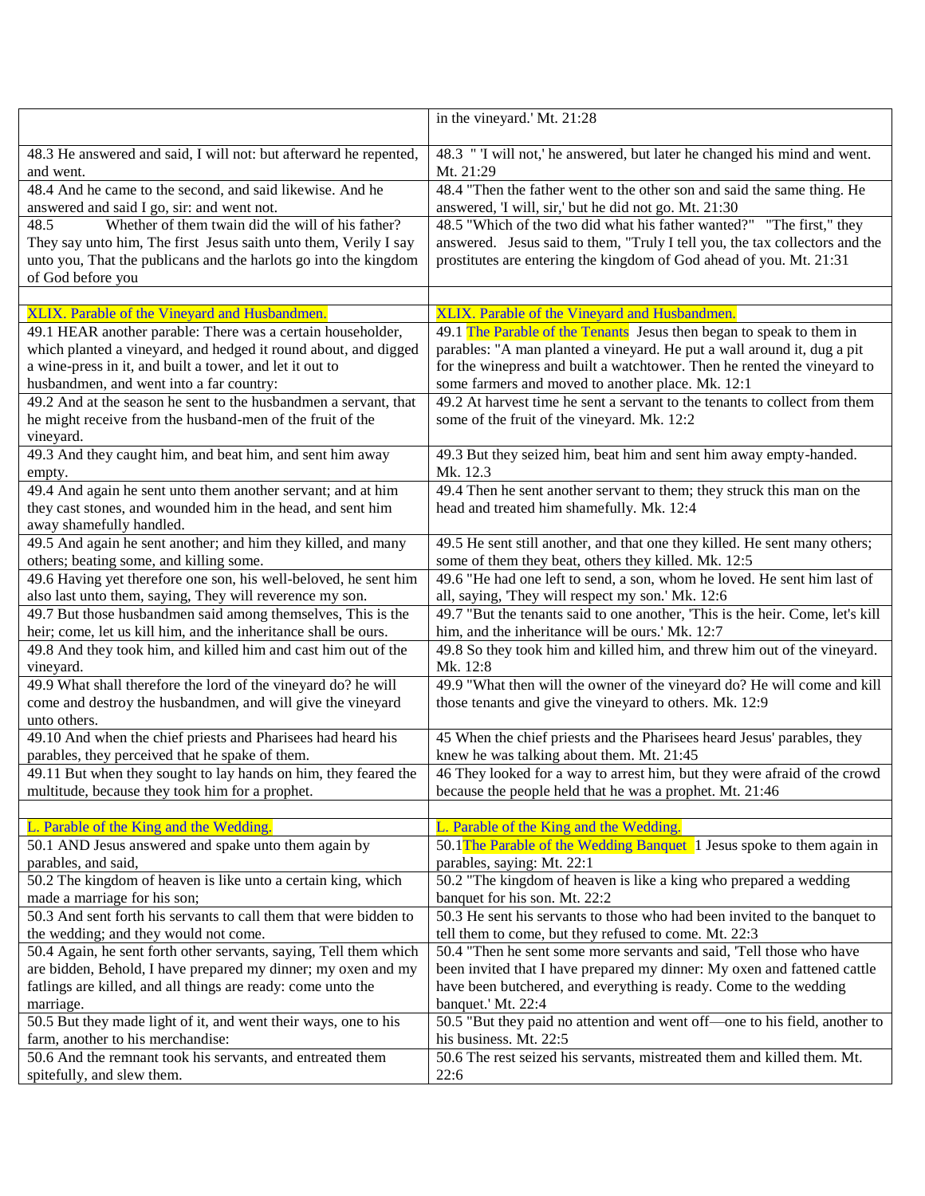| | |
|---|---|
| | in the vineyard.' Mt. 21:28 |
| 48.3 He answered and said, I will not: but afterward he repented, and went. | 48.3 " 'I will not,' he answered, but later he changed his mind and went. Mt. 21:29 |
| 48.4 And he came to the second, and said likewise. And he answered and said I go, sir: and went not. | 48.4 "Then the father went to the other son and said the same thing. He answered, 'I will, sir,' but he did not go. Mt. 21:30 |
| 48.5 Whether of them twain did the will of his father? They say unto him, The first Jesus saith unto them, Verily I say unto you, That the publicans and the harlots go into the kingdom of God before you | 48.5 "Which of the two did what his father wanted?" "The first," they answered. Jesus said to them, "Truly I tell you, the tax collectors and the prostitutes are entering the kingdom of God ahead of you. Mt. 21:31 |
| | |
| XLIX. Parable of the Vineyard and Husbandmen. | XLIX. Parable of the Vineyard and Husbandmen. |
| 49.1 HEAR another parable: There was a certain householder, which planted a vineyard, and hedged it round about, and digged a wine-press in it, and built a tower, and let it out to husbandmen, and went into a far country: | 49.1 The Parable of the Tenants Jesus then began to speak to them in parables: "A man planted a vineyard. He put a wall around it, dug a pit for the winepress and built a watchtower. Then he rented the vineyard to some farmers and moved to another place. Mk. 12:1 |
| 49.2 And at the season he sent to the husbandmen a servant, that he might receive from the husband-men of the fruit of the vineyard. | 49.2 At harvest time he sent a servant to the tenants to collect from them some of the fruit of the vineyard. Mk. 12:2 |
| 49.3 And they caught him, and beat him, and sent him away empty. | 49.3 But they seized him, beat him and sent him away empty-handed. Mk. 12.3 |
| 49.4 And again he sent unto them another servant; and at him they cast stones, and wounded him in the head, and sent him away shamefully handled. | 49.4 Then he sent another servant to them; they struck this man on the head and treated him shamefully. Mk. 12:4 |
| 49.5 And again he sent another; and him they killed, and many others; beating some, and killing some. | 49.5 He sent still another, and that one they killed. He sent many others; some of them they beat, others they killed. Mk. 12:5 |
| 49.6 Having yet therefore one son, his well-beloved, he sent him also last unto them, saying, They will reverence my son. | 49.6 "He had one left to send, a son, whom he loved. He sent him last of all, saying, 'They will respect my son.' Mk. 12:6 |
| 49.7 But those husbandmen said among themselves, This is the heir; come, let us kill him, and the inheritance shall be ours. | 49.7 "But the tenants said to one another, 'This is the heir. Come, let's kill him, and the inheritance will be ours.' Mk. 12:7 |
| 49.8 And they took him, and killed him and cast him out of the vineyard. | 49.8 So they took him and killed him, and threw him out of the vineyard. Mk. 12:8 |
| 49.9 What shall therefore the lord of the vineyard do? he will come and destroy the husbandmen, and will give the vineyard unto others. | 49.9 "What then will the owner of the vineyard do? He will come and kill those tenants and give the vineyard to others. Mk. 12:9 |
| 49.10 And when the chief priests and Pharisees had heard his parables, they perceived that he spake of them. | 45 When the chief priests and the Pharisees heard Jesus' parables, they knew he was talking about them. Mt. 21:45 |
| 49.11 But when they sought to lay hands on him, they feared the multitude, because they took him for a prophet. | 46 They looked for a way to arrest him, but they were afraid of the crowd because the people held that he was a prophet. Mt. 21:46 |
| | |
| L. Parable of the King and the Wedding. | L. Parable of the King and the Wedding. |
| 50.1 AND Jesus answered and spake unto them again by parables, and said, | 50.1The Parable of the Wedding Banquet 1 Jesus spoke to them again in parables, saying: Mt. 22:1 |
| 50.2 The kingdom of heaven is like unto a certain king, which made a marriage for his son; | 50.2 "The kingdom of heaven is like a king who prepared a wedding banquet for his son. Mt. 22:2 |
| 50.3 And sent forth his servants to call them that were bidden to the wedding; and they would not come. | 50.3 He sent his servants to those who had been invited to the banquet to tell them to come, but they refused to come. Mt. 22:3 |
| 50.4 Again, he sent forth other servants, saying, Tell them which are bidden, Behold, I have prepared my dinner; my oxen and my fatlings are killed, and all things are ready: come unto the marriage. | 50.4 "Then he sent some more servants and said, 'Tell those who have been invited that I have prepared my dinner: My oxen and fattened cattle have been butchered, and everything is ready. Come to the wedding banquet.' Mt. 22:4 |
| 50.5 But they made light of it, and went their ways, one to his farm, another to his merchandise: | 50.5 "But they paid no attention and went off—one to his field, another to his business. Mt. 22:5 |
| 50.6 And the remnant took his servants, and entreated them spitefully, and slew them. | 50.6 The rest seized his servants, mistreated them and killed them. Mt. 22:6 |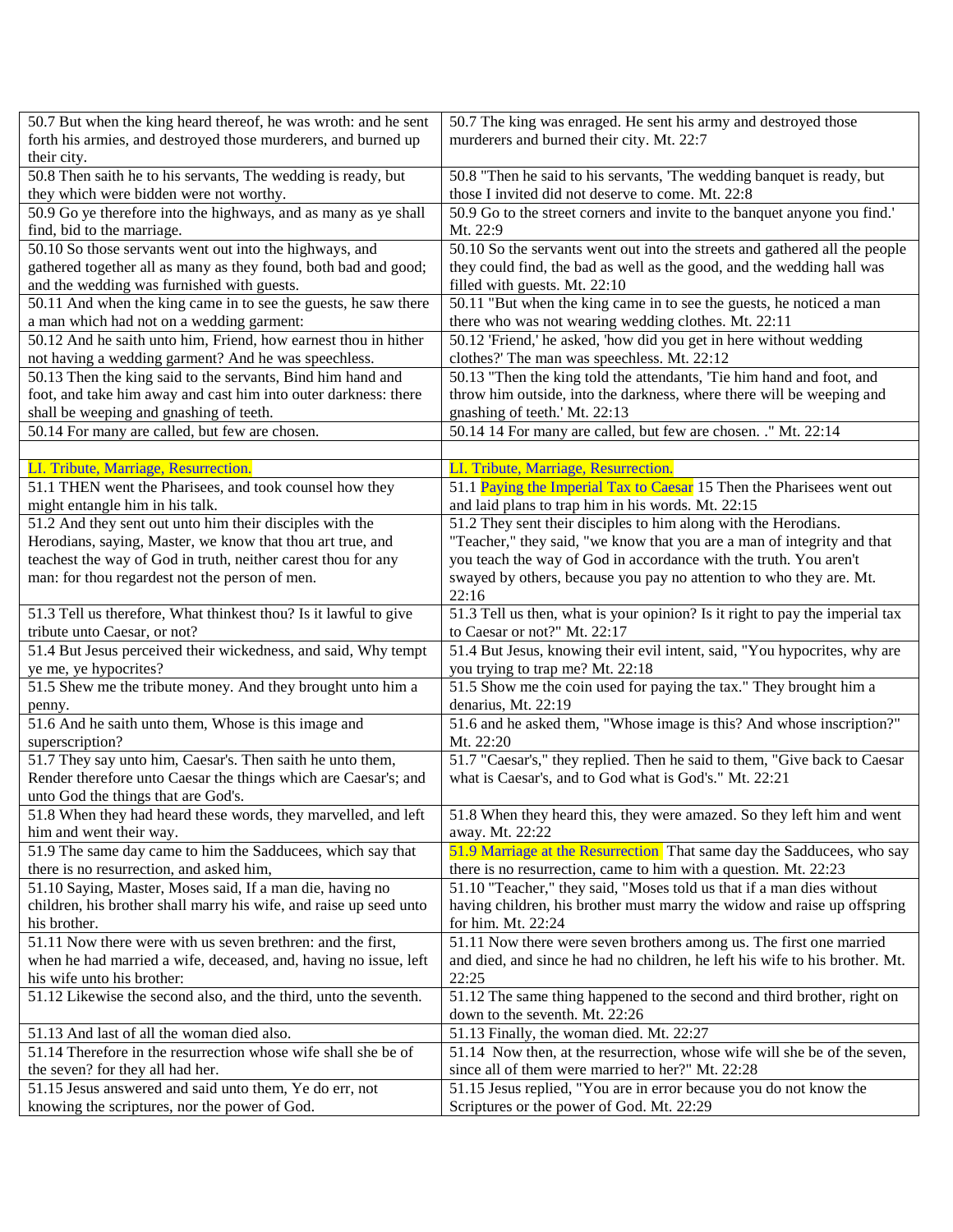| | |
|---|---|
| 50.7 But when the king heard thereof, he was wroth: and he sent forth his armies, and destroyed those murderers, and burned up their city. | 50.7 The king was enraged. He sent his army and destroyed those murderers and burned their city. Mt. 22:7 |
| 50.8 Then saith he to his servants, The wedding is ready, but they which were bidden were not worthy. | 50.8 "Then he said to his servants, 'The wedding banquet is ready, but those I invited did not deserve to come. Mt. 22:8 |
| 50.9 Go ye therefore into the highways, and as many as ye shall find, bid to the marriage. | 50.9 Go to the street corners and invite to the banquet anyone you find.' Mt. 22:9 |
| 50.10 So those servants went out into the highways, and gathered together all as many as they found, both bad and good; and the wedding was furnished with guests. | 50.10 So the servants went out into the streets and gathered all the people they could find, the bad as well as the good, and the wedding hall was filled with guests. Mt. 22:10 |
| 50.11 And when the king came in to see the guests, he saw there a man which had not on a wedding garment: | 50.11 "But when the king came in to see the guests, he noticed a man there who was not wearing wedding clothes. Mt. 22:11 |
| 50.12 And he saith unto him, Friend, how earnest thou in hither not having a wedding garment? And he was speechless. | 50.12 'Friend,' he asked, 'how did you get in here without wedding clothes?' The man was speechless. Mt. 22:12 |
| 50.13 Then the king said to the servants, Bind him hand and foot, and take him away and cast him into outer darkness: there shall be weeping and gnashing of teeth. | 50.13 "Then the king told the attendants, 'Tie him hand and foot, and throw him outside, into the darkness, where there will be weeping and gnashing of teeth.' Mt. 22:13 |
| 50.14 For many are called, but few are chosen. | 50.14 14 For many are called, but few are chosen. ." Mt. 22:14 |
| | |
| LI. Tribute, Marriage, Resurrection. | LI. Tribute, Marriage, Resurrection. |
| 51.1 THEN went the Pharisees, and took counsel how they might entangle him in his talk. | 51.1 Paying the Imperial Tax to Caesar 15 Then the Pharisees went out and laid plans to trap him in his words. Mt. 22:15 |
| 51.2 And they sent out unto him their disciples with the Herodians, saying, Master, we know that thou art true, and teachest the way of God in truth, neither carest thou for any man: for thou regardest not the person of men. | 51.2 They sent their disciples to him along with the Herodians. "Teacher," they said, "we know that you are a man of integrity and that you teach the way of God in accordance with the truth. You aren't swayed by others, because you pay no attention to who they are. Mt. 22:16 |
| 51.3 Tell us therefore, What thinkest thou? Is it lawful to give tribute unto Caesar, or not? | 51.3 Tell us then, what is your opinion? Is it right to pay the imperial tax to Caesar or not?" Mt. 22:17 |
| 51.4 But Jesus perceived their wickedness, and said, Why tempt ye me, ye hypocrites? | 51.4 But Jesus, knowing their evil intent, said, "You hypocrites, why are you trying to trap me? Mt. 22:18 |
| 51.5 Shew me the tribute money. And they brought unto him a penny. | 51.5 Show me the coin used for paying the tax." They brought him a denarius, Mt. 22:19 |
| 51.6 And he saith unto them, Whose is this image and superscription? | 51.6 and he asked them, "Whose image is this? And whose inscription?" Mt. 22:20 |
| 51.7 They say unto him, Caesar's. Then saith he unto them, Render therefore unto Caesar the things which are Caesar's; and unto God the things that are God's. | 51.7 "Caesar's," they replied. Then he said to them, "Give back to Caesar what is Caesar's, and to God what is God's." Mt. 22:21 |
| 51.8 When they had heard these words, they marvelled, and left him and went their way. | 51.8 When they heard this, they were amazed. So they left him and went away. Mt. 22:22 |
| 51.9 The same day came to him the Sadducees, which say that there is no resurrection, and asked him, | 51.9 Marriage at the Resurrection That same day the Sadducees, who say there is no resurrection, came to him with a question. Mt. 22:23 |
| 51.10 Saying, Master, Moses said, If a man die, having no children, his brother shall marry his wife, and raise up seed unto his brother. | 51.10 "Teacher," they said, "Moses told us that if a man dies without having children, his brother must marry the widow and raise up offspring for him. Mt. 22:24 |
| 51.11 Now there were with us seven brethren: and the first, when he had married a wife, deceased, and, having no issue, left his wife unto his brother: | 51.11 Now there were seven brothers among us. The first one married and died, and since he had no children, he left his wife to his brother. Mt. 22:25 |
| 51.12 Likewise the second also, and the third, unto the seventh. | 51.12 The same thing happened to the second and third brother, right on down to the seventh. Mt. 22:26 |
| 51.13 And last of all the woman died also. | 51.13 Finally, the woman died. Mt. 22:27 |
| 51.14 Therefore in the resurrection whose wife shall she be of the seven? for they all had her. | 51.14 Now then, at the resurrection, whose wife will she be of the seven, since all of them were married to her?" Mt. 22:28 |
| 51.15 Jesus answered and said unto them, Ye do err, not knowing the scriptures, nor the power of God. | 51.15 Jesus replied, "You are in error because you do not know the Scriptures or the power of God. Mt. 22:29 |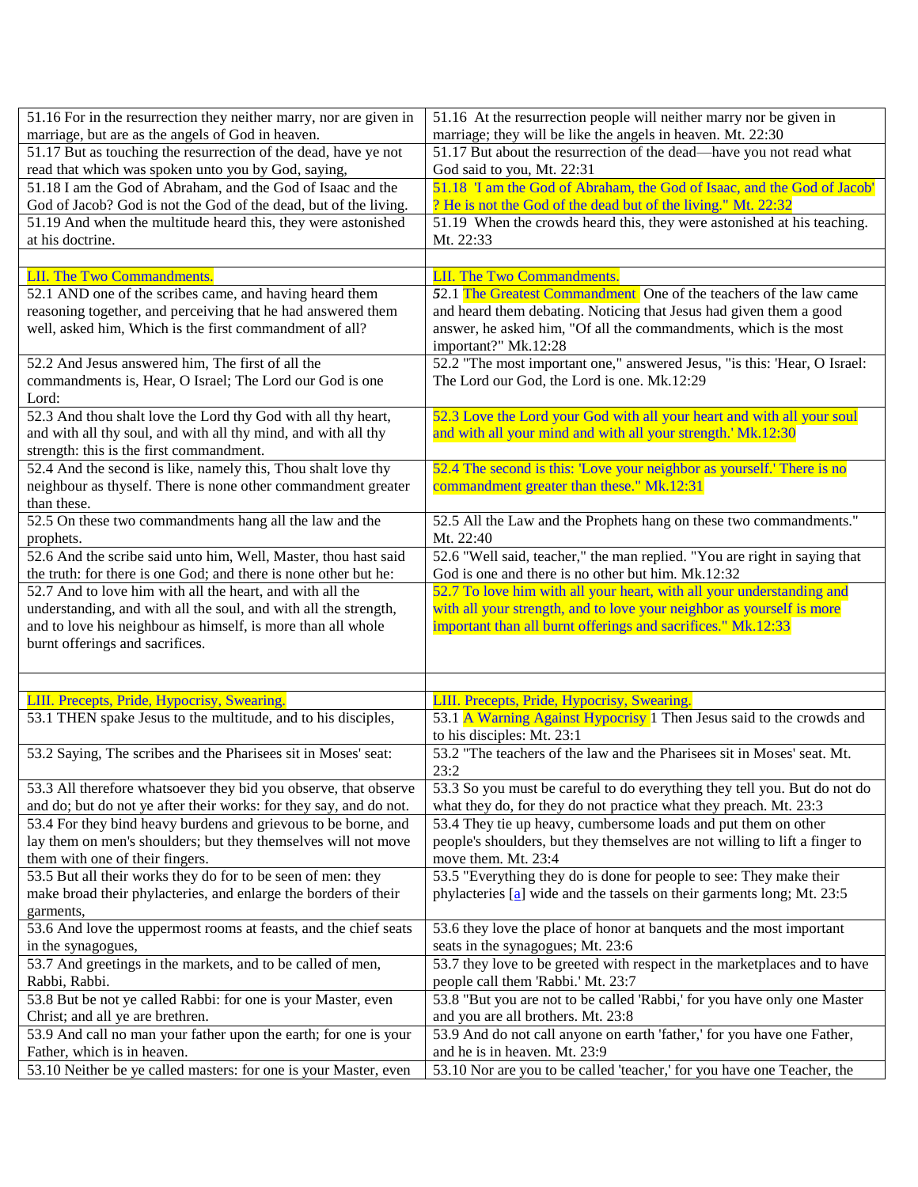| | |
|---|---|
| 51.16 For in the resurrection they neither marry, nor are given in marriage, but are as the angels of God in heaven. | 51.16 At the resurrection people will neither marry nor be given in marriage; they will be like the angels in heaven. Mt. 22:30 |
| 51.17 But as touching the resurrection of the dead, have ye not read that which was spoken unto you by God, saying, | 51.17 But about the resurrection of the dead—have you not read what God said to you, Mt. 22:31 |
| 51.18 I am the God of Abraham, and the God of Isaac and the God of Jacob? God is not the God of the dead, but of the living. | 51.18 'I am the God of Abraham, the God of Isaac, and the God of Jacob'? He is not the God of the dead but of the living." Mt. 22:32 |
| 51.19 And when the multitude heard this, they were astonished at his doctrine. | 51.19 When the crowds heard this, they were astonished at his teaching. Mt. 22:33 |
| | |
| LII. The Two Commandments. | LII. The Two Commandments. |
| 52.1 AND one of the scribes came, and having heard them reasoning together, and perceiving that he had answered them well, asked him, Which is the first commandment of all? | 52.1 The Greatest Commandment One of the teachers of the law came and heard them debating. Noticing that Jesus had given them a good answer, he asked him, "Of all the commandments, which is the most important?" Mk.12:28 |
| 52.2 And Jesus answered him, The first of all the commandments is, Hear, O Israel; The Lord our God is one Lord: | 52.2 "The most important one," answered Jesus, "is this: 'Hear, O Israel: The Lord our God, the Lord is one. Mk.12:29 |
| 52.3 And thou shalt love the Lord thy God with all thy heart, and with all thy soul, and with all thy mind, and with all thy strength: this is the first commandment. | 52.3 Love the Lord your God with all your heart and with all your soul and with all your mind and with all your strength.' Mk.12:30 |
| 52.4 And the second is like, namely this, Thou shalt love thy neighbour as thyself. There is none other commandment greater than these. | 52.4 The second is this: 'Love your neighbor as yourself.' There is no commandment greater than these." Mk.12:31 |
| 52.5 On these two commandments hang all the law and the prophets. | 52.5 All the Law and the Prophets hang on these two commandments." Mt. 22:40 |
| 52.6 And the scribe said unto him, Well, Master, thou hast said the truth: for there is one God; and there is none other but he: | 52.6 "Well said, teacher," the man replied. "You are right in saying that God is one and there is no other but him. Mk.12:32 |
| 52.7 And to love him with all the heart, and with all the understanding, and with all the soul, and with all the strength, and to love his neighbour as himself, is more than all whole burnt offerings and sacrifices. | 52.7 To love him with all your heart, with all your understanding and with all your strength, and to love your neighbor as yourself is more important than all burnt offerings and sacrifices." Mk.12:33 |
| | |
| LIII. Precepts, Pride, Hypocrisy, Swearing. | LIII. Precepts, Pride, Hypocrisy, Swearing. |
| 53.1 THEN spake Jesus to the multitude, and to his disciples, | 53.1 A Warning Against Hypocrisy 1 Then Jesus said to the crowds and to his disciples: Mt. 23:1 |
| 53.2 Saying, The scribes and the Pharisees sit in Moses' seat: | 53.2 "The teachers of the law and the Pharisees sit in Moses' seat. Mt. 23:2 |
| 53.3 All therefore whatsoever they bid you observe, that observe and do; but do not ye after their works: for they say, and do not. | 53.3 So you must be careful to do everything they tell you. But do not do what they do, for they do not practice what they preach. Mt. 23:3 |
| 53.4 For they bind heavy burdens and grievous to be borne, and lay them on men's shoulders; but they themselves will not move them with one of their fingers. | 53.4 They tie up heavy, cumbersome loads and put them on other people's shoulders, but they themselves are not willing to lift a finger to move them. Mt. 23:4 |
| 53.5 But all their works they do for to be seen of men: they make broad their phylacteries, and enlarge the borders of their garments, | 53.5 "Everything they do is done for people to see: They make their phylacteries [a] wide and the tassels on their garments long; Mt. 23:5 |
| 53.6 And love the uppermost rooms at feasts, and the chief seats in the synagogues, | 53.6 they love the place of honor at banquets and the most important seats in the synagogues; Mt. 23:6 |
| 53.7 And greetings in the markets, and to be called of men, Rabbi, Rabbi. | 53.7 they love to be greeted with respect in the marketplaces and to have people call them 'Rabbi.' Mt. 23:7 |
| 53.8 But be not ye called Rabbi: for one is your Master, even Christ; and all ye are brethren. | 53.8 "But you are not to be called 'Rabbi,' for you have only one Master and you are all brothers. Mt. 23:8 |
| 53.9 And call no man your father upon the earth; for one is your Father, which is in heaven. | 53.9 And do not call anyone on earth 'father,' for you have one Father, and he is in heaven. Mt. 23:9 |
| 53.10 Neither be ye called masters: for one is your Master, even | 53.10 Nor are you to be called 'teacher,' for you have one Teacher, the |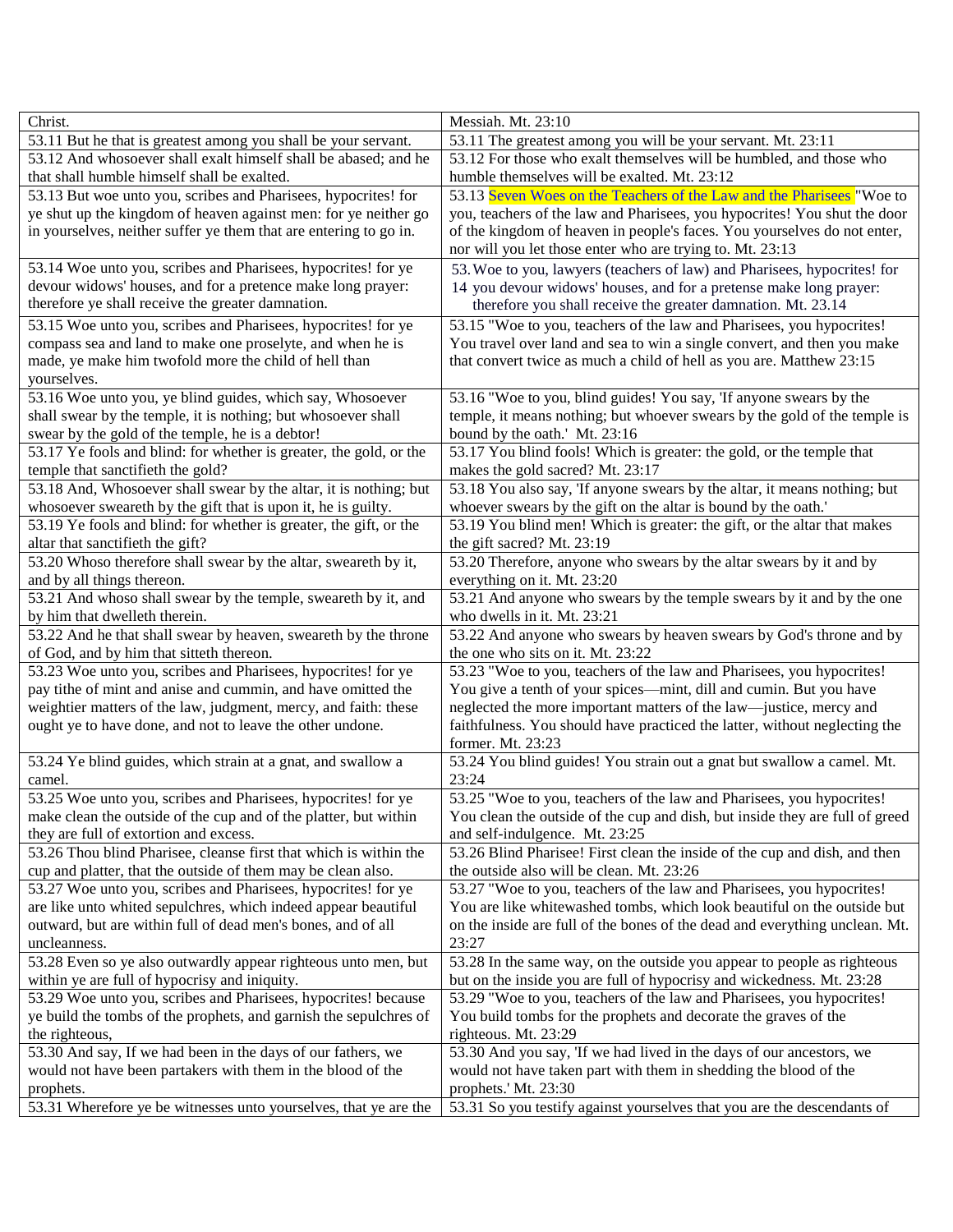| Christ. | Messiah. Mt. 23:10 |
|---|---|
| 53.11 But he that is greatest among you shall be your servant. | 53.11 The greatest among you will be your servant. Mt. 23:11 |
| 53.12 And whosoever shall exalt himself shall be abased; and he that shall humble himself shall be exalted. | 53.12 For those who exalt themselves will be humbled, and those who humble themselves will be exalted. Mt. 23:12 |
| 53.13 But woe unto you, scribes and Pharisees, hypocrites! for ye shut up the kingdom of heaven against men: for ye neither go in yourselves, neither suffer ye them that are entering to go in. | 53.13 Seven Woes on the Teachers of the Law and the Pharisees "Woe to you, teachers of the law and Pharisees, you hypocrites! You shut the door of the kingdom of heaven in people's faces. You yourselves do not enter, nor will you let those enter who are trying to. Mt. 23:13 |
| 53.14 Woe unto you, scribes and Pharisees, hypocrites! for ye devour widows' houses, and for a pretence make long prayer: therefore ye shall receive the greater damnation. | 53.14 Woe to you, lawyers (teachers of law) and Pharisees, hypocrites! for you devour widows' houses, and for a pretense make long prayer: therefore you shall receive the greater damnation. Mt. 23.14 |
| 53.15 Woe unto you, scribes and Pharisees, hypocrites! for ye compass sea and land to make one proselyte, and when he is made, ye make him twofold more the child of hell than yourselves. | 53.15 "Woe to you, teachers of the law and Pharisees, you hypocrites! You travel over land and sea to win a single convert, and then you make that convert twice as much a child of hell as you are. Matthew 23:15 |
| 53.16 Woe unto you, ye blind guides, which say, Whosoever shall swear by the temple, it is nothing; but whosoever shall swear by the gold of the temple, he is a debtor! | 53.16 "Woe to you, blind guides! You say, 'If anyone swears by the temple, it means nothing; but whoever swears by the gold of the temple is bound by the oath.' Mt. 23:16 |
| 53.17 Ye fools and blind: for whether is greater, the gold, or the temple that sanctifieth the gold? | 53.17 You blind fools! Which is greater: the gold, or the temple that makes the gold sacred? Mt. 23:17 |
| 53.18 And, Whosoever shall swear by the altar, it is nothing; but whosoever sweareth by the gift that is upon it, he is guilty. | 53.18 You also say, 'If anyone swears by the altar, it means nothing; but whoever swears by the gift on the altar is bound by the oath.' |
| 53.19 Ye fools and blind: for whether is greater, the gift, or the altar that sanctifieth the gift? | 53.19 You blind men! Which is greater: the gift, or the altar that makes the gift sacred? Mt. 23:19 |
| 53.20 Whoso therefore shall swear by the altar, sweareth by it, and by all things thereon. | 53.20 Therefore, anyone who swears by the altar swears by it and by everything on it. Mt. 23:20 |
| 53.21 And whoso shall swear by the temple, sweareth by it, and by him that dwelleth therein. | 53.21 And anyone who swears by the temple swears by it and by the one who dwells in it. Mt. 23:21 |
| 53.22 And he that shall swear by heaven, sweareth by the throne of God, and by him that sitteth thereon. | 53.22 And anyone who swears by heaven swears by God's throne and by the one who sits on it. Mt. 23:22 |
| 53.23 Woe unto you, scribes and Pharisees, hypocrites! for ye pay tithe of mint and anise and cummin, and have omitted the weightier matters of the law, judgment, mercy, and faith: these ought ye to have done, and not to leave the other undone. | 53.23 "Woe to you, teachers of the law and Pharisees, you hypocrites! You give a tenth of your spices—mint, dill and cumin. But you have neglected the more important matters of the law—justice, mercy and faithfulness. You should have practiced the latter, without neglecting the former. Mt. 23:23 |
| 53.24 Ye blind guides, which strain at a gnat, and swallow a camel. | 53.24 You blind guides! You strain out a gnat but swallow a camel. Mt. 23:24 |
| 53.25 Woe unto you, scribes and Pharisees, hypocrites! for ye make clean the outside of the cup and of the platter, but within they are full of extortion and excess. | 53.25 "Woe to you, teachers of the law and Pharisees, you hypocrites! You clean the outside of the cup and dish, but inside they are full of greed and self-indulgence. Mt. 23:25 |
| 53.26 Thou blind Pharisee, cleanse first that which is within the cup and platter, that the outside of them may be clean also. | 53.26 Blind Pharisee! First clean the inside of the cup and dish, and then the outside also will be clean. Mt. 23:26 |
| 53.27 Woe unto you, scribes and Pharisees, hypocrites! for ye are like unto whited sepulchres, which indeed appear beautiful outward, but are within full of dead men's bones, and of all uncleanness. | 53.27 "Woe to you, teachers of the law and Pharisees, you hypocrites! You are like whitewashed tombs, which look beautiful on the outside but on the inside are full of the bones of the dead and everything unclean. Mt. 23:27 |
| 53.28 Even so ye also outwardly appear righteous unto men, but within ye are full of hypocrisy and iniquity. | 53.28 In the same way, on the outside you appear to people as righteous but on the inside you are full of hypocrisy and wickedness. Mt. 23:28 |
| 53.29 Woe unto you, scribes and Pharisees, hypocrites! because ye build the tombs of the prophets, and garnish the sepulchres of the righteous, | 53.29 "Woe to you, teachers of the law and Pharisees, you hypocrites! You build tombs for the prophets and decorate the graves of the righteous. Mt. 23:29 |
| 53.30 And say, If we had been in the days of our fathers, we would not have been partakers with them in the blood of the prophets. | 53.30 And you say, 'If we had lived in the days of our ancestors, we would not have taken part with them in shedding the blood of the prophets.' Mt. 23:30 |
| 53.31 Wherefore ye be witnesses unto yourselves, that ye are the | 53.31 So you testify against yourselves that you are the descendants of |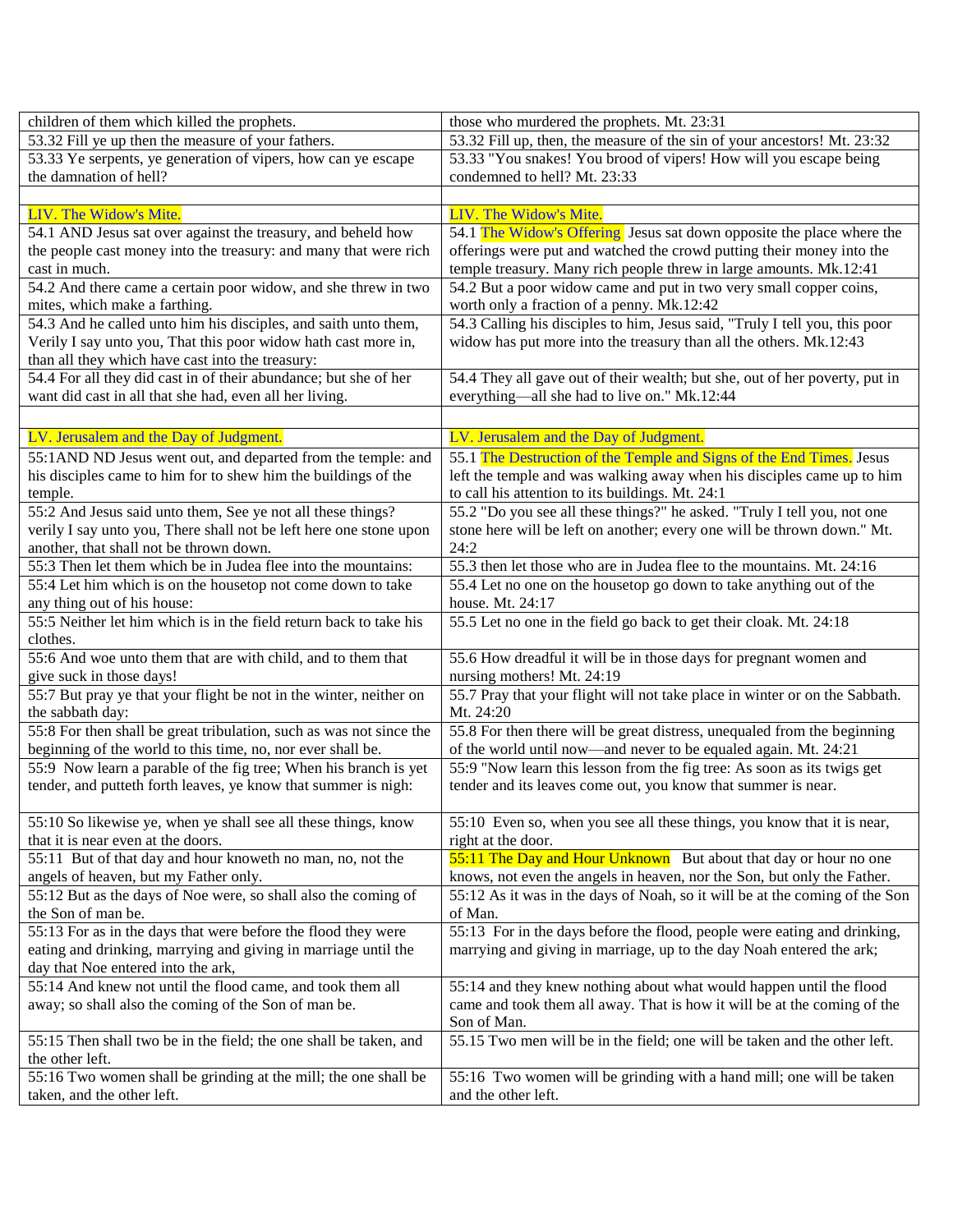| | |
|---|---|
| children of them which killed the prophets. | those who murdered the prophets. Mt. 23:31 |
| 53.32 Fill ye up then the measure of your fathers. | 53.32 Fill up, then, the measure of the sin of your ancestors! Mt. 23:32 |
| 53.33 Ye serpents, ye generation of vipers, how can ye escape the damnation of hell? | 53.33 "You snakes! You brood of vipers! How will you escape being condemned to hell? Mt. 23:33 |
| | |
| LIV. The Widow's Mite. | LIV. The Widow's Mite. |
| 54.1 AND Jesus sat over against the treasury, and beheld how the people cast money into the treasury: and many that were rich cast in much. | 54.1 The Widow's Offering Jesus sat down opposite the place where the offerings were put and watched the crowd putting their money into the temple treasury. Many rich people threw in large amounts. Mk.12:41 |
| 54.2 And there came a certain poor widow, and she threw in two mites, which make a farthing. | 54.2 But a poor widow came and put in two very small copper coins, worth only a fraction of a penny. Mk.12:42 |
| 54.3 And he called unto him his disciples, and saith unto them, Verily I say unto you, That this poor widow hath cast more in, than all they which have cast into the treasury: | 54.3 Calling his disciples to him, Jesus said, "Truly I tell you, this poor widow has put more into the treasury than all the others. Mk.12:43 |
| 54.4 For all they did cast in of their abundance; but she of her want did cast in all that she had, even all her living. | 54.4 They all gave out of their wealth; but she, out of her poverty, put in everything—all she had to live on." Mk.12:44 |
| | |
| LV. Jerusalem and the Day of Judgment. | LV. Jerusalem and the Day of Judgment. |
| 55:1AND ND Jesus went out, and departed from the temple: and his disciples came to him for to shew him the buildings of the temple. | 55.1 The Destruction of the Temple and Signs of the End Times. Jesus left the temple and was walking away when his disciples came up to him to call his attention to its buildings. Mt. 24:1 |
| 55:2 And Jesus said unto them, See ye not all these things? verily I say unto you, There shall not be left here one stone upon another, that shall not be thrown down. | 55.2 "Do you see all these things?" he asked. "Truly I tell you, not one stone here will be left on another; every one will be thrown down." Mt. 24:2 |
| 55:3 Then let them which be in Judea flee into the mountains: | 55.3 then let those who are in Judea flee to the mountains. Mt. 24:16 |
| 55:4 Let him which is on the housetop not come down to take any thing out of his house: | 55.4 Let no one on the housetop go down to take anything out of the house. Mt. 24:17 |
| 55:5 Neither let him which is in the field return back to take his clothes. | 55.5 Let no one in the field go back to get their cloak. Mt. 24:18 |
| 55:6 And woe unto them that are with child, and to them that give suck in those days! | 55.6 How dreadful it will be in those days for pregnant women and nursing mothers! Mt. 24:19 |
| 55:7 But pray ye that your flight be not in the winter, neither on the sabbath day: | 55.7 Pray that your flight will not take place in winter or on the Sabbath. Mt. 24:20 |
| 55:8 For then shall be great tribulation, such as was not since the beginning of the world to this time, no, nor ever shall be. | 55.8 For then there will be great distress, unequaled from the beginning of the world until now—and never to be equaled again. Mt. 24:21 |
| 55:9 Now learn a parable of the fig tree; When his branch is yet tender, and putteth forth leaves, ye know that summer is nigh: | 55:9 "Now learn this lesson from the fig tree: As soon as its twigs get tender and its leaves come out, you know that summer is near. |
| 55:10 So likewise ye, when ye shall see all these things, know that it is near even at the doors. | 55:10 Even so, when you see all these things, you know that it is near, right at the door. |
| 55:11 But of that day and hour knoweth no man, no, not the angels of heaven, but my Father only. | 55:11 The Day and Hour Unknown But about that day or hour no one knows, not even the angels in heaven, nor the Son, but only the Father. |
| 55:12 But as the days of Noe were, so shall also the coming of the Son of man be. | 55:12 As it was in the days of Noah, so it will be at the coming of the Son of Man. |
| 55:13 For as in the days that were before the flood they were eating and drinking, marrying and giving in marriage until the day that Noe entered into the ark, | 55:13 For in the days before the flood, people were eating and drinking, marrying and giving in marriage, up to the day Noah entered the ark; |
| 55:14 And knew not until the flood came, and took them all away; so shall also the coming of the Son of man be. | 55:14 and they knew nothing about what would happen until the flood came and took them all away. That is how it will be at the coming of the Son of Man. |
| 55:15 Then shall two be in the field; the one shall be taken, and the other left. | 55.15 Two men will be in the field; one will be taken and the other left. |
| 55:16 Two women shall be grinding at the mill; the one shall be taken, and the other left. | 55:16 Two women will be grinding with a hand mill; one will be taken and the other left. |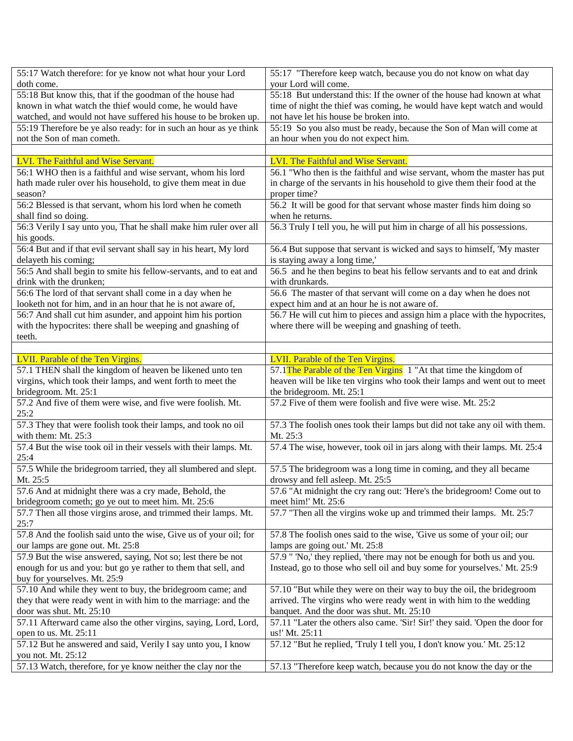| | |
|---|---|
| 55:17 Watch therefore: for ye know not what hour your Lord doth come. | 55:17 "Therefore keep watch, because you do not know on what day your Lord will come. |
| 55:18 But know this, that if the goodman of the house had known in what watch the thief would come, he would have watched, and would not have suffered his house to be broken up. | 55:18 But understand this: If the owner of the house had known at what time of night the thief was coming, he would have kept watch and would not have let his house be broken into. |
| 55:19 Therefore be ye also ready: for in such an hour as ye think not the Son of man cometh. | 55:19 So you also must be ready, because the Son of Man will come at an hour when you do not expect him. |
| | |
| LVI. The Faithful and Wise Servant. | LVI. The Faithful and Wise Servant. |
| 56:1 WHO then is a faithful and wise servant, whom his lord hath made ruler over his household, to give them meat in due season? | 56.1 "Who then is the faithful and wise servant, whom the master has put in charge of the servants in his household to give them their food at the proper time? |
| 56:2 Blessed is that servant, whom his lord when he cometh shall find so doing. | 56.2 It will be good for that servant whose master finds him doing so when he returns. |
| 56:3 Verily I say unto you, That he shall make him ruler over all his goods. | 56.3 Truly I tell you, he will put him in charge of all his possessions. |
| 56:4 But and if that evil servant shall say in his heart, My lord delayeth his coming; | 56.4 But suppose that servant is wicked and says to himself, 'My master is staying away a long time,' |
| 56:5 And shall begin to smite his fellow-servants, and to eat and drink with the drunken; | 56.5 and he then begins to beat his fellow servants and to eat and drink with drunkards. |
| 56:6 The lord of that servant shall come in a day when he looketh not for him, and in an hour that he is not aware of, | 56.6 The master of that servant will come on a day when he does not expect him and at an hour he is not aware of. |
| 56:7 And shall cut him asunder, and appoint him his portion with the hypocrites: there shall be weeping and gnashing of teeth. | 56.7 He will cut him to pieces and assign him a place with the hypocrites, where there will be weeping and gnashing of teeth. |
| | |
| LVII. Parable of the Ten Virgins. | LVII. Parable of the Ten Virgins. |
| 57.1 THEN shall the kingdom of heaven be likened unto ten virgins, which took their lamps, and went forth to meet the bridegroom. Mt. 25:1 | 57.1The Parable of the Ten Virgins 1 "At that time the kingdom of heaven will be like ten virgins who took their lamps and went out to meet the bridegroom. Mt. 25:1 |
| 57.2 And five of them were wise, and five were foolish. Mt. 25:2 | 57.2 Five of them were foolish and five were wise. Mt. 25:2 |
| 57.3 They that were foolish took their lamps, and took no oil with them: Mt. 25:3 | 57.3 The foolish ones took their lamps but did not take any oil with them. Mt. 25:3 |
| 57.4 But the wise took oil in their vessels with their lamps. Mt. 25:4 | 57.4 The wise, however, took oil in jars along with their lamps. Mt. 25:4 |
| 57.5 While the bridegroom tarried, they all slumbered and slept. Mt. 25:5 | 57.5 The bridegroom was a long time in coming, and they all became drowsy and fell asleep. Mt. 25:5 |
| 57.6 And at midnight there was a cry made, Behold, the bridegroom cometh; go ye out to meet him. Mt. 25:6 | 57.6 "At midnight the cry rang out: 'Here's the bridegroom! Come out to meet him!' Mt. 25:6 |
| 57.7 Then all those virgins arose, and trimmed their lamps. Mt. 25:7 | 57.7 "Then all the virgins woke up and trimmed their lamps. Mt. 25:7 |
| 57.8 And the foolish said unto the wise, Give us of your oil; for our lamps are gone out. Mt. 25:8 | 57.8 The foolish ones said to the wise, 'Give us some of your oil; our lamps are going out.' Mt. 25:8 |
| 57.9 But the wise answered, saying, Not so; lest there be not enough for us and you: but go ye rather to them that sell, and buy for yourselves. Mt. 25:9 | 57.9 " 'No,' they replied, 'there may not be enough for both us and you. Instead, go to those who sell oil and buy some for yourselves.' Mt. 25:9 |
| 57.10 And while they went to buy, the bridegroom came; and they that were ready went in with him to the marriage: and the door was shut. Mt. 25:10 | 57.10 "But while they were on their way to buy the oil, the bridegroom arrived. The virgins who were ready went in with him to the wedding banquet. And the door was shut. Mt. 25:10 |
| 57.11 Afterward came also the other virgins, saying, Lord, Lord, open to us. Mt. 25:11 | 57.11 "Later the others also came. 'Sir! Sir!' they said. 'Open the door for us!' Mt. 25:11 |
| 57.12 But he answered and said, Verily I say unto you, I know you not. Mt. 25:12 | 57.12 "But he replied, 'Truly I tell you, I don't know you.' Mt. 25:12 |
| 57.13 Watch, therefore, for ye know neither the clay nor the | 57.13 "Therefore keep watch, because you do not know the day or the |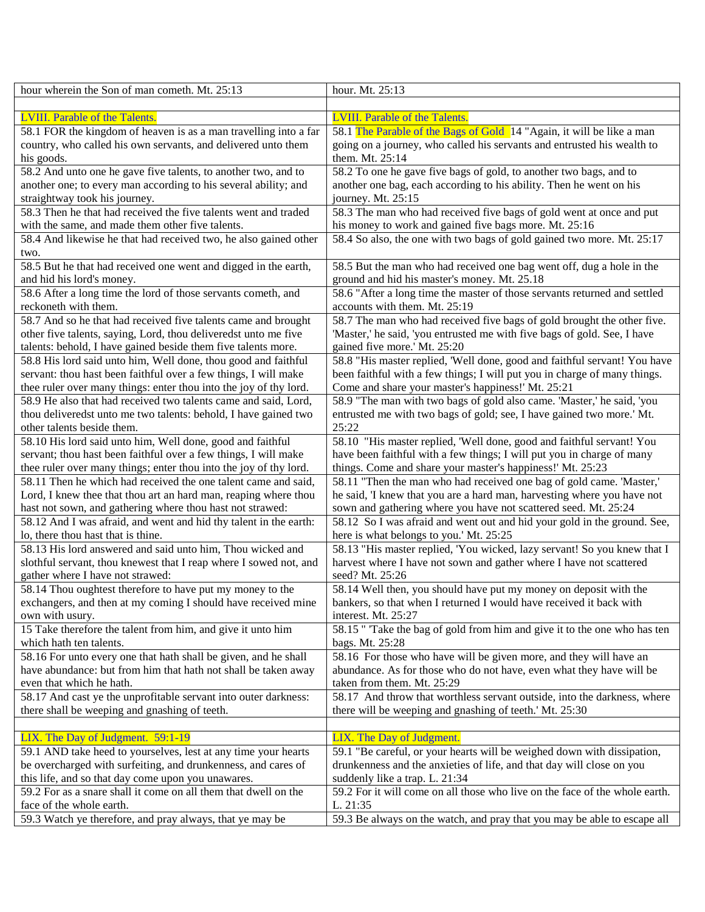| | |
|---|---|
| hour wherein the Son of man cometh. Mt. 25:13 | hour. Mt. 25:13 |
| | |
| LVIII. Parable of the Talents. | LVIII. Parable of the Talents. |
| 58.1 FOR the kingdom of heaven is as a man travelling into a far country, who called his own servants, and delivered unto them his goods. | 58.1 The Parable of the Bags of Gold 14 "Again, it will be like a man going on a journey, who called his servants and entrusted his wealth to them. Mt. 25:14 |
| 58.2 And unto one he gave five talents, to another two, and to another one; to every man according to his several ability; and straightway took his journey. | 58.2 To one he gave five bags of gold, to another two bags, and to another one bag, each according to his ability. Then he went on his journey. Mt. 25:15 |
| 58.3 Then he that had received the five talents went and traded with the same, and made them other five talents. | 58.3 The man who had received five bags of gold went at once and put his money to work and gained five bags more. Mt. 25:16 |
| 58.4 And likewise he that had received two, he also gained other two. | 58.4 So also, the one with two bags of gold gained two more. Mt. 25:17 |
| 58.5 But he that had received one went and digged in the earth, and hid his lord's money. | 58.5 But the man who had received one bag went off, dug a hole in the ground and hid his master's money. Mt. 25.18 |
| 58.6 After a long time the lord of those servants cometh, and reckoneth with them. | 58.6 "After a long time the master of those servants returned and settled accounts with them. Mt. 25:19 |
| 58.7 And so he that had received five talents came and brought other five talents, saying, Lord, thou deliveredst unto me five talents: behold, I have gained beside them five talents more. | 58.7 The man who had received five bags of gold brought the other five. 'Master,' he said, 'you entrusted me with five bags of gold. See, I have gained five more.' Mt. 25:20 |
| 58.8 His lord said unto him, Well done, thou good and faithful servant: thou hast been faithful over a few things, I will make thee ruler over many things: enter thou into the joy of thy lord. | 58.8 "His master replied, 'Well done, good and faithful servant! You have been faithful with a few things; I will put you in charge of many things. Come and share your master's happiness!' Mt. 25:21 |
| 58.9 He also that had received two talents came and said, Lord, thou deliveredst unto me two talents: behold, I have gained two other talents beside them. | 58.9 "The man with two bags of gold also came. 'Master,' he said, 'you entrusted me with two bags of gold; see, I have gained two more.' Mt. 25:22 |
| 58.10 His lord said unto him, Well done, good and faithful servant; thou hast been faithful over a few things, I will make thee ruler over many things; enter thou into the joy of thy lord. | 58.10 "His master replied, 'Well done, good and faithful servant! You have been faithful with a few things; I will put you in charge of many things. Come and share your master's happiness!' Mt. 25:23 |
| 58.11 Then he which had received the one talent came and said, Lord, I knew thee that thou art an hard man, reaping where thou hast not sown, and gathering where thou hast not strawed: | 58.11 "Then the man who had received one bag of gold came. 'Master,' he said, 'I knew that you are a hard man, harvesting where you have not sown and gathering where you have not scattered seed. Mt. 25:24 |
| 58.12 And I was afraid, and went and hid thy talent in the earth: lo, there thou hast that is thine. | 58.12 So I was afraid and went out and hid your gold in the ground. See, here is what belongs to you.' Mt. 25:25 |
| 58.13 His lord answered and said unto him, Thou wicked and slothful servant, thou knewest that I reap where I sowed not, and gather where I have not strawed: | 58.13 "His master replied, 'You wicked, lazy servant! So you knew that I harvest where I have not sown and gather where I have not scattered seed? Mt. 25:26 |
| 58.14 Thou oughtest therefore to have put my money to the exchangers, and then at my coming I should have received mine own with usury. | 58.14 Well then, you should have put my money on deposit with the bankers, so that when I returned I would have received it back with interest. Mt. 25:27 |
| 15 Take therefore the talent from him, and give it unto him which hath ten talents. | 58.15 " 'Take the bag of gold from him and give it to the one who has ten bags. Mt. 25:28 |
| 58.16 For unto every one that hath shall be given, and he shall have abundance: but from him that hath not shall be taken away even that which he hath. | 58.16 For those who have will be given more, and they will have an abundance. As for those who do not have, even what they have will be taken from them. Mt. 25:29 |
| 58.17 And cast ye the unprofitable servant into outer darkness: there shall be weeping and gnashing of teeth. | 58.17 And throw that worthless servant outside, into the darkness, where there will be weeping and gnashing of teeth.' Mt. 25:30 |
| | |
| LIX. The Day of Judgment. 59:1-19 | LIX. The Day of Judgment. |
| 59.1 AND take heed to yourselves, lest at any time your hearts be overcharged with surfeiting, and drunkenness, and cares of this life, and so that day come upon you unawares. | 59.1 "Be careful, or your hearts will be weighed down with dissipation, drunkenness and the anxieties of life, and that day will close on you suddenly like a trap. L. 21:34 |
| 59.2 For as a snare shall it come on all them that dwell on the face of the whole earth. | 59.2 For it will come on all those who live on the face of the whole earth. L. 21:35 |
| 59.3 Watch ye therefore, and pray always, that ye may be | 59.3 Be always on the watch, and pray that you may be able to escape all |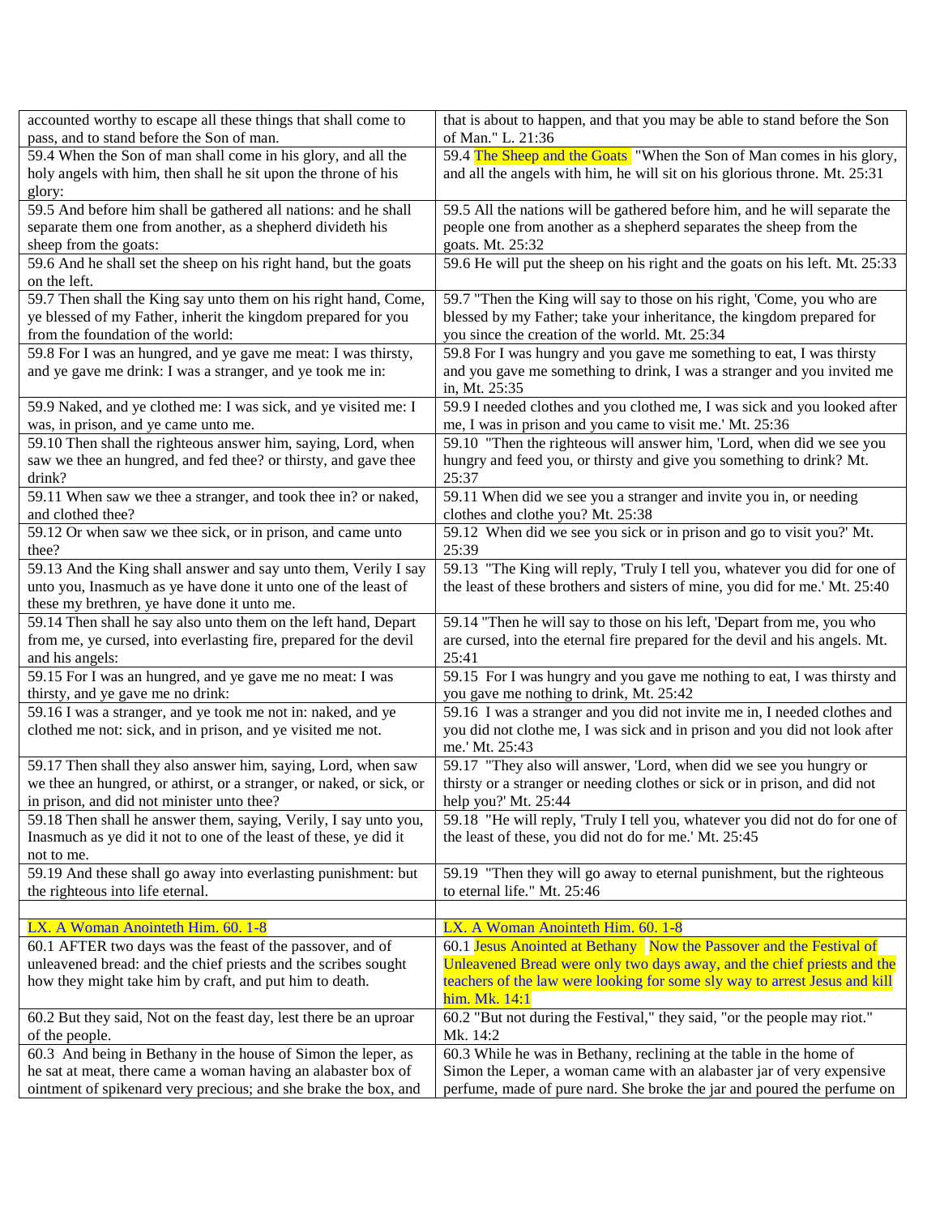| accounted worthy to escape all these things that shall come to pass, and to stand before the Son of man. | that is about to happen, and that you may be able to stand before the Son of Man." L. 21:36 |
|---|---|
| 59.4 When the Son of man shall come in his glory, and all the holy angels with him, then shall he sit upon the throne of his glory: | 59.4 The Sheep and the Goats "When the Son of Man comes in his glory, and all the angels with him, he will sit on his glorious throne. Mt. 25:31 |
| 59.5 And before him shall be gathered all nations: and he shall separate them one from another, as a shepherd divideth his sheep from the goats: | 59.5 All the nations will be gathered before him, and he will separate the people one from another as a shepherd separates the sheep from the goats. Mt. 25:32 |
| 59.6 And he shall set the sheep on his right hand, but the goats on the left. | 59.6 He will put the sheep on his right and the goats on his left. Mt. 25:33 |
| 59.7 Then shall the King say unto them on his right hand, Come, ye blessed of my Father, inherit the kingdom prepared for you from the foundation of the world: | 59.7 "Then the King will say to those on his right, 'Come, you who are blessed by my Father; take your inheritance, the kingdom prepared for you since the creation of the world. Mt. 25:34 |
| 59.8 For I was an hungred, and ye gave me meat: I was thirsty, and ye gave me drink: I was a stranger, and ye took me in: | 59.8 For I was hungry and you gave me something to eat, I was thirsty and you gave me something to drink, I was a stranger and you invited me in, Mt. 25:35 |
| 59.9 Naked, and ye clothed me: I was sick, and ye visited me: I was, in prison, and ye came unto me. | 59.9 I needed clothes and you clothed me, I was sick and you looked after me, I was in prison and you came to visit me.' Mt. 25:36 |
| 59.10 Then shall the righteous answer him, saying, Lord, when saw we thee an hungred, and fed thee? or thirsty, and gave thee drink? | 59.10 "Then the righteous will answer him, 'Lord, when did we see you hungry and feed you, or thirsty and give you something to drink? Mt. 25:37 |
| 59.11 When saw we thee a stranger, and took thee in? or naked, and clothed thee? | 59.11 When did we see you a stranger and invite you in, or needing clothes and clothe you? Mt. 25:38 |
| 59.12 Or when saw we thee sick, or in prison, and came unto thee? | 59.12 When did we see you sick or in prison and go to visit you?' Mt. 25:39 |
| 59.13 And the King shall answer and say unto them, Verily I say unto you, Inasmuch as ye have done it unto one of the least of these my brethren, ye have done it unto me. | 59.13 "The King will reply, 'Truly I tell you, whatever you did for one of the least of these brothers and sisters of mine, you did for me.' Mt. 25:40 |
| 59.14 Then shall he say also unto them on the left hand, Depart from me, ye cursed, into everlasting fire, prepared for the devil and his angels: | 59.14 "Then he will say to those on his left, 'Depart from me, you who are cursed, into the eternal fire prepared for the devil and his angels. Mt. 25:41 |
| 59.15 For I was an hungred, and ye gave me no meat: I was thirsty, and ye gave me no drink: | 59.15 For I was hungry and you gave me nothing to eat, I was thirsty and you gave me nothing to drink, Mt. 25:42 |
| 59.16 I was a stranger, and ye took me not in: naked, and ye clothed me not: sick, and in prison, and ye visited me not. | 59.16 I was a stranger and you did not invite me in, I needed clothes and you did not clothe me, I was sick and in prison and you did not look after me.' Mt. 25:43 |
| 59.17 Then shall they also answer him, saying, Lord, when saw we thee an hungred, or athirst, or a stranger, or naked, or sick, or in prison, and did not minister unto thee? | 59.17 "They also will answer, 'Lord, when did we see you hungry or thirsty or a stranger or needing clothes or sick or in prison, and did not help you?' Mt. 25:44 |
| 59.18 Then shall he answer them, saying, Verily, I say unto you, Inasmuch as ye did it not to one of the least of these, ye did it not to me. | 59.18 "He will reply, 'Truly I tell you, whatever you did not do for one of the least of these, you did not do for me.' Mt. 25:45 |
| 59.19 And these shall go away into everlasting punishment: but the righteous into life eternal. | 59.19 "Then they will go away to eternal punishment, but the righteous to eternal life." Mt. 25:46 |
| | |
| LX. A Woman Anointeth Him. 60. 1-8 | LX. A Woman Anointeth Him. 60. 1-8 |
| 60.1 AFTER two days was the feast of the passover, and of unleavened bread: and the chief priests and the scribes sought how they might take him by craft, and put him to death. | 60.1 Jesus Anointed at Bethany Now the Passover and the Festival of Unleavened Bread were only two days away, and the chief priests and the teachers of the law were looking for some sly way to arrest Jesus and kill him. Mk. 14:1 |
| 60.2 But they said, Not on the feast day, lest there be an uproar of the people. | 60.2 "But not during the Festival," they said, "or the people may riot." Mk. 14:2 |
| 60.3 And being in Bethany in the house of Simon the leper, as he sat at meat, there came a woman having an alabaster box of ointment of spikenard very precious; and she brake the box, and | 60.3 While he was in Bethany, reclining at the table in the home of Simon the Leper, a woman came with an alabaster jar of very expensive perfume, made of pure nard. She broke the jar and poured the perfume on |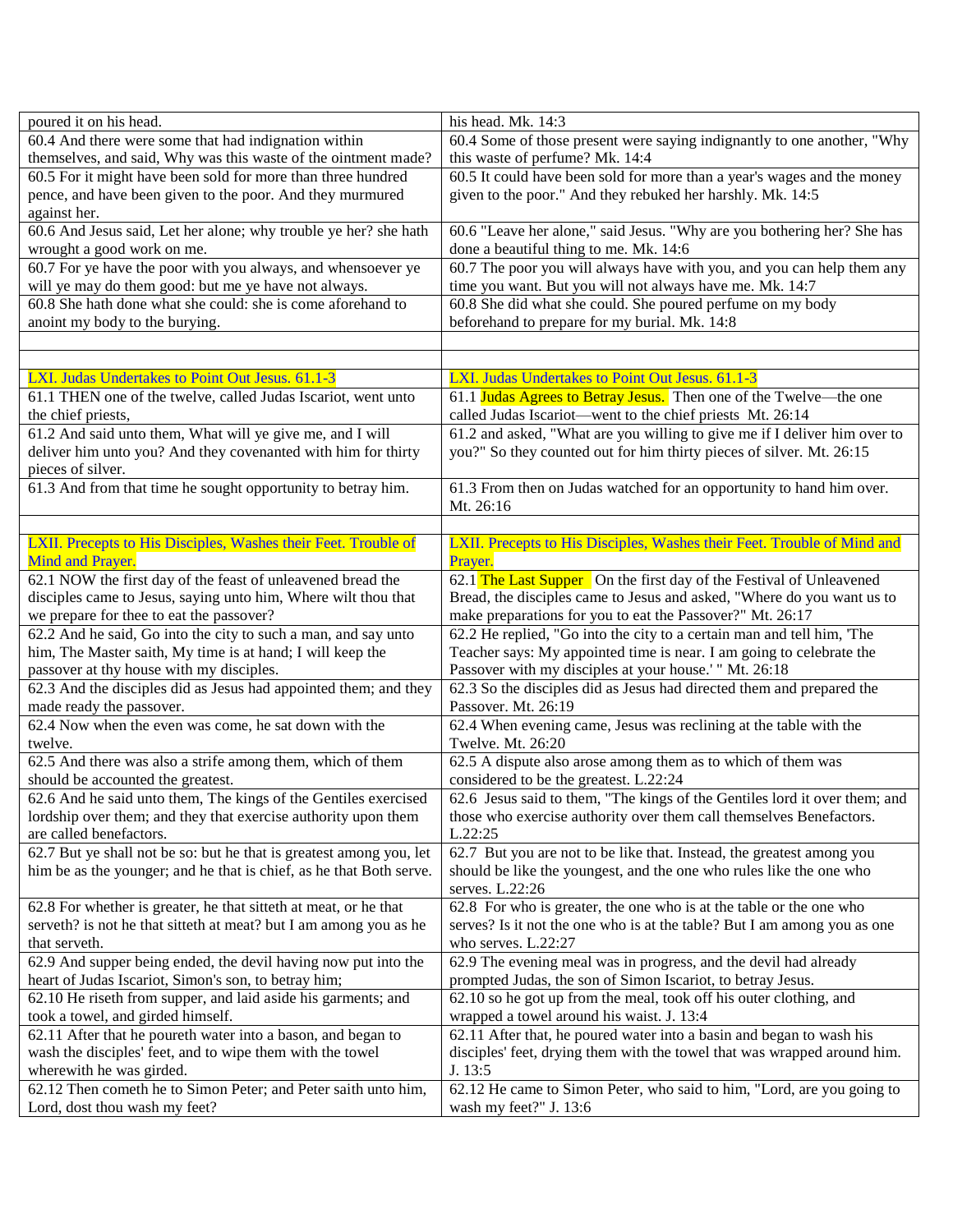| | |
|---|---|
| poured it on his head. | his head. Mk. 14:3 |
| 60.4 And there were some that had indignation within themselves, and said, Why was this waste of the ointment made? | 60.4 Some of those present were saying indignantly to one another, "Why this waste of perfume? Mk. 14:4 |
| 60.5 For it might have been sold for more than three hundred pence, and have been given to the poor. And they murmured against her. | 60.5 It could have been sold for more than a year's wages and the money given to the poor." And they rebuked her harshly. Mk. 14:5 |
| 60.6 And Jesus said, Let her alone; why trouble ye her? she hath wrought a good work on me. | 60.6 "Leave her alone," said Jesus. "Why are you bothering her? She has done a beautiful thing to me. Mk. 14:6 |
| 60.7 For ye have the poor with you always, and whensoever ye will ye may do them good: but me ye have not always. | 60.7 The poor you will always have with you, and you can help them any time you want. But you will not always have me. Mk. 14:7 |
| 60.8 She hath done what she could: she is come aforehand to anoint my body to the burying. | 60.8 She did what she could. She poured perfume on my body beforehand to prepare for my burial. Mk. 14:8 |
| | |
| | |
| LXI. Judas Undertakes to Point Out Jesus. 61.1-3 | LXI. Judas Undertakes to Point Out Jesus. 61.1-3 |
| 61.1 THEN one of the twelve, called Judas Iscariot, went unto the chief priests, | 61.1 Judas Agrees to Betray Jesus. Then one of the Twelve—the one called Judas Iscariot—went to the chief priests Mt. 26:14 |
| 61.2 And said unto them, What will ye give me, and I will deliver him unto you? And they covenanted with him for thirty pieces of silver. | 61.2 and asked, "What are you willing to give me if I deliver him over to you?" So they counted out for him thirty pieces of silver. Mt. 26:15 |
| 61.3 And from that time he sought opportunity to betray him. | 61.3 From then on Judas watched for an opportunity to hand him over. Mt. 26:16 |
| | |
| LXII. Precepts to His Disciples, Washes their Feet. Trouble of Mind and Prayer. | LXII. Precepts to His Disciples, Washes their Feet. Trouble of Mind and Prayer. |
| 62.1 NOW the first day of the feast of unleavened bread the disciples came to Jesus, saying unto him, Where wilt thou that we prepare for thee to eat the passover? | 62.1 The Last Supper On the first day of the Festival of Unleavened Bread, the disciples came to Jesus and asked, "Where do you want us to make preparations for you to eat the Passover?" Mt. 26:17 |
| 62.2 And he said, Go into the city to such a man, and say unto him, The Master saith, My time is at hand; I will keep the passover at thy house with my disciples. | 62.2 He replied, "Go into the city to a certain man and tell him, 'The Teacher says: My appointed time is near. I am going to celebrate the Passover with my disciples at your house.' " Mt. 26:18 |
| 62.3 And the disciples did as Jesus had appointed them; and they made ready the passover. | 62.3 So the disciples did as Jesus had directed them and prepared the Passover. Mt. 26:19 |
| 62.4 Now when the even was come, he sat down with the twelve. | 62.4 When evening came, Jesus was reclining at the table with the Twelve. Mt. 26:20 |
| 62.5 And there was also a strife among them, which of them should be accounted the greatest. | 62.5 A dispute also arose among them as to which of them was considered to be the greatest. L.22:24 |
| 62.6 And he said unto them, The kings of the Gentiles exercised lordship over them; and they that exercise authority upon them are called benefactors. | 62.6 Jesus said to them, "The kings of the Gentiles lord it over them; and those who exercise authority over them call themselves Benefactors. L.22:25 |
| 62.7 But ye shall not be so: but he that is greatest among you, let him be as the younger; and he that is chief, as he that Both serve. | 62.7 But you are not to be like that. Instead, the greatest among you should be like the youngest, and the one who rules like the one who serves. L.22:26 |
| 62.8 For whether is greater, he that sitteth at meat, or he that serveth? is not he that sitteth at meat? but I am among you as he that serveth. | 62.8 For who is greater, the one who is at the table or the one who serves? Is it not the one who is at the table? But I am among you as one who serves. L.22:27 |
| 62.9 And supper being ended, the devil having now put into the heart of Judas Iscariot, Simon's son, to betray him; | 62.9 The evening meal was in progress, and the devil had already prompted Judas, the son of Simon Iscariot, to betray Jesus. |
| 62.10 He riseth from supper, and laid aside his garments; and took a towel, and girded himself. | 62.10 so he got up from the meal, took off his outer clothing, and wrapped a towel around his waist. J. 13:4 |
| 62.11 After that he poureth water into a bason, and began to wash the disciples' feet, and to wipe them with the towel wherewith he was girded. | 62.11 After that, he poured water into a basin and began to wash his disciples' feet, drying them with the towel that was wrapped around him. J. 13:5 |
| 62.12 Then cometh he to Simon Peter; and Peter saith unto him, Lord, dost thou wash my feet? | 62.12 He came to Simon Peter, who said to him, "Lord, are you going to wash my feet?" J. 13:6 |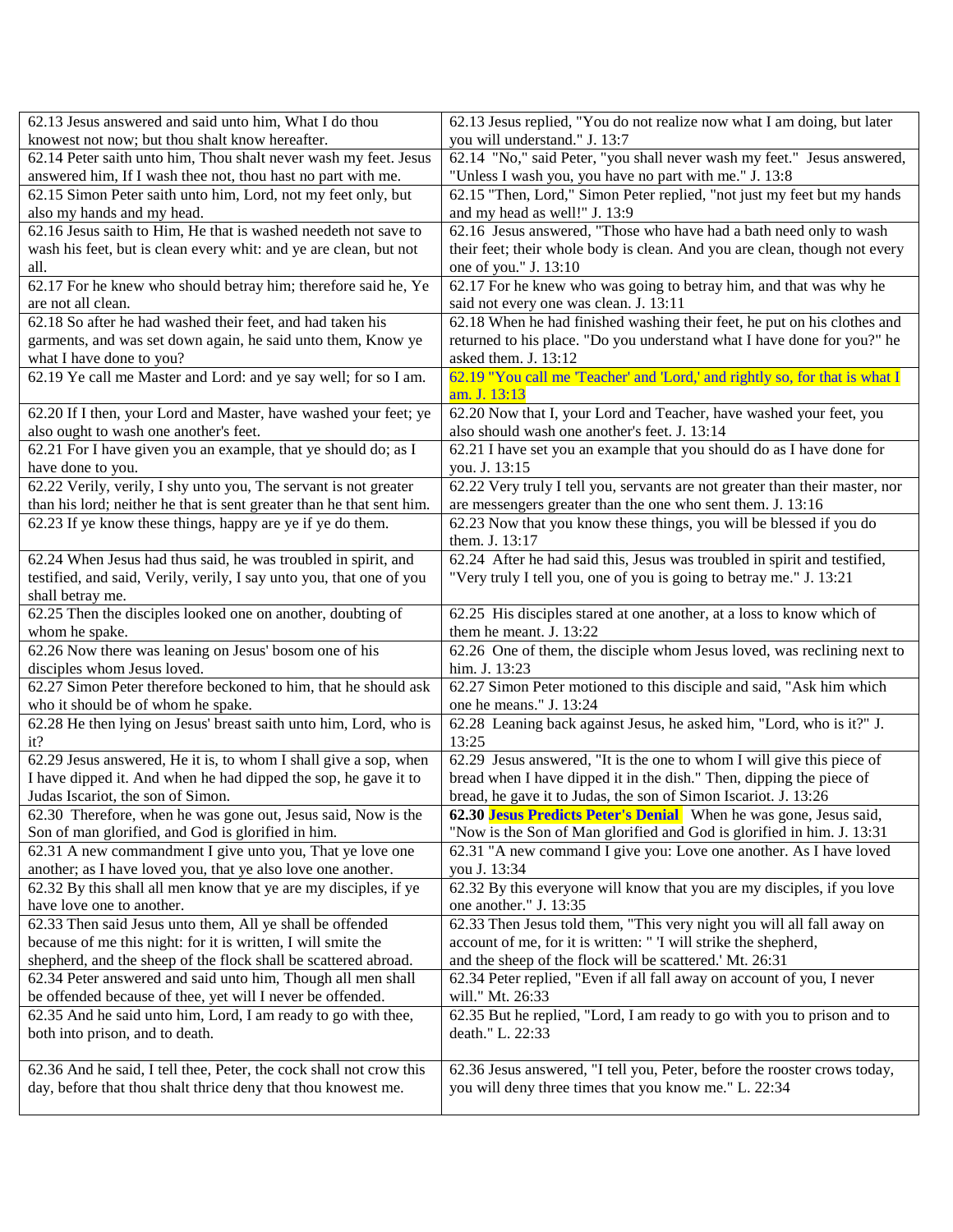| | |
|---|---|
| 62.13 Jesus answered and said unto him, What I do thou knowest not now; but thou shalt know hereafter. | 62.13 Jesus replied, "You do not realize now what I am doing, but later you will understand." J. 13:7 |
| 62.14 Peter saith unto him, Thou shalt never wash my feet. Jesus answered him, If I wash thee not, thou hast no part with me. | 62.14 "No," said Peter, "you shall never wash my feet." Jesus answered, "Unless I wash you, you have no part with me." J. 13:8 |
| 62.15 Simon Peter saith unto him, Lord, not my feet only, but also my hands and my head. | 62.15 "Then, Lord," Simon Peter replied, "not just my feet but my hands and my head as well!" J. 13:9 |
| 62.16 Jesus saith to Him, He that is washed needeth not save to wash his feet, but is clean every whit: and ye are clean, but not all. | 62.16 Jesus answered, "Those who have had a bath need only to wash their feet; their whole body is clean. And you are clean, though not every one of you." J. 13:10 |
| 62.17 For he knew who should betray him; therefore said he, Ye are not all clean. | 62.17 For he knew who was going to betray him, and that was why he said not every one was clean. J. 13:11 |
| 62.18 So after he had washed their feet, and had taken his garments, and was set down again, he said unto them, Know ye what I have done to you? | 62.18 When he had finished washing their feet, he put on his clothes and returned to his place. "Do you understand what I have done for you?" he asked them. J. 13:12 |
| 62.19 Ye call me Master and Lord: and ye say well; for so I am. | 62.19 "You call me 'Teacher' and 'Lord,' and rightly so, for that is what I am. J. 13:13 |
| 62.20 If I then, your Lord and Master, have washed your feet; ye also ought to wash one another's feet. | 62.20 Now that I, your Lord and Teacher, have washed your feet, you also should wash one another's feet. J. 13:14 |
| 62.21 For I have given you an example, that ye should do; as I have done to you. | 62.21 I have set you an example that you should do as I have done for you. J. 13:15 |
| 62.22 Verily, verily, I shy unto you, The servant is not greater than his lord; neither he that is sent greater than he that sent him. | 62.22 Very truly I tell you, servants are not greater than their master, nor are messengers greater than the one who sent them. J. 13:16 |
| 62.23 If ye know these things, happy are ye if ye do them. | 62.23 Now that you know these things, you will be blessed if you do them. J. 13:17 |
| 62.24 When Jesus had thus said, he was troubled in spirit, and testified, and said, Verily, verily, I say unto you, that one of you shall betray me. | 62.24 After he had said this, Jesus was troubled in spirit and testified, "Very truly I tell you, one of you is going to betray me." J. 13:21 |
| 62.25 Then the disciples looked one on another, doubting of whom he spake. | 62.25 His disciples stared at one another, at a loss to know which of them he meant. J. 13:22 |
| 62.26 Now there was leaning on Jesus' bosom one of his disciples whom Jesus loved. | 62.26 One of them, the disciple whom Jesus loved, was reclining next to him. J. 13:23 |
| 62.27 Simon Peter therefore beckoned to him, that he should ask who it should be of whom he spake. | 62.27 Simon Peter motioned to this disciple and said, "Ask him which one he means." J. 13:24 |
| 62.28 He then lying on Jesus' breast saith unto him, Lord, who is it? | 62.28 Leaning back against Jesus, he asked him, "Lord, who is it?" J. 13:25 |
| 62.29 Jesus answered, He it is, to whom I shall give a sop, when I have dipped it. And when he had dipped the sop, he gave it to Judas Iscariot, the son of Simon. | 62.29 Jesus answered, "It is the one to whom I will give this piece of bread when I have dipped it in the dish." Then, dipping the piece of bread, he gave it to Judas, the son of Simon Iscariot. J. 13:26 |
| 62.30 Therefore, when he was gone out, Jesus said, Now is the Son of man glorified, and God is glorified in him. | **62.30 Jesus Predicts Peter's Denial** When he was gone, Jesus said, "Now is the Son of Man glorified and God is glorified in him. J. 13:31 |
| 62.31 A new commandment I give unto you, That ye love one another; as I have loved you, that ye also love one another. | 62.31 "A new command I give you: Love one another. As I have loved you J. 13:34 |
| 62.32 By this shall all men know that ye are my disciples, if ye have love one to another. | 62.32 By this everyone will know that you are my disciples, if you love one another." J. 13:35 |
| 62.33 Then said Jesus unto them, All ye shall be offended because of me this night: for it is written, I will smite the shepherd, and the sheep of the flock shall be scattered abroad. | 62.33 Then Jesus told them, "This very night you will all fall away on account of me, for it is written: " 'I will strike the shepherd, and the sheep of the flock will be scattered.' Mt. 26:31 |
| 62.34 Peter answered and said unto him, Though all men shall be offended because of thee, yet will I never be offended. | 62.34 Peter replied, "Even if all fall away on account of you, I never will." Mt. 26:33 |
| 62.35 And he said unto him, Lord, I am ready to go with thee, both into prison, and to death. | 62.35 But he replied, "Lord, I am ready to go with you to prison and to death." L. 22:33 |
| 62.36 And he said, I tell thee, Peter, the cock shall not crow this day, before that thou shalt thrice deny that thou knowest me. | 62.36 Jesus answered, "I tell you, Peter, before the rooster crows today, you will deny three times that you know me." L. 22:34 |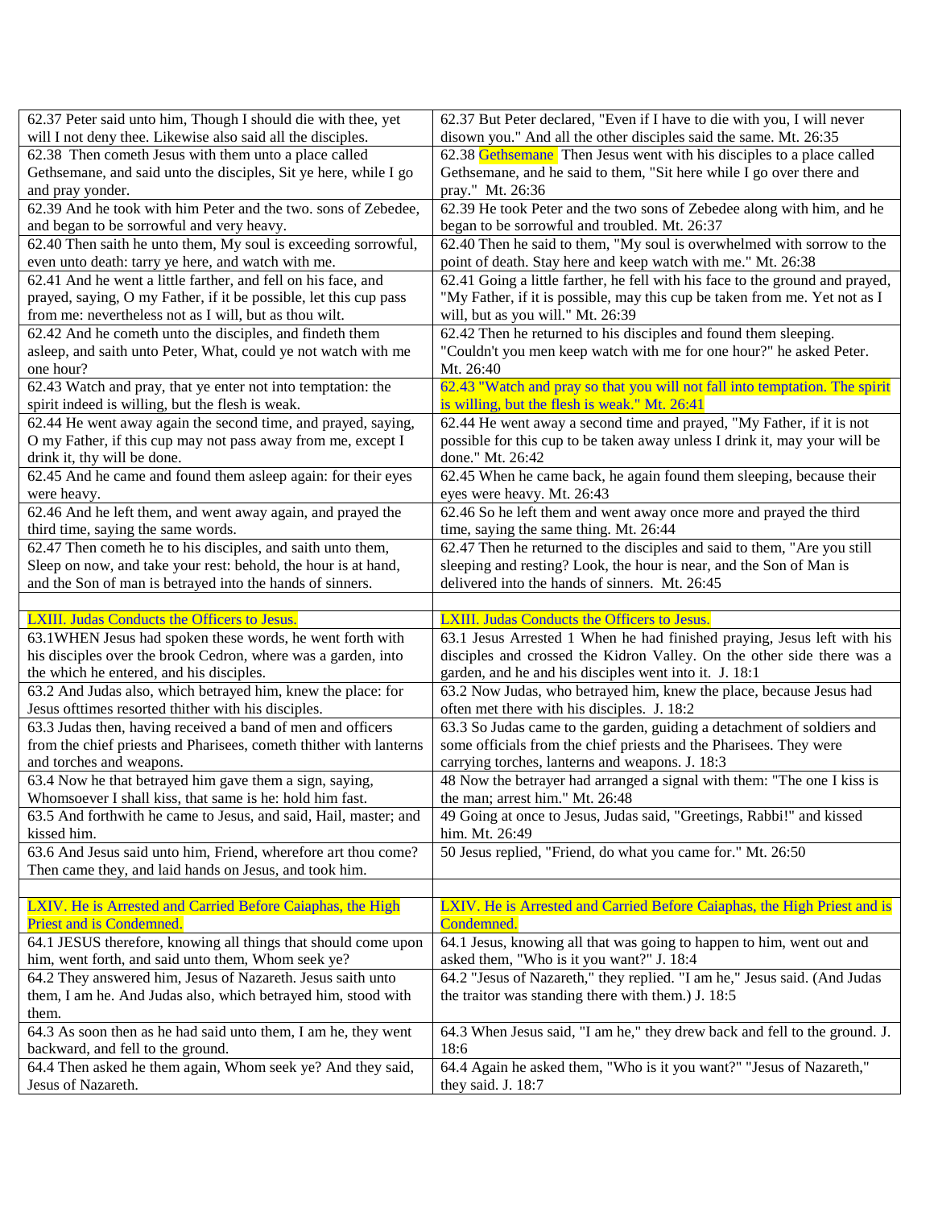| 62.37 Peter said unto him, Though I should die with thee, yet will I not deny thee. Likewise also said all the disciples. | 62.37 But Peter declared, "Even if I have to die with you, I will never disown you." And all the other disciples said the same. Mt. 26:35 |
|---|---|
| 62.38 Then cometh Jesus with them unto a place called Gethsemane, and said unto the disciples, Sit ye here, while I go and pray yonder. | 62.38 Gethsemane Then Jesus went with his disciples to a place called Gethsemane, and he said to them, "Sit here while I go over there and pray." Mt. 26:36 |
| 62.39 And he took with him Peter and the two. sons of Zebedee, and began to be sorrowful and very heavy. | 62.39 He took Peter and the two sons of Zebedee along with him, and he began to be sorrowful and troubled. Mt. 26:37 |
| 62.40 Then saith he unto them, My soul is exceeding sorrowful, even unto death: tarry ye here, and watch with me. | 62.40 Then he said to them, "My soul is overwhelmed with sorrow to the point of death. Stay here and keep watch with me." Mt. 26:38 |
| 62.41 And he went a little farther, and fell on his face, and prayed, saying, O my Father, if it be possible, let this cup pass from me: nevertheless not as I will, but as thou wilt. | 62.41 Going a little farther, he fell with his face to the ground and prayed, "My Father, if it is possible, may this cup be taken from me. Yet not as I will, but as you will." Mt. 26:39 |
| 62.42 And he cometh unto the disciples, and findeth them asleep, and saith unto Peter, What, could ye not watch with me one hour? | 62.42 Then he returned to his disciples and found them sleeping. "Couldn't you men keep watch with me for one hour?" he asked Peter. Mt. 26:40 |
| 62.43 Watch and pray, that ye enter not into temptation: the spirit indeed is willing, but the flesh is weak. | 62.43 "Watch and pray so that you will not fall into temptation. The spirit is willing, but the flesh is weak." Mt. 26:41 |
| 62.44 He went away again the second time, and prayed, saying, O my Father, if this cup may not pass away from me, except I drink it, thy will be done. | 62.44 He went away a second time and prayed, "My Father, if it is not possible for this cup to be taken away unless I drink it, may your will be done." Mt. 26:42 |
| 62.45 And he came and found them asleep again: for their eyes were heavy. | 62.45 When he came back, he again found them sleeping, because their eyes were heavy. Mt. 26:43 |
| 62.46 And he left them, and went away again, and prayed the third time, saying the same words. | 62.46 So he left them and went away once more and prayed the third time, saying the same thing. Mt. 26:44 |
| 62.47 Then cometh he to his disciples, and saith unto them, Sleep on now, and take your rest: behold, the hour is at hand, and the Son of man is betrayed into the hands of sinners. | 62.47 Then he returned to the disciples and said to them, "Are you still sleeping and resting? Look, the hour is near, and the Son of Man is delivered into the hands of sinners. Mt. 26:45 |
| | |
| LXIII. Judas Conducts the Officers to Jesus. | LXIII. Judas Conducts the Officers to Jesus. |
| 63.1WHEN Jesus had spoken these words, he went forth with his disciples over the brook Cedron, where was a garden, into the which he entered, and his disciples. | 63.1 Jesus Arrested 1 When he had finished praying, Jesus left with his disciples and crossed the Kidron Valley. On the other side there was a garden, and he and his disciples went into it. J. 18:1 |
| 63.2 And Judas also, which betrayed him, knew the place: for Jesus ofttimes resorted thither with his disciples. | 63.2 Now Judas, who betrayed him, knew the place, because Jesus had often met there with his disciples. J. 18:2 |
| 63.3 Judas then, having received a band of men and officers from the chief priests and Pharisees, cometh thither with lanterns and torches and weapons. | 63.3 So Judas came to the garden, guiding a detachment of soldiers and some officials from the chief priests and the Pharisees. They were carrying torches, lanterns and weapons. J. 18:3 |
| 63.4 Now he that betrayed him gave them a sign, saying, Whomsoever I shall kiss, that same is he: hold him fast. | 48 Now the betrayer had arranged a signal with them: "The one I kiss is the man; arrest him." Mt. 26:48 |
| 63.5 And forthwith he came to Jesus, and said, Hail, master; and kissed him. | 49 Going at once to Jesus, Judas said, "Greetings, Rabbi!" and kissed him. Mt. 26:49 |
| 63.6 And Jesus said unto him, Friend, wherefore art thou come? Then came they, and laid hands on Jesus, and took him. | 50 Jesus replied, "Friend, do what you came for." Mt. 26:50 |
| | |
| LXIV. He is Arrested and Carried Before Caiaphas, the High Priest and is Condemned. | LXIV. He is Arrested and Carried Before Caiaphas, the High Priest and is Condemned. |
| 64.1 JESUS therefore, knowing all things that should come upon him, went forth, and said unto them, Whom seek ye? | 64.1 Jesus, knowing all that was going to happen to him, went out and asked them, "Who is it you want?" J. 18:4 |
| 64.2 They answered him, Jesus of Nazareth. Jesus saith unto them, I am he. And Judas also, which betrayed him, stood with them. | 64.2 "Jesus of Nazareth," they replied. "I am he," Jesus said. (And Judas the traitor was standing there with them.) J. 18:5 |
| 64.3 As soon then as he had said unto them, I am he, they went backward, and fell to the ground. | 64.3 When Jesus said, "I am he," they drew back and fell to the ground. J. 18:6 |
| 64.4 Then asked he them again, Whom seek ye? And they said, Jesus of Nazareth. | 64.4 Again he asked them, "Who is it you want?" "Jesus of Nazareth," they said. J. 18:7 |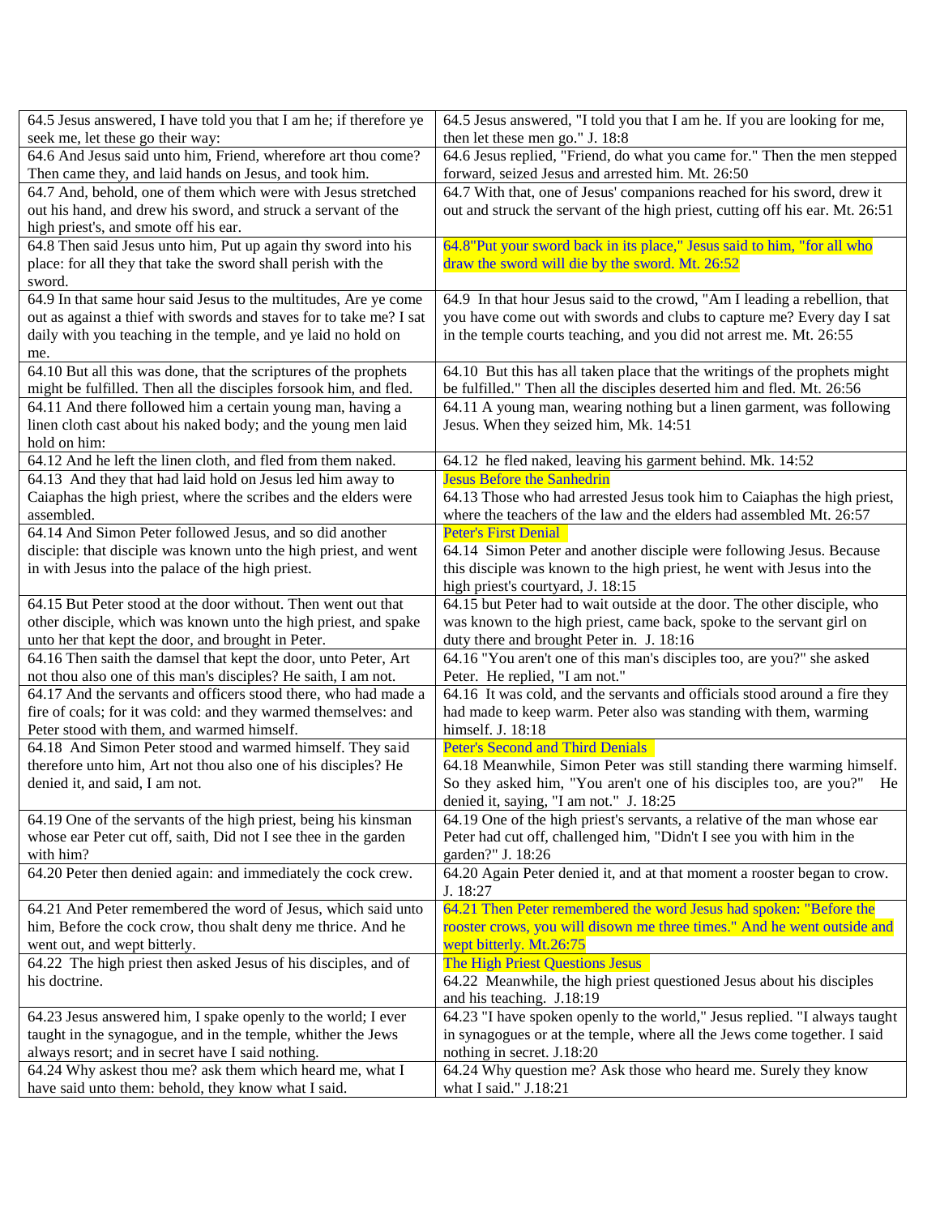| | |
|---|---|
| 64.5 Jesus answered, I have told you that I am he; if therefore ye seek me, let these go their way: | 64.5 Jesus answered, "I told you that I am he. If you are looking for me, then let these men go." J. 18:8 |
| 64.6 And Jesus said unto him, Friend, wherefore art thou come? Then came they, and laid hands on Jesus, and took him. | 64.6 Jesus replied, "Friend, do what you came for." Then the men stepped forward, seized Jesus and arrested him. Mt. 26:50 |
| 64.7 And, behold, one of them which were with Jesus stretched out his hand, and drew his sword, and struck a servant of the high priest's, and smote off his ear. | 64.7 With that, one of Jesus' companions reached for his sword, drew it out and struck the servant of the high priest, cutting off his ear. Mt. 26:51 |
| 64.8 Then said Jesus unto him, Put up again thy sword into his place: for all they that take the sword shall perish with the sword. | 64.8"Put your sword back in its place," Jesus said to him, "for all who draw the sword will die by the sword. Mt. 26:52 |
| 64.9 In that same hour said Jesus to the multitudes, Are ye come out as against a thief with swords and staves for to take me? I sat daily with you teaching in the temple, and ye laid no hold on me. | 64.9 In that hour Jesus said to the crowd, "Am I leading a rebellion, that you have come out with swords and clubs to capture me? Every day I sat in the temple courts teaching, and you did not arrest me. Mt. 26:55 |
| 64.10 But all this was done, that the scriptures of the prophets might be fulfilled. Then all the disciples forsook him, and fled. | 64.10 But this has all taken place that the writings of the prophets might be fulfilled." Then all the disciples deserted him and fled. Mt. 26:56 |
| 64.11 And there followed him a certain young man, having a linen cloth cast about his naked body; and the young men laid hold on him: | 64.11 A young man, wearing nothing but a linen garment, was following Jesus. When they seized him, Mk. 14:51 |
| 64.12 And he left the linen cloth, and fled from them naked. | 64.12 he fled naked, leaving his garment behind. Mk. 14:52 |
| 64.13 And they that had laid hold on Jesus led him away to Caiaphas the high priest, where the scribes and the elders were assembled. | Jesus Before the Sanhedrin<br>64.13 Those who had arrested Jesus took him to Caiaphas the high priest, where the teachers of the law and the elders had assembled Mt. 26:57 |
| 64.14 And Simon Peter followed Jesus, and so did another disciple: that disciple was known unto the high priest, and went in with Jesus into the palace of the high priest. | Peter's First Denial<br>64.14 Simon Peter and another disciple were following Jesus. Because this disciple was known to the high priest, he went with Jesus into the high priest's courtyard, J. 18:15 |
| 64.15 But Peter stood at the door without. Then went out that other disciple, which was known unto the high priest, and spake unto her that kept the door, and brought in Peter. | 64.15 but Peter had to wait outside at the door. The other disciple, who was known to the high priest, came back, spoke to the servant girl on duty there and brought Peter in. J. 18:16 |
| 64.16 Then saith the damsel that kept the door, unto Peter, Art not thou also one of this man's disciples? He saith, I am not. | 64.16 "You aren't one of this man's disciples too, are you?" she asked Peter. He replied, "I am not." |
| 64.17 And the servants and officers stood there, who had made a fire of coals; for it was cold: and they warmed themselves: and Peter stood with them, and warmed himself. | 64.16 It was cold, and the servants and officials stood around a fire they had made to keep warm. Peter also was standing with them, warming himself. J. 18:18 |
| 64.18 And Simon Peter stood and warmed himself. They said therefore unto him, Art not thou also one of his disciples? He denied it, and said, I am not. | Peter's Second and Third Denials<br>64.18 Meanwhile, Simon Peter was still standing there warming himself. So they asked him, "You aren't one of his disciples too, are you?" He denied it, saying, "I am not." J. 18:25 |
| 64.19 One of the servants of the high priest, being his kinsman whose ear Peter cut off, saith, Did not I see thee in the garden with him? | 64.19 One of the high priest's servants, a relative of the man whose ear Peter had cut off, challenged him, "Didn't I see you with him in the garden?" J. 18:26 |
| 64.20 Peter then denied again: and immediately the cock crew. | 64.20 Again Peter denied it, and at that moment a rooster began to crow. J. 18:27 |
| 64.21 And Peter remembered the word of Jesus, which said unto him, Before the cock crow, thou shalt deny me thrice. And he went out, and wept bitterly. | 64.21 Then Peter remembered the word Jesus had spoken: "Before the rooster crows, you will disown me three times." And he went outside and wept bitterly. Mt.26:75 |
| 64.22 The high priest then asked Jesus of his disciples, and of his doctrine. | The High Priest Questions Jesus<br>64.22 Meanwhile, the high priest questioned Jesus about his disciples and his teaching. J.18:19 |
| 64.23 Jesus answered him, I spake openly to the world; I ever taught in the synagogue, and in the temple, whither the Jews always resort; and in secret have I said nothing. | 64.23 "I have spoken openly to the world," Jesus replied. "I always taught in synagogues or at the temple, where all the Jews come together. I said nothing in secret. J.18:20 |
| 64.24 Why askest thou me? ask them which heard me, what I have said unto them: behold, they know what I said. | 64.24 Why question me? Ask those who heard me. Surely they know what I said." J.18:21 |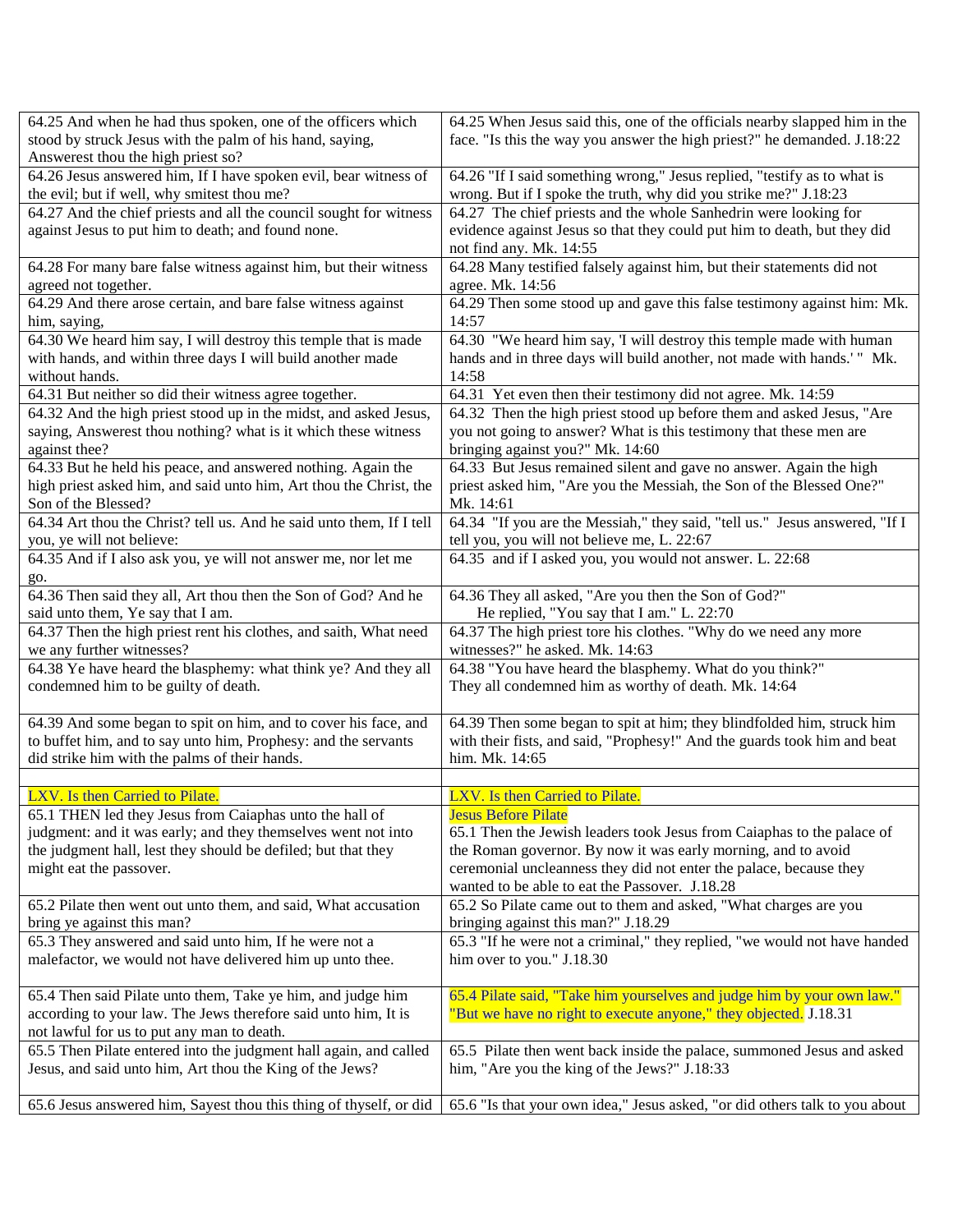| | |
|---|---|
| 64.25 And when he had thus spoken, one of the officers which stood by struck Jesus with the palm of his hand, saying, Answerest thou the high priest so? | 64.25 When Jesus said this, one of the officials nearby slapped him in the face. "Is this the way you answer the high priest?" he demanded. J.18:22 |
| 64.26 Jesus answered him, If I have spoken evil, bear witness of the evil; but if well, why smitest thou me? | 64.26 "If I said something wrong," Jesus replied, "testify as to what is wrong. But if I spoke the truth, why did you strike me?" J.18:23 |
| 64.27 And the chief priests and all the council sought for witness against Jesus to put him to death; and found none. | 64.27 The chief priests and the whole Sanhedrin were looking for evidence against Jesus so that they could put him to death, but they did not find any. Mk. 14:55 |
| 64.28 For many bare false witness against him, but their witness agreed not together. | 64.28 Many testified falsely against him, but their statements did not agree. Mk. 14:56 |
| 64.29 And there arose certain, and bare false witness against him, saying, | 64.29 Then some stood up and gave this false testimony against him: Mk. 14:57 |
| 64.30 We heard him say, I will destroy this temple that is made with hands, and within three days I will build another made without hands. | 64.30 "We heard him say, 'I will destroy this temple made with human hands and in three days will build another, not made with hands.' " Mk. 14:58 |
| 64.31 But neither so did their witness agree together. | 64.31 Yet even then their testimony did not agree. Mk. 14:59 |
| 64.32 And the high priest stood up in the midst, and asked Jesus, saying, Answerest thou nothing? what is it which these witness against thee? | 64.32 Then the high priest stood up before them and asked Jesus, "Are you not going to answer? What is this testimony that these men are bringing against you?" Mk. 14:60 |
| 64.33 But he held his peace, and answered nothing. Again the high priest asked him, and said unto him, Art thou the Christ, the Son of the Blessed? | 64.33 But Jesus remained silent and gave no answer. Again the high priest asked him, "Are you the Messiah, the Son of the Blessed One?" Mk. 14:61 |
| 64.34 Art thou the Christ? tell us. And he said unto them, If I tell you, ye will not believe: | 64.34 "If you are the Messiah," they said, "tell us." Jesus answered, "If I tell you, you will not believe me, L. 22:67 |
| 64.35 And if I also ask you, ye will not answer me, nor let me go. | 64.35 and if I asked you, you would not answer. L. 22:68 |
| 64.36 Then said they all, Art thou then the Son of God? And he said unto them, Ye say that I am. | 64.36 They all asked, "Are you then the Son of God?" He replied, "You say that I am." L. 22:70 |
| 64.37 Then the high priest rent his clothes, and saith, What need we any further witnesses? | 64.37 The high priest tore his clothes. "Why do we need any more witnesses?" he asked. Mk. 14:63 |
| 64.38 Ye have heard the blasphemy: what think ye? And they all condemned him to be guilty of death. | 64.38 "You have heard the blasphemy. What do you think?" They all condemned him as worthy of death. Mk. 14:64 |
| 64.39 And some began to spit on him, and to cover his face, and to buffet him, and to say unto him, Prophesy: and the servants did strike him with the palms of their hands. | 64.39 Then some began to spit at him; they blindfolded him, struck him with their fists, and said, "Prophesy!" And the guards took him and beat him. Mk. 14:65 |
| | |
| LXV. Is then Carried to Pilate. | LXV. Is then Carried to Pilate. |
| 65.1 THEN led they Jesus from Caiaphas unto the hall of judgment: and it was early; and they themselves went not into the judgment hall, lest they should be defiled; but that they might eat the passover. | Jesus Before Pilate<br>65.1 Then the Jewish leaders took Jesus from Caiaphas to the palace of the Roman governor. By now it was early morning, and to avoid ceremonial uncleanness they did not enter the palace, because they wanted to be able to eat the Passover. J.18.28 |
| 65.2 Pilate then went out unto them, and said, What accusation bring ye against this man? | 65.2 So Pilate came out to them and asked, "What charges are you bringing against this man?" J.18.29 |
| 65.3 They answered and said unto him, If he were not a malefactor, we would not have delivered him up unto thee. | 65.3 "If he were not a criminal," they replied, "we would not have handed him over to you." J.18.30 |
| 65.4 Then said Pilate unto them, Take ye him, and judge him according to your law. The Jews therefore said unto him, It is not lawful for us to put any man to death. | 65.4 Pilate said, "Take him yourselves and judge him by your own law." "But we have no right to execute anyone," they objected. J.18.31 |
| 65.5 Then Pilate entered into the judgment hall again, and called Jesus, and said unto him, Art thou the King of the Jews? | 65.5 Pilate then went back inside the palace, summoned Jesus and asked him, "Are you the king of the Jews?" J.18:33 |
| 65.6 Jesus answered him, Sayest thou this thing of thyself, or did | 65.6 "Is that your own idea," Jesus asked, "or did others talk to you about |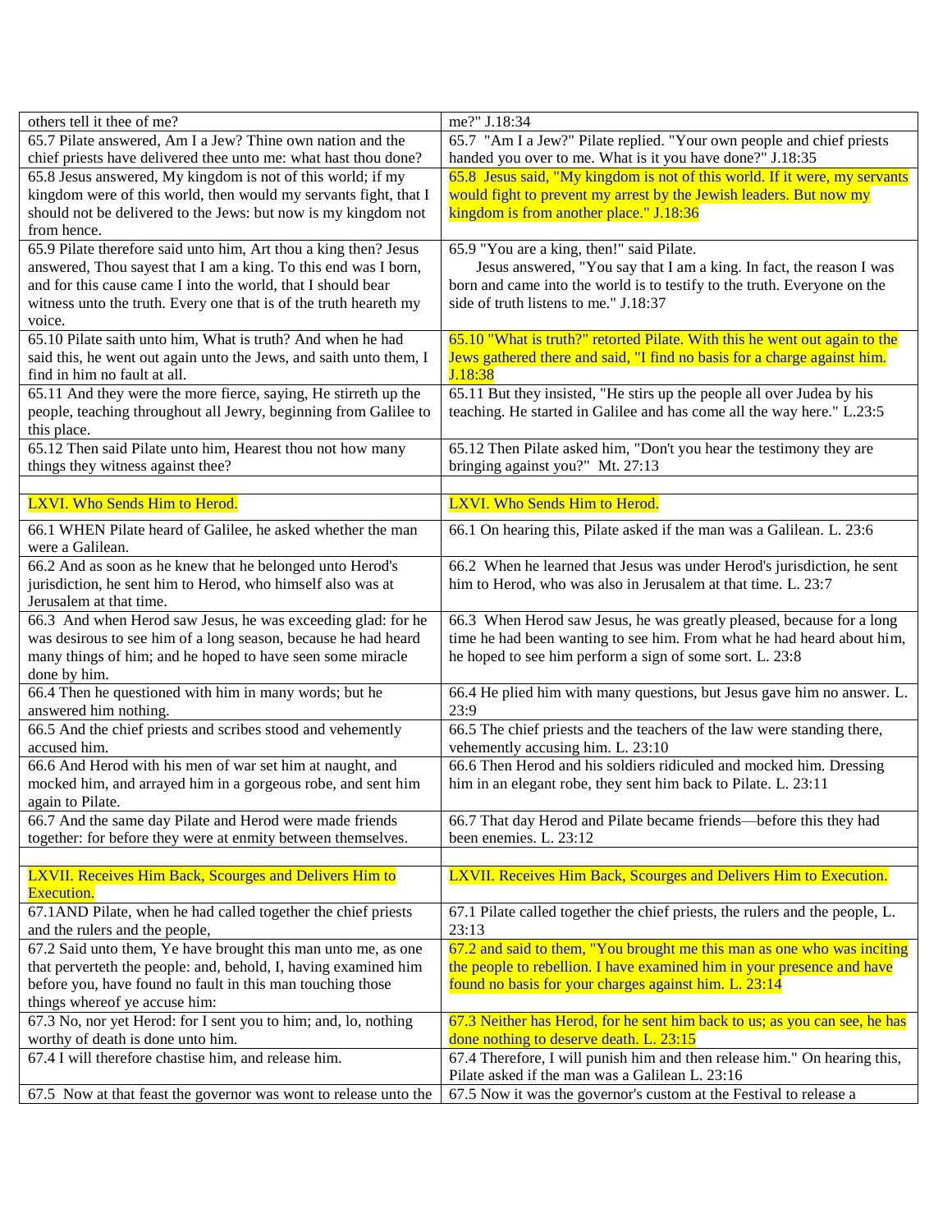| others tell it thee of me? | me?" J.18:34 |
|---|---|
| 65.7 Pilate answered, Am I a Jew? Thine own nation and the chief priests have delivered thee unto me: what hast thou done? | 65.7 "Am I a Jew?" Pilate replied. "Your own people and chief priests handed you over to me. What is it you have done?" J.18:35 |
| 65.8 Jesus answered, My kingdom is not of this world; if my kingdom were of this world, then would my servants fight, that I should not be delivered to the Jews: but now is my kingdom not from hence. | 65.8 Jesus said, "My kingdom is not of this world. If it were, my servants would fight to prevent my arrest by the Jewish leaders. But now my kingdom is from another place." J.18:36 |
| 65.9 Pilate therefore said unto him, Art thou a king then? Jesus answered, Thou sayest that I am a king. To this end was I born, and for this cause came I into the world, that I should bear witness unto the truth. Every one that is of the truth heareth my voice. | 65.9 "You are a king, then!" said Pilate. Jesus answered, "You say that I am a king. In fact, the reason I was born and came into the world is to testify to the truth. Everyone on the side of truth listens to me." J.18:37 |
| 65.10 Pilate saith unto him, What is truth? And when he had said this, he went out again unto the Jews, and saith unto them, I find in him no fault at all. | 65.10 "What is truth?" retorted Pilate. With this he went out again to the Jews gathered there and said, "I find no basis for a charge against him. J.18:38 |
| 65.11 And they were the more fierce, saying, He stirreth up the people, teaching throughout all Jewry, beginning from Galilee to this place. | 65.11 But they insisted, "He stirs up the people all over Judea by his teaching. He started in Galilee and has come all the way here." L.23:5 |
| 65.12 Then said Pilate unto him, Hearest thou not how many things they witness against thee? | 65.12 Then Pilate asked him, "Don't you hear the testimony they are bringing against you?" Mt. 27:13 |
| | |
| LXVI. Who Sends Him to Herod. | LXVI. Who Sends Him to Herod. |
| 66.1 WHEN Pilate heard of Galilee, he asked whether the man were a Galilean. | 66.1 On hearing this, Pilate asked if the man was a Galilean. L. 23:6 |
| 66.2 And as soon as he knew that he belonged unto Herod's jurisdiction, he sent him to Herod, who himself also was at Jerusalem at that time. | 66.2 When he learned that Jesus was under Herod's jurisdiction, he sent him to Herod, who was also in Jerusalem at that time. L. 23:7 |
| 66.3 And when Herod saw Jesus, he was exceeding glad: for he was desirous to see him of a long season, because he had heard many things of him; and he hoped to have seen some miracle done by him. | 66.3 When Herod saw Jesus, he was greatly pleased, because for a long time he had been wanting to see him. From what he had heard about him, he hoped to see him perform a sign of some sort. L. 23:8 |
| 66.4 Then he questioned with him in many words; but he answered him nothing. | 66.4 He plied him with many questions, but Jesus gave him no answer. L. 23:9 |
| 66.5 And the chief priests and scribes stood and vehemently accused him. | 66.5 The chief priests and the teachers of the law were standing there, vehemently accusing him. L. 23:10 |
| 66.6 And Herod with his men of war set him at naught, and mocked him, and arrayed him in a gorgeous robe, and sent him again to Pilate. | 66.6 Then Herod and his soldiers ridiculed and mocked him. Dressing him in an elegant robe, they sent him back to Pilate. L. 23:11 |
| 66.7 And the same day Pilate and Herod were made friends together: for before they were at enmity between themselves. | 66.7 That day Herod and Pilate became friends—before this they had been enemies. L. 23:12 |
| | |
| LXVII. Receives Him Back, Scourges and Delivers Him to Execution. | LXVII. Receives Him Back, Scourges and Delivers Him to Execution. |
| 67.1AND Pilate, when he had called together the chief priests and the rulers and the people, | 67.1 Pilate called together the chief priests, the rulers and the people, L. 23:13 |
| 67.2 Said unto them, Ye have brought this man unto me, as one that perverteth the people: and, behold, I, having examined him before you, have found no fault in this man touching those things whereof ye accuse him: | 67.2 and said to them, "You brought me this man as one who was inciting the people to rebellion. I have examined him in your presence and have found no basis for your charges against him. L. 23:14 |
| 67.3 No, nor yet Herod: for I sent you to him; and, lo, nothing worthy of death is done unto him. | 67.3 Neither has Herod, for he sent him back to us; as you can see, he has done nothing to deserve death. L. 23:15 |
| 67.4 I will therefore chastise him, and release him. | 67.4 Therefore, I will punish him and then release him." On hearing this, Pilate asked if the man was a Galilean L. 23:16 |
| 67.5 Now at that feast the governor was wont to release unto the | 67.5 Now it was the governor's custom at the Festival to release a |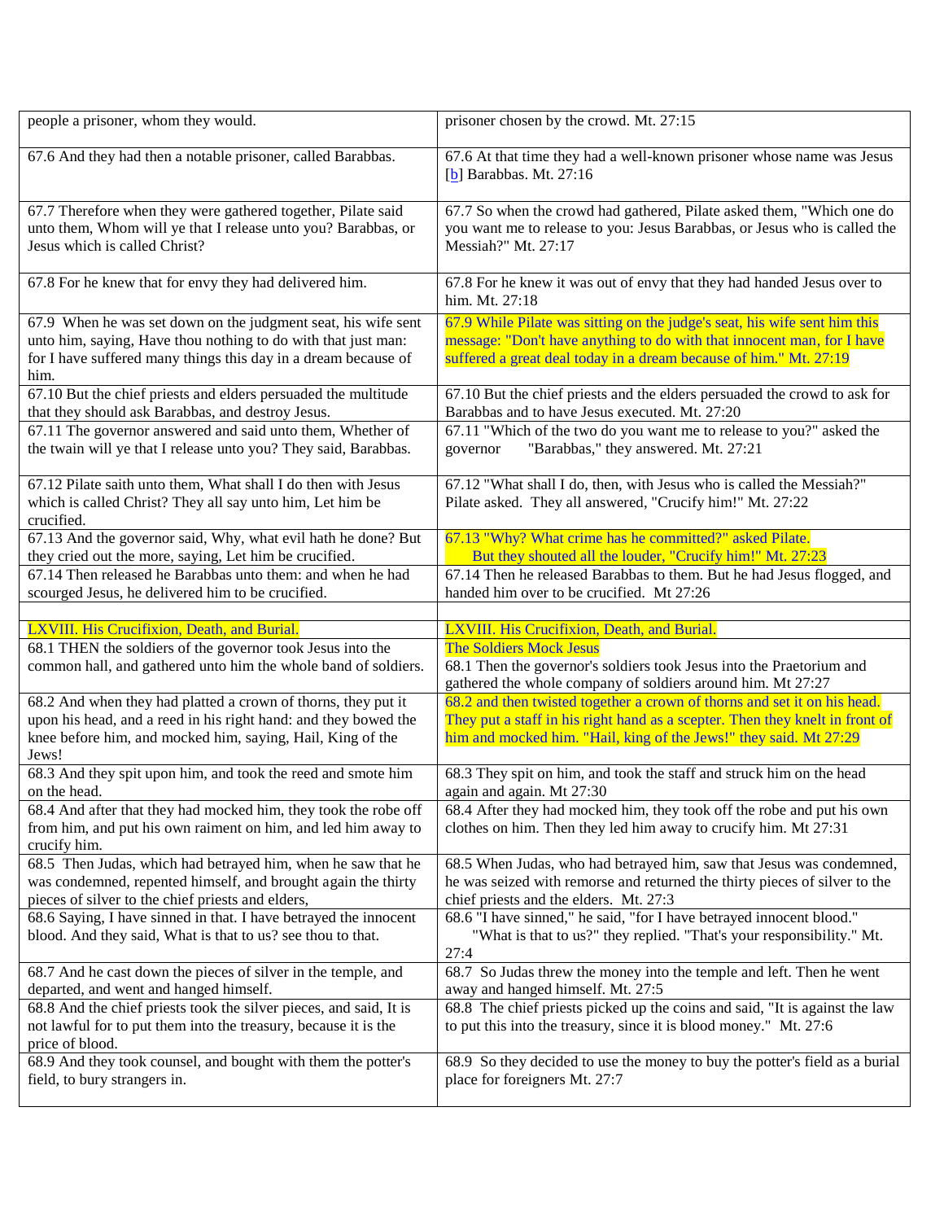| people a prisoner, whom they would. | prisoner chosen by the crowd. Mt. 27:15 |
|---|---|
| 67.6 And they had then a notable prisoner, called Barabbas. | 67.6 At that time they had a well-known prisoner whose name was Jesus [b] Barabbas. Mt. 27:16 |
| 67.7 Therefore when they were gathered together, Pilate said unto them, Whom will ye that I release unto you? Barabbas, or Jesus which is called Christ? | 67.7 So when the crowd had gathered, Pilate asked them, "Which one do you want me to release to you: Jesus Barabbas, or Jesus who is called the Messiah?" Mt. 27:17 |
| 67.8 For he knew that for envy they had delivered him. | 67.8 For he knew it was out of envy that they had handed Jesus over to him. Mt. 27:18 |
| 67.9 When he was set down on the judgment seat, his wife sent unto him, saying, Have thou nothing to do with that just man: for I have suffered many things this day in a dream because of him. | 67.9 While Pilate was sitting on the judge's seat, his wife sent him this message: "Don't have anything to do with that innocent man, for I have suffered a great deal today in a dream because of him." Mt. 27:19 |
| 67.10 But the chief priests and elders persuaded the multitude that they should ask Barabbas, and destroy Jesus. | 67.10 But the chief priests and the elders persuaded the crowd to ask for Barabbas and to have Jesus executed. Mt. 27:20 |
| 67.11 The governor answered and said unto them, Whether of the twain will ye that I release unto you? They said, Barabbas. | 67.11 "Which of the two do you want me to release to you?" asked the governor "Barabbas," they answered. Mt. 27:21 |
| 67.12 Pilate saith unto them, What shall I do then with Jesus which is called Christ? They all say unto him, Let him be crucified. | 67.12 "What shall I do, then, with Jesus who is called the Messiah?" Pilate asked. They all answered, "Crucify him!" Mt. 27:22 |
| 67.13 And the governor said, Why, what evil hath he done? But they cried out the more, saying, Let him be crucified. | 67.13 "Why? What crime has he committed?" asked Pilate. But they shouted all the louder, "Crucify him!" Mt. 27:23 |
| 67.14 Then released he Barabbas unto them: and when he had scourged Jesus, he delivered him to be crucified. | 67.14 Then he released Barabbas to them. But he had Jesus flogged, and handed him over to be crucified. Mt 27:26 |
| | |
| LXVIII. His Crucifixion, Death, and Burial. | LXVIII. His Crucifixion, Death, and Burial. |
| 68.1 THEN the soldiers of the governor took Jesus into the common hall, and gathered unto him the whole band of soldiers. | The Soldiers Mock Jesus<br>68.1 Then the governor's soldiers took Jesus into the Praetorium and gathered the whole company of soldiers around him. Mt 27:27 |
| 68.2 And when they had platted a crown of thorns, they put it upon his head, and a reed in his right hand: and they bowed the knee before him, and mocked him, saying, Hail, King of the Jews! | 68.2 and then twisted together a crown of thorns and set it on his head. They put a staff in his right hand as a scepter. Then they knelt in front of him and mocked him. "Hail, king of the Jews!" they said. Mt 27:29 |
| 68.3 And they spit upon him, and took the reed and smote him on the head. | 68.3 They spit on him, and took the staff and struck him on the head again and again. Mt 27:30 |
| 68.4 And after that they had mocked him, they took the robe off from him, and put his own raiment on him, and led him away to crucify him. | 68.4 After they had mocked him, they took off the robe and put his own clothes on him. Then they led him away to crucify him. Mt 27:31 |
| 68.5 Then Judas, which had betrayed him, when he saw that he was condemned, repented himself, and brought again the thirty pieces of silver to the chief priests and elders, | 68.5 When Judas, who had betrayed him, saw that Jesus was condemned, he was seized with remorse and returned the thirty pieces of silver to the chief priests and the elders. Mt. 27:3 |
| 68.6 Saying, I have sinned in that. I have betrayed the innocent blood. And they said, What is that to us? see thou to that. | 68.6 "I have sinned," he said, "for I have betrayed innocent blood." "What is that to us?" they replied. "That's your responsibility." Mt. 27:4 |
| 68.7 And he cast down the pieces of silver in the temple, and departed, and went and hanged himself. | 68.7 So Judas threw the money into the temple and left. Then he went away and hanged himself. Mt. 27:5 |
| 68.8 And the chief priests took the silver pieces, and said, It is not lawful for to put them into the treasury, because it is the price of blood. | 68.8 The chief priests picked up the coins and said, "It is against the law to put this into the treasury, since it is blood money." Mt. 27:6 |
| 68.9 And they took counsel, and bought with them the potter's field, to bury strangers in. | 68.9 So they decided to use the money to buy the potter's field as a burial place for foreigners Mt. 27:7 |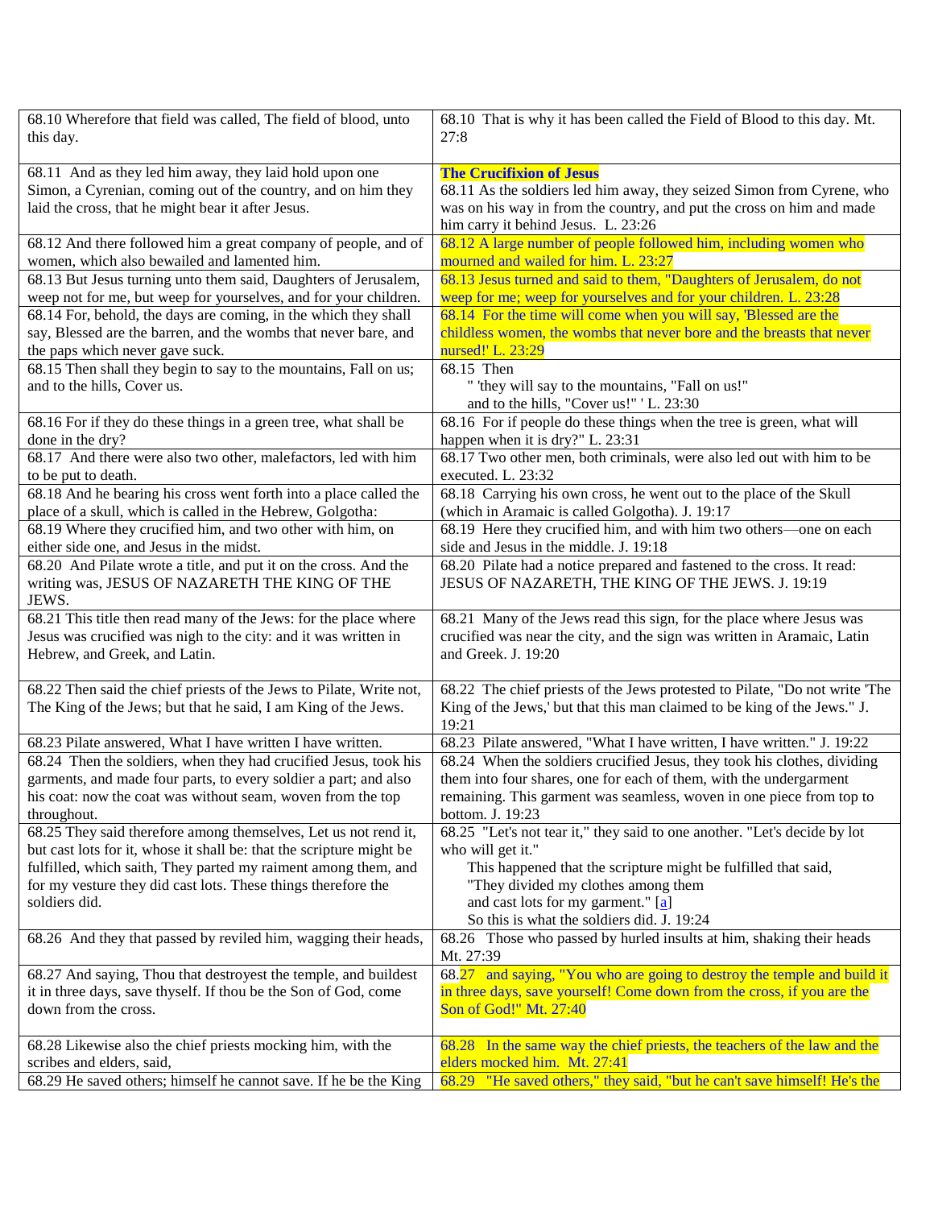| | |
|---|---|
| 68.10 Wherefore that field was called, The field of blood, unto this day. | 68.10 That is why it has been called the Field of Blood to this day. Mt. 27:8 |
| 68.11 And as they led him away, they laid hold upon one Simon, a Cyrenian, coming out of the country, and on him they laid the cross, that he might bear it after Jesus. | **The Crucifixion of Jesus**<br>68.11 As the soldiers led him away, they seized Simon from Cyrene, who was on his way in from the country, and put the cross on him and made him carry it behind Jesus. L. 23:26 |
| 68.12 And there followed him a great company of people, and of women, which also bewailed and lamented him. | 68.12 A large number of people followed him, including women who mourned and wailed for him. L. 23:27 |
| 68.13 But Jesus turning unto them said, Daughters of Jerusalem, weep not for me, but weep for yourselves, and for your children. | 68.13 Jesus turned and said to them, "Daughters of Jerusalem, do not weep for me; weep for yourselves and for your children. L. 23:28 |
| 68.14 For, behold, the days are coming, in the which they shall say, Blessed are the barren, and the wombs that never bare, and the paps which never gave suck. | 68.14 For the time will come when you will say, 'Blessed are the childless women, the wombs that never bore and the breasts that never nursed!' L. 23:29 |
| 68.15 Then shall they begin to say to the mountains, Fall on us; and to the hills, Cover us. | 68.15 Then<br>" 'they will say to the mountains, "Fall on us!"<br>and to the hills, "Cover us!" ' L. 23:30 |
| 68.16 For if they do these things in a green tree, what shall be done in the dry? | 68.16 For if people do these things when the tree is green, what will happen when it is dry?" L. 23:31 |
| 68.17 And there were also two other, malefactors, led with him to be put to death. | 68.17 Two other men, both criminals, were also led out with him to be executed. L. 23:32 |
| 68.18 And he bearing his cross went forth into a place called the place of a skull, which is called in the Hebrew, Golgotha: | 68.18 Carrying his own cross, he went out to the place of the Skull (which in Aramaic is called Golgotha). J. 19:17 |
| 68.19 Where they crucified him, and two other with him, on either side one, and Jesus in the midst. | 68.19 Here they crucified him, and with him two others—one on each side and Jesus in the middle. J. 19:18 |
| 68.20 And Pilate wrote a title, and put it on the cross. And the writing was, JESUS OF NAZARETH THE KING OF THE JEWS. | 68.20 Pilate had a notice prepared and fastened to the cross. It read: JESUS OF NAZARETH, THE KING OF THE JEWS. J. 19:19 |
| 68.21 This title then read many of the Jews: for the place where Jesus was crucified was nigh to the city: and it was written in Hebrew, and Greek, and Latin. | 68.21 Many of the Jews read this sign, for the place where Jesus was crucified was near the city, and the sign was written in Aramaic, Latin and Greek. J. 19:20 |
| 68.22 Then said the chief priests of the Jews to Pilate, Write not, The King of the Jews; but that he said, I am King of the Jews. | 68.22 The chief priests of the Jews protested to Pilate, "Do not write 'The King of the Jews,' but that this man claimed to be king of the Jews." J. 19:21 |
| 68.23 Pilate answered, What I have written I have written. | 68.23 Pilate answered, "What I have written, I have written." J. 19:22 |
| 68.24 Then the soldiers, when they had crucified Jesus, took his garments, and made four parts, to every soldier a part; and also his coat: now the coat was without seam, woven from the top throughout. | 68.24 When the soldiers crucified Jesus, they took his clothes, dividing them into four shares, one for each of them, with the undergarment remaining. This garment was seamless, woven in one piece from top to bottom. J. 19:23 |
| 68.25 They said therefore among themselves, Let us not rend it, but cast lots for it, whose it shall be: that the scripture might be fulfilled, which saith, They parted my raiment among them, and for my vesture they did cast lots. These things therefore the soldiers did. | 68.25 "Let's not tear it," they said to one another. "Let's decide by lot who will get it."<br>This happened that the scripture might be fulfilled that said,<br>"They divided my clothes among them<br>and cast lots for my garment." [a]<br>So this is what the soldiers did. J. 19:24 |
| 68.26 And they that passed by reviled him, wagging their heads, | 68.26 Those who passed by hurled insults at him, shaking their heads Mt. 27:39 |
| 68.27 And saying, Thou that destroyest the temple, and buildest it in three days, save thyself. If thou be the Son of God, come down from the cross. | 68.27 and saying, "You who are going to destroy the temple and build it in three days, save yourself! Come down from the cross, if you are the Son of God!" Mt. 27:40 |
| 68.28 Likewise also the chief priests mocking him, with the scribes and elders, said, | 68.28 In the same way the chief priests, the teachers of the law and the elders mocked him. Mt. 27:41 |
| 68.29 He saved others; himself he cannot save. If he be the King | 68.29 "He saved others," they said, "but he can't save himself! He's the |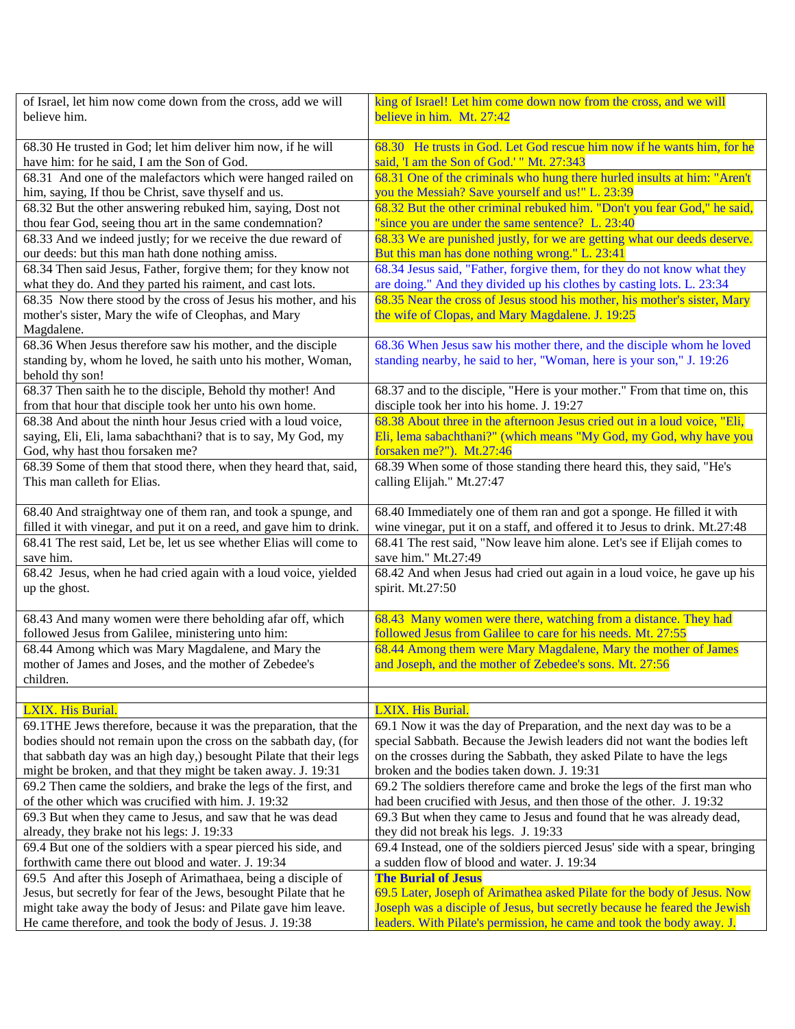| of Israel, let him now come down from the cross, add we will believe him. | king of Israel! Let him come down now from the cross, and we will believe in him. Mt. 27:42 |
|---|---|
| 68.30 He trusted in God; let him deliver him now, if he will have him: for he said, I am the Son of God. | 68.30 He trusts in God. Let God rescue him now if he wants him, for he said, 'I am the Son of God.' " Mt. 27:343 |
| 68.31 And one of the malefactors which were hanged railed on him, saying, If thou be Christ, save thyself and us. | 68.31 One of the criminals who hung there hurled insults at him: "Aren't you the Messiah? Save yourself and us!" L. 23:39 |
| 68.32 But the other answering rebuked him, saying, Dost not thou fear God, seeing thou art in the same condemnation? | 68.32 But the other criminal rebuked him. "Don't you fear God," he said, "since you are under the same sentence? L. 23:40 |
| 68.33 And we indeed justly; for we receive the due reward of our deeds: but this man hath done nothing amiss. | 68.33 We are punished justly, for we are getting what our deeds deserve. But this man has done nothing wrong." L. 23:41 |
| 68.34 Then said Jesus, Father, forgive them; for they know not what they do. And they parted his raiment, and cast lots. | 68.34 Jesus said, "Father, forgive them, for they do not know what they are doing." And they divided up his clothes by casting lots. L. 23:34 |
| 68.35 Now there stood by the cross of Jesus his mother, and his mother's sister, Mary the wife of Cleophas, and Mary Magdalene. | 68.35 Near the cross of Jesus stood his mother, his mother's sister, Mary the wife of Clopas, and Mary Magdalene. J. 19:25 |
| 68.36 When Jesus therefore saw his mother, and the disciple standing by, whom he loved, he saith unto his mother, Woman, behold thy son! | 68.36 When Jesus saw his mother there, and the disciple whom he loved standing nearby, he said to her, "Woman, here is your son," J. 19:26 |
| 68.37 Then saith he to the disciple, Behold thy mother! And from that hour that disciple took her unto his own home. | 68.37 and to the disciple, "Here is your mother." From that time on, this disciple took her into his home. J. 19:27 |
| 68.38 And about the ninth hour Jesus cried with a loud voice, saying, Eli, Eli, lama sabachthani? that is to say, My God, my God, why hast thou forsaken me? | 68.38 About three in the afternoon Jesus cried out in a loud voice, "Eli, Eli, lema sabachthani?" (which means "My God, my God, why have you forsaken me?"). Mt.27:46 |
| 68.39 Some of them that stood there, when they heard that, said, This man calleth for Elias. | 68.39 When some of those standing there heard this, they said, "He's calling Elijah." Mt.27:47 |
| 68.40 And straightway one of them ran, and took a spunge, and filled it with vinegar, and put it on a reed, and gave him to drink. | 68.40 Immediately one of them ran and got a sponge. He filled it with wine vinegar, put it on a staff, and offered it to Jesus to drink. Mt.27:48 |
| 68.41 The rest said, Let be, let us see whether Elias will come to save him. | 68.41 The rest said, "Now leave him alone. Let's see if Elijah comes to save him." Mt.27:49 |
| 68.42 Jesus, when he had cried again with a loud voice, yielded up the ghost. | 68.42 And when Jesus had cried out again in a loud voice, he gave up his spirit. Mt.27:50 |
| 68.43 And many women were there beholding afar off, which followed Jesus from Galilee, ministering unto him: | 68.43 Many women were there, watching from a distance. They had followed Jesus from Galilee to care for his needs. Mt. 27:55 |
| 68.44 Among which was Mary Magdalene, and Mary the mother of James and Joses, and the mother of Zebedee's children. | 68.44 Among them were Mary Magdalene, Mary the mother of James and Joseph, and the mother of Zebedee's sons. Mt. 27:56 |
| | |
| LXIX. His Burial. | LXIX. His Burial. |
| 69.1THE Jews therefore, because it was the preparation, that the bodies should not remain upon the cross on the sabbath day, (for that sabbath day was an high day,) besought Pilate that their legs might be broken, and that they might be taken away. J. 19:31 | 69.1 Now it was the day of Preparation, and the next day was to be a special Sabbath. Because the Jewish leaders did not want the bodies left on the crosses during the Sabbath, they asked Pilate to have the legs broken and the bodies taken down. J. 19:31 |
| 69.2 Then came the soldiers, and brake the legs of the first, and of the other which was crucified with him. J. 19:32 | 69.2 The soldiers therefore came and broke the legs of the first man who had been crucified with Jesus, and then those of the other. J. 19:32 |
| 69.3 But when they came to Jesus, and saw that he was dead already, they brake not his legs: J. 19:33 | 69.3 But when they came to Jesus and found that he was already dead, they did not break his legs. J. 19:33 |
| 69.4 But one of the soldiers with a spear pierced his side, and forthwith came there out blood and water. J. 19:34 | 69.4 Instead, one of the soldiers pierced Jesus' side with a spear, bringing a sudden flow of blood and water. J. 19:34 |
| 69.5 And after this Joseph of Arimathaea, being a disciple of Jesus, but secretly for fear of the Jews, besought Pilate that he might take away the body of Jesus: and Pilate gave him leave. He came therefore, and took the body of Jesus. J. 19:38 | **The Burial of Jesus** 69.5 Later, Joseph of Arimathea asked Pilate for the body of Jesus. Now Joseph was a disciple of Jesus, but secretly because he feared the Jewish leaders. With Pilate's permission, he came and took the body away. J. |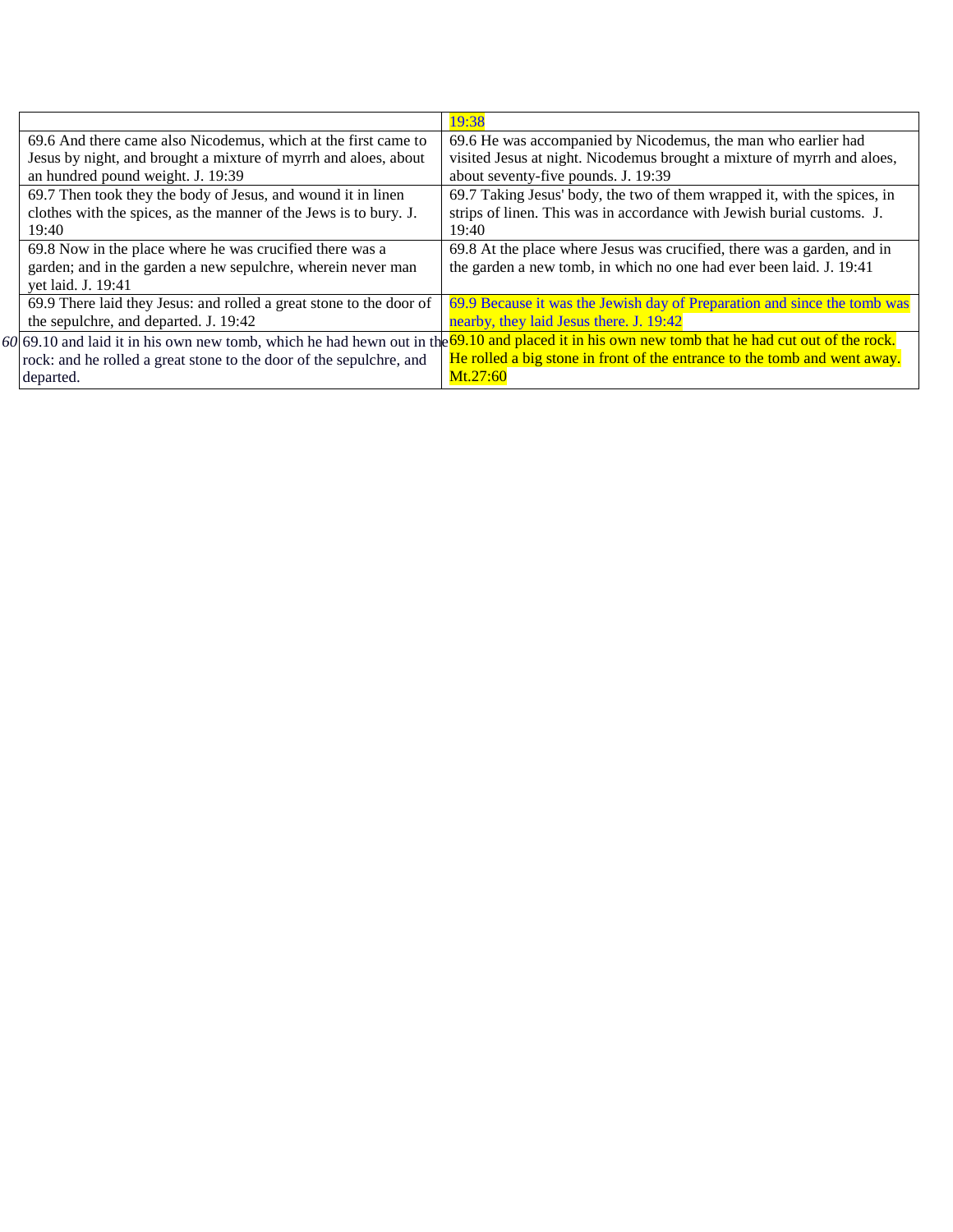| | |
|---|---|
| | 19:38 |
| 69.6 And there came also Nicodemus, which at the first came to Jesus by night, and brought a mixture of myrrh and aloes, about an hundred pound weight. J. 19:39 | 69.6 He was accompanied by Nicodemus, the man who earlier had visited Jesus at night. Nicodemus brought a mixture of myrrh and aloes, about seventy-five pounds. J. 19:39 |
| 69.7 Then took they the body of Jesus, and wound it in linen clothes with the spices, as the manner of the Jews is to bury. J. 19:40 | 69.7 Taking Jesus' body, the two of them wrapped it, with the spices, in strips of linen. This was in accordance with Jewish burial customs. J. 19:40 |
| 69.8 Now in the place where he was crucified there was a garden; and in the garden a new sepulchre, wherein never man yet laid. J. 19:41 | 69.8 At the place where Jesus was crucified, there was a garden, and in the garden a new tomb, in which no one had ever been laid. J. 19:41 |
| 69.9 There laid they Jesus: and rolled a great stone to the door of the sepulchre, and departed. J. 19:42 | 69.9 Because it was the Jewish day of Preparation and since the tomb was nearby, they laid Jesus there. J. 19:42 |
| *60* 69.10 and laid it in his own new tomb, which he had hewn out in the rock: and he rolled a great stone to the door of the sepulchre, and departed. | 69.10 and placed it in his own new tomb that he had cut out of the rock. He rolled a big stone in front of the entrance to the tomb and went away. Mt.27:60 |